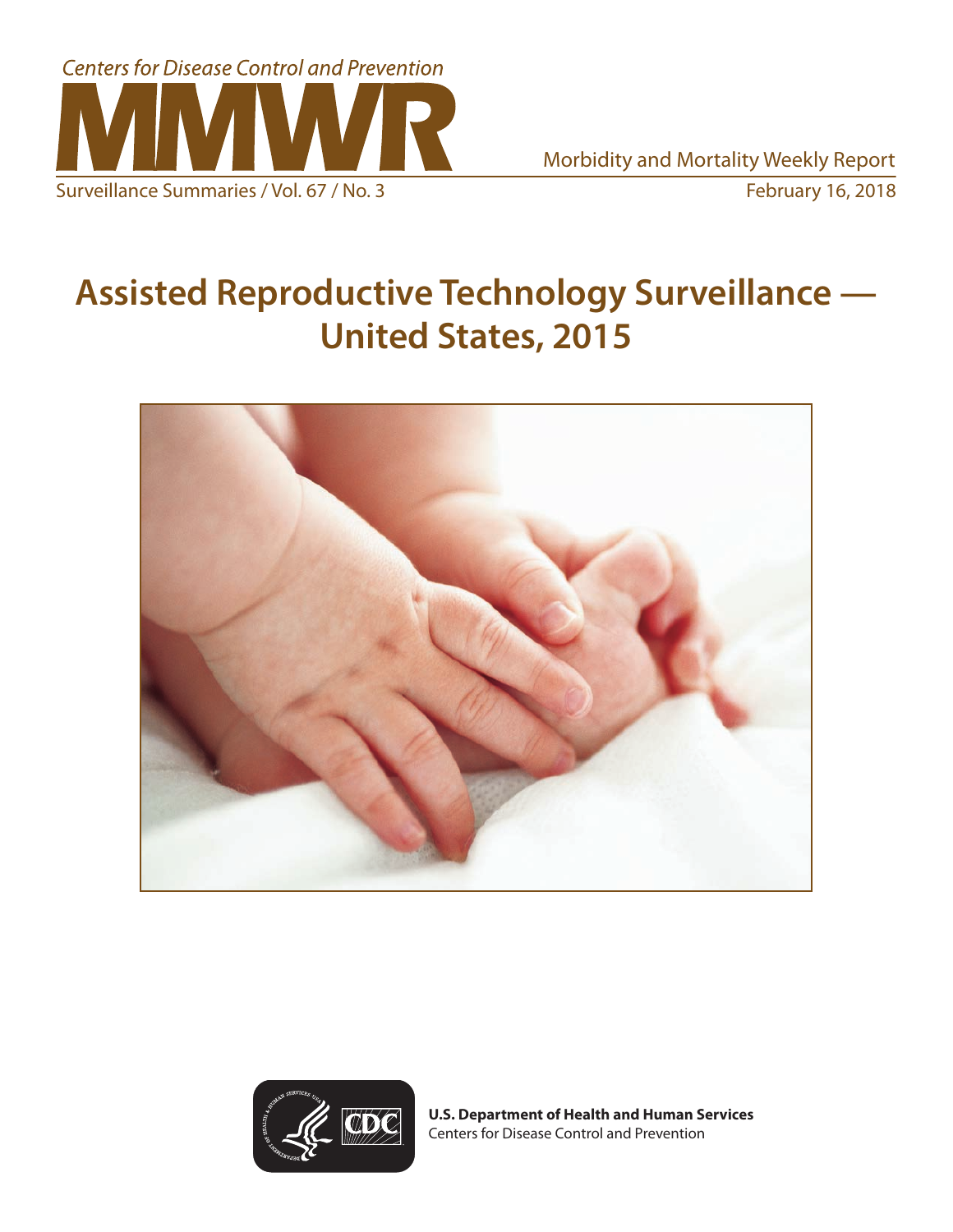Centers for Disease Control and Prevention

# MMWR

Morbidity and Mortality Weekly Report

Surveillance Summaries / Vol. 67 / No. 3 February 16, 2018

# Assisted Reproductive Technology Surveillance — United States, 2015

**U.S. Department of Health and Human Services**
Centers for Disease Control and Prevention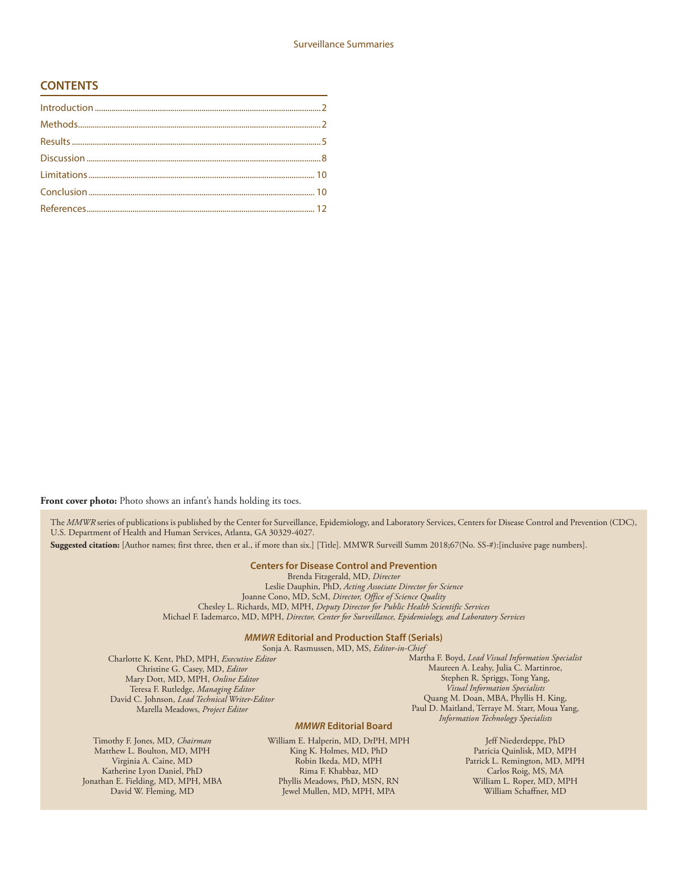## CONTENTS

Introduction........................................................................................................2

Methods.................................................................................................................2

Results....................................................................................................................5

Discussion............................................................................................................8

Limitations.........................................................................................................10

Conclusion.........................................................................................................10

References..........................................................................................................12

**Front cover photo:** Photo shows an infant's hands holding its toes.

The *MMWR* series of publications is published by the Center for Surveillance, Epidemiology, and Laboratory Services, Centers for Disease Control and Prevention (CDC), U.S. Department of Health and Human Services, Atlanta, GA 30329-4027.

**Suggested citation:** [Author names; first three, then et al., if more than six.] [Title]. MMWR Surveill Summ 2018;67(No. SS-#):[inclusive page numbers].

### Centers for Disease Control and Prevention

Brenda Fitzgerald, MD, *Director*
Leslie Dauphin, PhD, *Acting Associate Director for Science*
Joanne Cono, MD, ScM, *Director, Office of Science Quality*
Chesley L. Richards, MD, MPH, *Deputy Director for Public Health Scientific Services*
Michael F. Iademarco, MD, MPH, *Director, Center for Surveillance, Epidemiology, and Laboratory Services*

### *MMWR* Editorial and Production Staff (Serials)

Sonja A. Rasmussen, MD, MS, *Editor-in-Chief*
Charlotte K. Kent, PhD, MPH, *Executive Editor*
Christine G. Casey, MD, *Editor*
Mary Dott, MD, MPH, *Online Editor*
Teresa F. Rutledge, *Managing Editor*
David C. Johnson, *Lead Technical Writer-Editor*
Marella Meadows, *Project Editor*

Martha F. Boyd, *Lead Visual Information Specialist*
Maureen A. Leahy, Julia C. Martinroe,
Stephen R. Spriggs, Tong Yang,
*Visual Information Specialists*
Quang M. Doan, MBA, Phyllis H. King,
Paul D. Maitland, Terraye M. Starr, Moua Yang,
*Information Technology Specialists*

### *MMWR* Editorial Board

Timothy F. Jones, MD, *Chairman*
Matthew L. Boulton, MD, MPH
Virginia A. Caine, MD
Katherine Lyon Daniel, PhD
Jonathan E. Fielding, MD, MPH, MBA
David W. Fleming, MD
William E. Halperin, MD, DrPH, MPH
King K. Holmes, MD, PhD
Robin Ikeda, MD, MPH
Rima F. Khabbaz, MD
Phyllis Meadows, PhD, MSN, RN
Jewel Mullen, MD, MPH, MPA
Jeff Niederdeppe, PhD
Patricia Quinlisk, MD, MPH
Patrick L. Remington, MD, MPH
Carlos Roig, MS, MA
William L. Roper, MD, MPH
William Schaffner, MD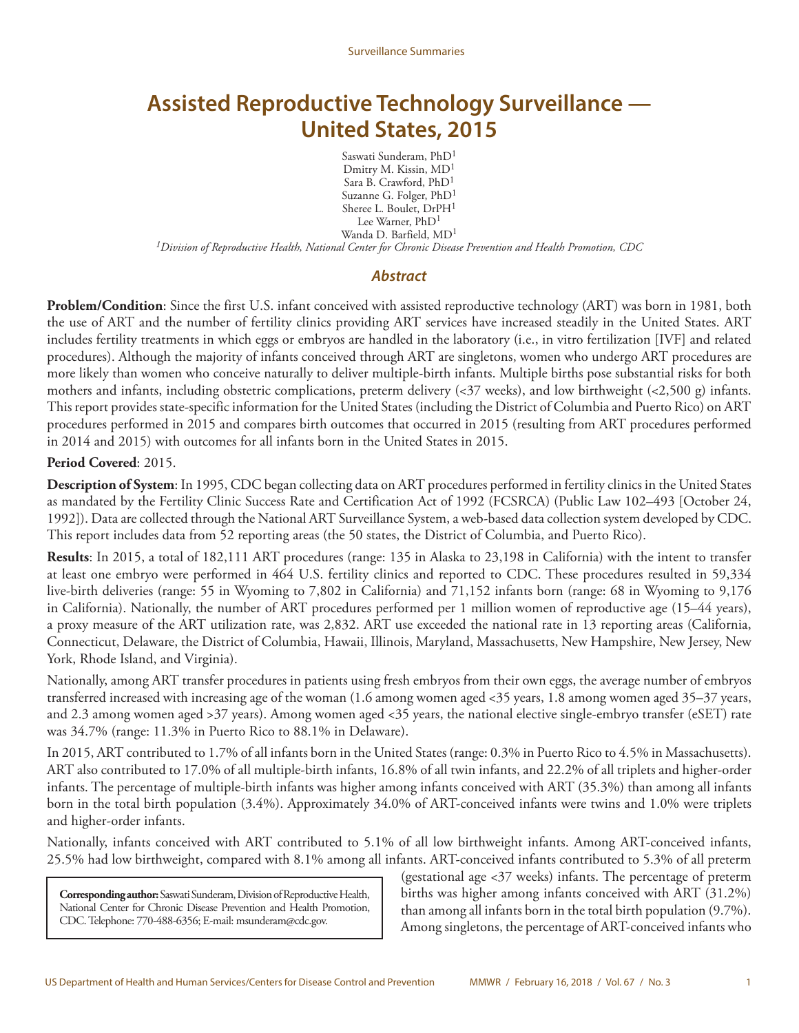# Assisted Reproductive Technology Surveillance — United States, 2015

Saswati Sunderam, PhD[1]
Dmitry M. Kissin, MD[1]
Sara B. Crawford, PhD[1]
Suzanne G. Folger, PhD[1]
Sheree L. Boulet, DrPH[1]
Lee Warner, PhD[1]
Wanda D. Barfield, MD[1]

*[1]Division of Reproductive Health, National Center for Chronic Disease Prevention and Health Promotion, CDC*

## Abstract

**Problem/Condition**: Since the first U.S. infant conceived with assisted reproductive technology (ART) was born in 1981, both the use of ART and the number of fertility clinics providing ART services have increased steadily in the United States. ART includes fertility treatments in which eggs or embryos are handled in the laboratory (i.e., in vitro fertilization [IVF] and related procedures). Although the majority of infants conceived through ART are singletons, women who undergo ART procedures are more likely than women who conceive naturally to deliver multiple-birth infants. Multiple births pose substantial risks for both mothers and infants, including obstetric complications, preterm delivery (<37 weeks), and low birthweight (<2,500 g) infants. This report provides state-specific information for the United States (including the District of Columbia and Puerto Rico) on ART procedures performed in 2015 and compares birth outcomes that occurred in 2015 (resulting from ART procedures performed in 2014 and 2015) with outcomes for all infants born in the United States in 2015.

**Period Covered**: 2015.

**Description of System**: In 1995, CDC began collecting data on ART procedures performed in fertility clinics in the United States as mandated by the Fertility Clinic Success Rate and Certification Act of 1992 (FCSRCA) (Public Law 102–493 [October 24, 1992]). Data are collected through the National ART Surveillance System, a web-based data collection system developed by CDC. This report includes data from 52 reporting areas (the 50 states, the District of Columbia, and Puerto Rico).

**Results**: In 2015, a total of 182,111 ART procedures (range: 135 in Alaska to 23,198 in California) with the intent to transfer at least one embryo were performed in 464 U.S. fertility clinics and reported to CDC. These procedures resulted in 59,334 live-birth deliveries (range: 55 in Wyoming to 7,802 in California) and 71,152 infants born (range: 68 in Wyoming to 9,176 in California). Nationally, the number of ART procedures performed per 1 million women of reproductive age (15–44 years), a proxy measure of the ART utilization rate, was 2,832. ART use exceeded the national rate in 13 reporting areas (California, Connecticut, Delaware, the District of Columbia, Hawaii, Illinois, Maryland, Massachusetts, New Hampshire, New Jersey, New York, Rhode Island, and Virginia).

Nationally, among ART transfer procedures in patients using fresh embryos from their own eggs, the average number of embryos transferred increased with increasing age of the woman (1.6 among women aged <35 years, 1.8 among women aged 35–37 years, and 2.3 among women aged >37 years). Among women aged <35 years, the national elective single-embryo transfer (eSET) rate was 34.7% (range: 11.3% in Puerto Rico to 88.1% in Delaware).

In 2015, ART contributed to 1.7% of all infants born in the United States (range: 0.3% in Puerto Rico to 4.5% in Massachusetts). ART also contributed to 17.0% of all multiple-birth infants, 16.8% of all twin infants, and 22.2% of all triplets and higher-order infants. The percentage of multiple-birth infants was higher among infants conceived with ART (35.3%) than among all infants born in the total birth population (3.4%). Approximately 34.0% of ART-conceived infants were twins and 1.0% were triplets and higher-order infants.

Nationally, infants conceived with ART contributed to 5.1% of all low birthweight infants. Among ART-conceived infants, 25.5% had low birthweight, compared with 8.1% among all infants. ART-conceived infants contributed to 5.3% of all preterm (gestational age <37 weeks) infants. The percentage of preterm births was higher among infants conceived with ART (31.2%) than among all infants born in the total birth population (9.7%). Among singletons, the percentage of ART-conceived infants who

**Corresponding author:** Saswati Sunderam, Division of Reproductive Health, National Center for Chronic Disease Prevention and Health Promotion, CDC. Telephone: 770-488-6356; E-mail: msunderam@cdc.gov.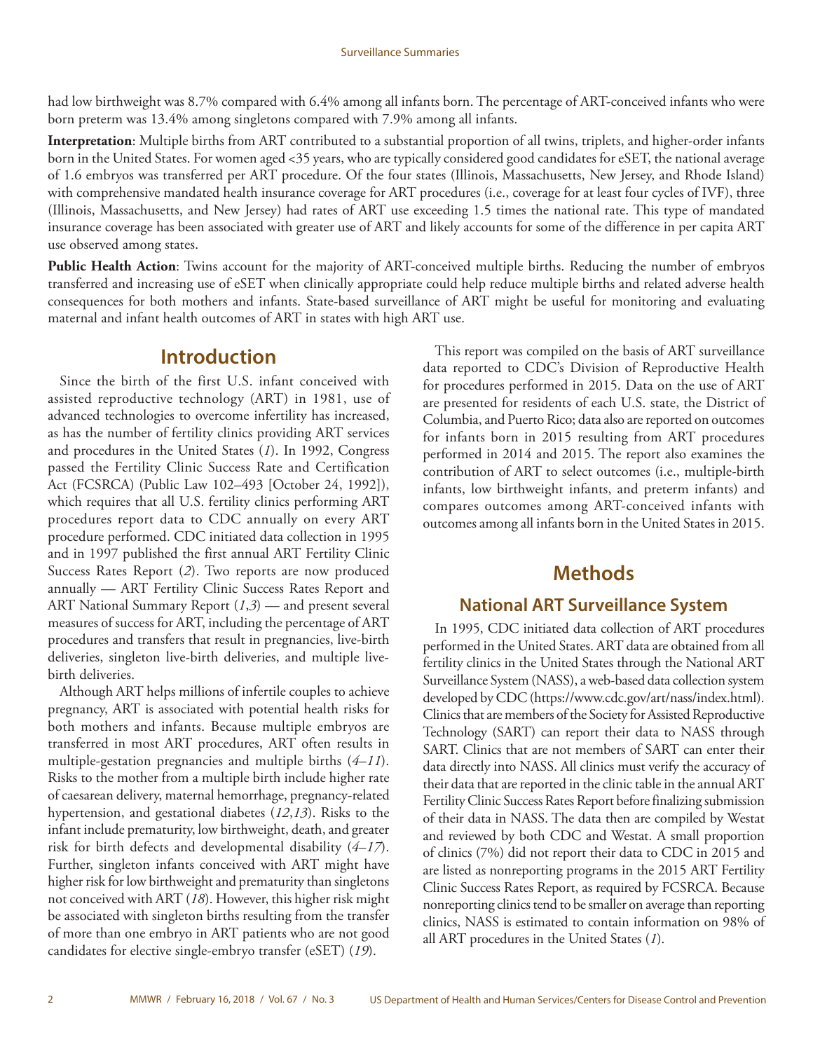had low birthweight was 8.7% compared with 6.4% among all infants born. The percentage of ART-conceived infants who were born preterm was 13.4% among singletons compared with 7.9% among all infants.

**Interpretation**: Multiple births from ART contributed to a substantial proportion of all twins, triplets, and higher-order infants born in the United States. For women aged <35 years, who are typically considered good candidates for eSET, the national average of 1.6 embryos was transferred per ART procedure. Of the four states (Illinois, Massachusetts, New Jersey, and Rhode Island) with comprehensive mandated health insurance coverage for ART procedures (i.e., coverage for at least four cycles of IVF), three (Illinois, Massachusetts, and New Jersey) had rates of ART use exceeding 1.5 times the national rate. This type of mandated insurance coverage has been associated with greater use of ART and likely accounts for some of the difference in per capita ART use observed among states.

**Public Health Action**: Twins account for the majority of ART-conceived multiple births. Reducing the number of embryos transferred and increasing use of eSET when clinically appropriate could help reduce multiple births and related adverse health consequences for both mothers and infants. State-based surveillance of ART might be useful for monitoring and evaluating maternal and infant health outcomes of ART in states with high ART use.

## Introduction

Since the birth of the first U.S. infant conceived with assisted reproductive technology (ART) in 1981, use of advanced technologies to overcome infertility has increased, as has the number of fertility clinics providing ART services and procedures in the United States (*1*). In 1992, Congress passed the Fertility Clinic Success Rate and Certification Act (FCSRCA) (Public Law 102–493 [October 24, 1992]), which requires that all U.S. fertility clinics performing ART procedures report data to CDC annually on every ART procedure performed. CDC initiated data collection in 1995 and in 1997 published the first annual ART Fertility Clinic Success Rates Report (*2*). Two reports are now produced annually — ART Fertility Clinic Success Rates Report and ART National Summary Report (*1*,*3*) — and present several measures of success for ART, including the percentage of ART procedures and transfers that result in pregnancies, live-birth deliveries, singleton live-birth deliveries, and multiple live-birth deliveries.

Although ART helps millions of infertile couples to achieve pregnancy, ART is associated with potential health risks for both mothers and infants. Because multiple embryos are transferred in most ART procedures, ART often results in multiple-gestation pregnancies and multiple births (*4*–*11*). Risks to the mother from a multiple birth include higher rate of caesarean delivery, maternal hemorrhage, pregnancy-related hypertension, and gestational diabetes (*12*,*13*). Risks to the infant include prematurity, low birthweight, death, and greater risk for birth defects and developmental disability (*4*–*17*). Further, singleton infants conceived with ART might have higher risk for low birthweight and prematurity than singletons not conceived with ART (*18*). However, this higher risk might be associated with singleton births resulting from the transfer of more than one embryo in ART patients who are not good candidates for elective single-embryo transfer (eSET) (*19*).

This report was compiled on the basis of ART surveillance data reported to CDC's Division of Reproductive Health for procedures performed in 2015. Data on the use of ART are presented for residents of each U.S. state, the District of Columbia, and Puerto Rico; data also are reported on outcomes for infants born in 2015 resulting from ART procedures performed in 2014 and 2015. The report also examines the contribution of ART to select outcomes (i.e., multiple-birth infants, low birthweight infants, and preterm infants) and compares outcomes among ART-conceived infants with outcomes among all infants born in the United States in 2015.

## Methods

### National ART Surveillance System

In 1995, CDC initiated data collection of ART procedures performed in the United States. ART data are obtained from all fertility clinics in the United States through the National ART Surveillance System (NASS), a web-based data collection system developed by CDC (https://www.cdc.gov/art/nass/index.html). Clinics that are members of the Society for Assisted Reproductive Technology (SART) can report their data to NASS through SART. Clinics that are not members of SART can enter their data directly into NASS. All clinics must verify the accuracy of their data that are reported in the clinic table in the annual ART Fertility Clinic Success Rates Report before finalizing submission of their data in NASS. The data then are compiled by Westat and reviewed by both CDC and Westat. A small proportion of clinics (7%) did not report their data to CDC in 2015 and are listed as nonreporting programs in the 2015 ART Fertility Clinic Success Rates Report, as required by FCSRCA. Because nonreporting clinics tend to be smaller on average than reporting clinics, NASS is estimated to contain information on 98% of all ART procedures in the United States (*1*).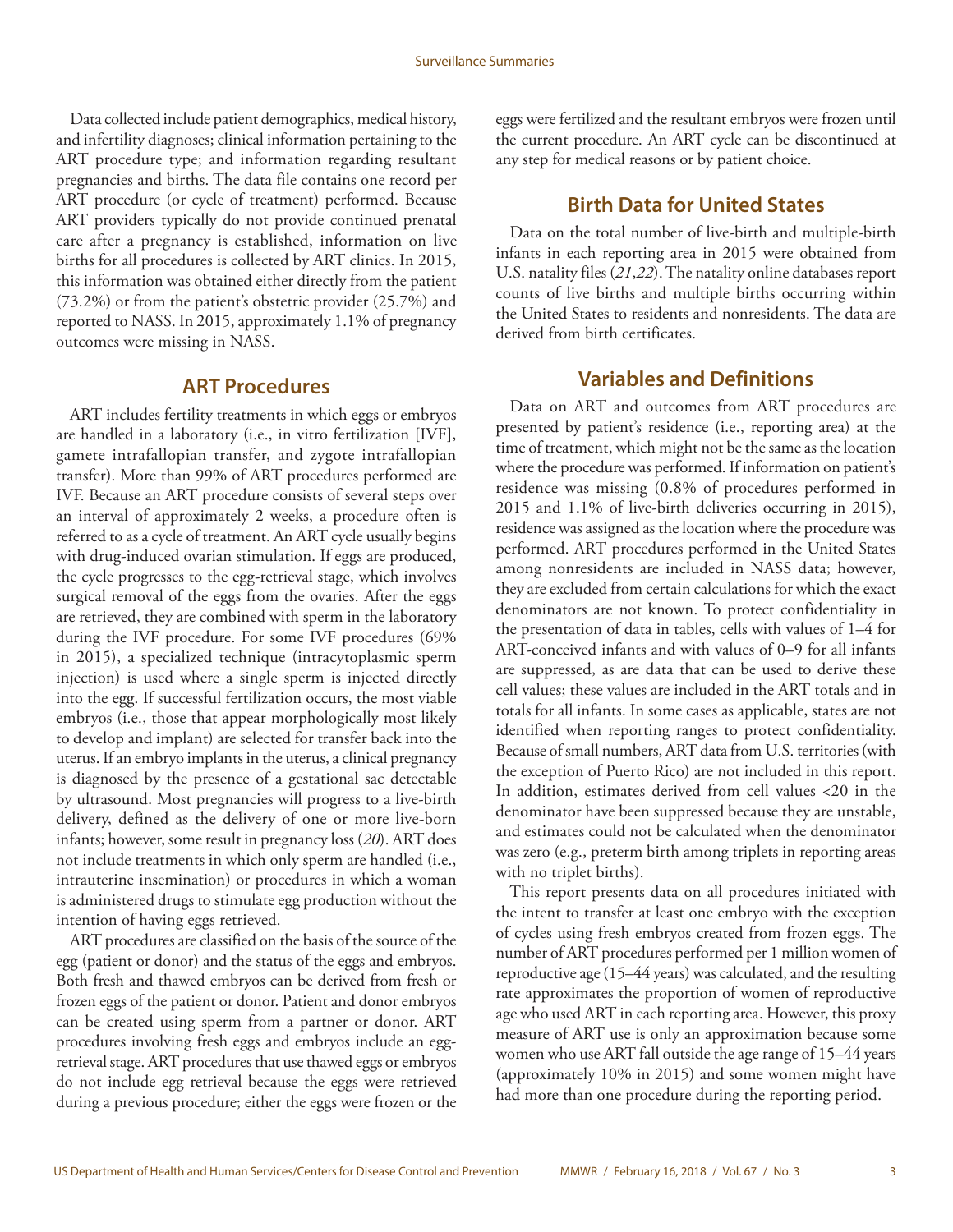Data collected include patient demographics, medical history, and infertility diagnoses; clinical information pertaining to the ART procedure type; and information regarding resultant pregnancies and births. The data file contains one record per ART procedure (or cycle of treatment) performed. Because ART providers typically do not provide continued prenatal care after a pregnancy is established, information on live births for all procedures is collected by ART clinics. In 2015, this information was obtained either directly from the patient (73.2%) or from the patient's obstetric provider (25.7%) and reported to NASS. In 2015, approximately 1.1% of pregnancy outcomes were missing in NASS.

## ART Procedures

ART includes fertility treatments in which eggs or embryos are handled in a laboratory (i.e., in vitro fertilization [IVF], gamete intrafallopian transfer, and zygote intrafallopian transfer). More than 99% of ART procedures performed are IVF. Because an ART procedure consists of several steps over an interval of approximately 2 weeks, a procedure often is referred to as a cycle of treatment. An ART cycle usually begins with drug-induced ovarian stimulation. If eggs are produced, the cycle progresses to the egg-retrieval stage, which involves surgical removal of the eggs from the ovaries. After the eggs are retrieved, they are combined with sperm in the laboratory during the IVF procedure. For some IVF procedures (69% in 2015), a specialized technique (intracytoplasmic sperm injection) is used where a single sperm is injected directly into the egg. If successful fertilization occurs, the most viable embryos (i.e., those that appear morphologically most likely to develop and implant) are selected for transfer back into the uterus. If an embryo implants in the uterus, a clinical pregnancy is diagnosed by the presence of a gestational sac detectable by ultrasound. Most pregnancies will progress to a live-birth delivery, defined as the delivery of one or more live-born infants; however, some result in pregnancy loss (*20*). ART does not include treatments in which only sperm are handled (i.e., intrauterine insemination) or procedures in which a woman is administered drugs to stimulate egg production without the intention of having eggs retrieved.

ART procedures are classified on the basis of the source of the egg (patient or donor) and the status of the eggs and embryos. Both fresh and thawed embryos can be derived from fresh or frozen eggs of the patient or donor. Patient and donor embryos can be created using sperm from a partner or donor. ART procedures involving fresh eggs and embryos include an egg-retrieval stage. ART procedures that use thawed eggs or embryos do not include egg retrieval because the eggs were retrieved during a previous procedure; either the eggs were frozen or the eggs were fertilized and the resultant embryos were frozen until the current procedure. An ART cycle can be discontinued at any step for medical reasons or by patient choice.

## Birth Data for United States

Data on the total number of live-birth and multiple-birth infants in each reporting area in 2015 were obtained from U.S. natality files (*21*,*22*). The natality online databases report counts of live births and multiple births occurring within the United States to residents and nonresidents. The data are derived from birth certificates.

## Variables and Definitions

Data on ART and outcomes from ART procedures are presented by patient's residence (i.e., reporting area) at the time of treatment, which might not be the same as the location where the procedure was performed. If information on patient's residence was missing (0.8% of procedures performed in 2015 and 1.1% of live-birth deliveries occurring in 2015), residence was assigned as the location where the procedure was performed. ART procedures performed in the United States among nonresidents are included in NASS data; however, they are excluded from certain calculations for which the exact denominators are not known. To protect confidentiality in the presentation of data in tables, cells with values of 1–4 for ART-conceived infants and with values of 0–9 for all infants are suppressed, as are data that can be used to derive these cell values; these values are included in the ART totals and in totals for all infants. In some cases as applicable, states are not identified when reporting ranges to protect confidentiality. Because of small numbers, ART data from U.S. territories (with the exception of Puerto Rico) are not included in this report. In addition, estimates derived from cell values <20 in the denominator have been suppressed because they are unstable, and estimates could not be calculated when the denominator was zero (e.g., preterm birth among triplets in reporting areas with no triplet births).

This report presents data on all procedures initiated with the intent to transfer at least one embryo with the exception of cycles using fresh embryos created from frozen eggs. The number of ART procedures performed per 1 million women of reproductive age (15–44 years) was calculated, and the resulting rate approximates the proportion of women of reproductive age who used ART in each reporting area. However, this proxy measure of ART use is only an approximation because some women who use ART fall outside the age range of 15–44 years (approximately 10% in 2015) and some women might have had more than one procedure during the reporting period.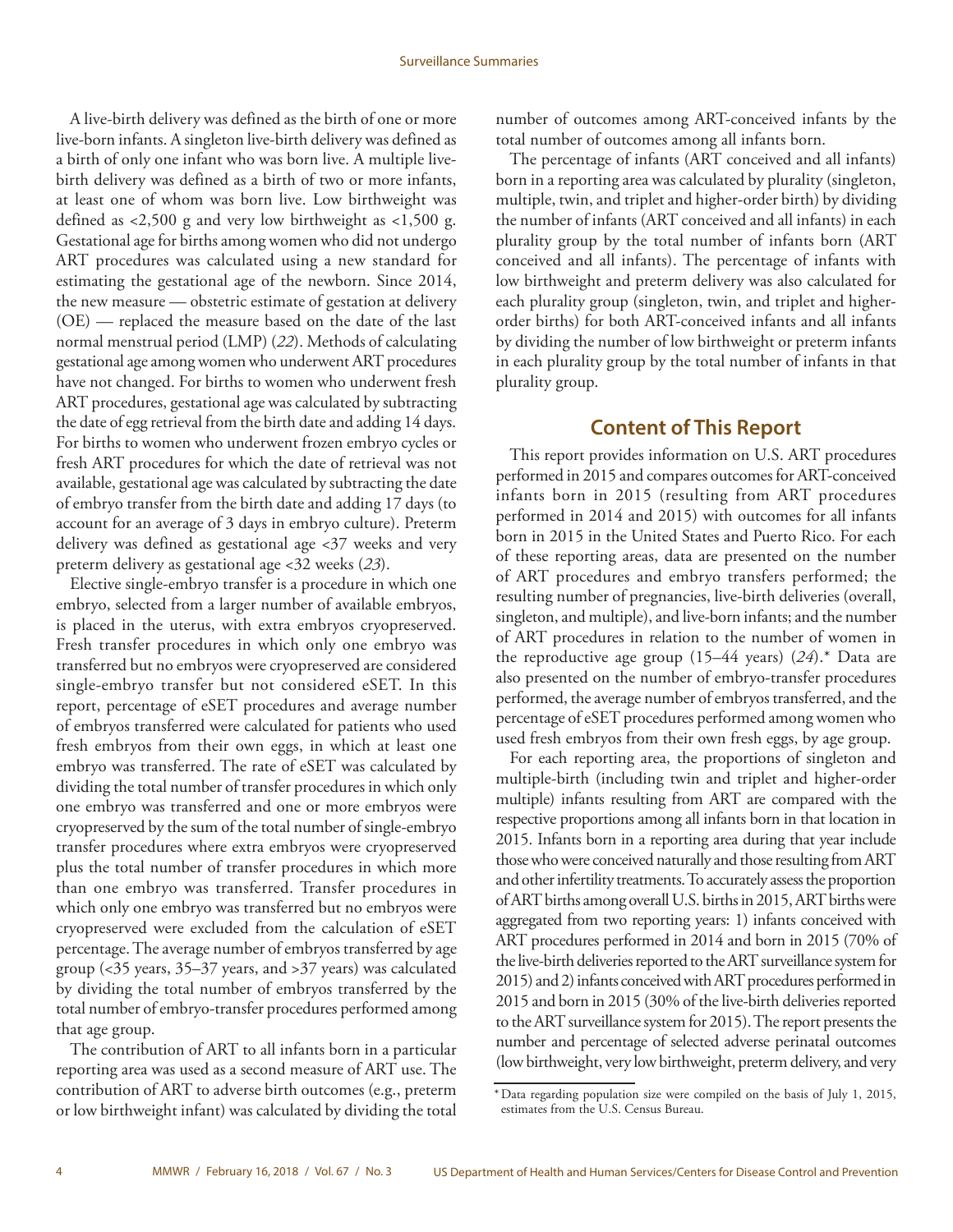A live-birth delivery was defined as the birth of one or more live-born infants. A singleton live-birth delivery was defined as a birth of only one infant who was born live. A multiple live-birth delivery was defined as a birth of two or more infants, at least one of whom was born live. Low birthweight was defined as <2,500 g and very low birthweight as <1,500 g. Gestational age for births among women who did not undergo ART procedures was calculated using a new standard for estimating the gestational age of the newborn. Since 2014, the new measure — obstetric estimate of gestation at delivery (OE) — replaced the measure based on the date of the last normal menstrual period (LMP) (*22*). Methods of calculating gestational age among women who underwent ART procedures have not changed. For births to women who underwent fresh ART procedures, gestational age was calculated by subtracting the date of egg retrieval from the birth date and adding 14 days. For births to women who underwent frozen embryo cycles or fresh ART procedures for which the date of retrieval was not available, gestational age was calculated by subtracting the date of embryo transfer from the birth date and adding 17 days (to account for an average of 3 days in embryo culture). Preterm delivery was defined as gestational age <37 weeks and very preterm delivery as gestational age <32 weeks (*23*).

Elective single-embryo transfer is a procedure in which one embryo, selected from a larger number of available embryos, is placed in the uterus, with extra embryos cryopreserved. Fresh transfer procedures in which only one embryo was transferred but no embryos were cryopreserved are considered single-embryo transfer but not considered eSET. In this report, percentage of eSET procedures and average number of embryos transferred were calculated for patients who used fresh embryos from their own eggs, in which at least one embryo was transferred. The rate of eSET was calculated by dividing the total number of transfer procedures in which only one embryo was transferred and one or more embryos were cryopreserved by the sum of the total number of single-embryo transfer procedures where extra embryos were cryopreserved plus the total number of transfer procedures in which more than one embryo was transferred. Transfer procedures in which only one embryo was transferred but no embryos were cryopreserved were excluded from the calculation of eSET percentage. The average number of embryos transferred by age group (<35 years, 35–37 years, and >37 years) was calculated by dividing the total number of embryos transferred by the total number of embryo-transfer procedures performed among that age group.

The contribution of ART to all infants born in a particular reporting area was used as a second measure of ART use. The contribution of ART to adverse birth outcomes (e.g., preterm or low birthweight infant) was calculated by dividing the total number of outcomes among ART-conceived infants by the total number of outcomes among all infants born.

The percentage of infants (ART conceived and all infants) born in a reporting area was calculated by plurality (singleton, multiple, twin, and triplet and higher-order birth) by dividing the number of infants (ART conceived and all infants) in each plurality group by the total number of infants born (ART conceived and all infants). The percentage of infants with low birthweight and preterm delivery was also calculated for each plurality group (singleton, twin, and triplet and higher-order births) for both ART-conceived infants and all infants by dividing the number of low birthweight or preterm infants in each plurality group by the total number of infants in that plurality group.

## Content of This Report

This report provides information on U.S. ART procedures performed in 2015 and compares outcomes for ART-conceived infants born in 2015 (resulting from ART procedures performed in 2014 and 2015) with outcomes for all infants born in 2015 in the United States and Puerto Rico. For each of these reporting areas, data are presented on the number of ART procedures and embryo transfers performed; the resulting number of pregnancies, live-birth deliveries (overall, singleton, and multiple), and live-born infants; and the number of ART procedures in relation to the number of women in the reproductive age group (15–44 years) (*24*).* Data are also presented on the number of embryo-transfer procedures performed, the average number of embryos transferred, and the percentage of eSET procedures performed among women who used fresh embryos from their own fresh eggs, by age group.

For each reporting area, the proportions of singleton and multiple-birth (including twin and triplet and higher-order multiple) infants resulting from ART are compared with the respective proportions among all infants born in that location in 2015. Infants born in a reporting area during that year include those who were conceived naturally and those resulting from ART and other infertility treatments. To accurately assess the proportion of ART births among overall U.S. births in 2015, ART births were aggregated from two reporting years: 1) infants conceived with ART procedures performed in 2014 and born in 2015 (70% of the live-birth deliveries reported to the ART surveillance system for 2015) and 2) infants conceived with ART procedures performed in 2015 and born in 2015 (30% of the live-birth deliveries reported to the ART surveillance system for 2015). The report presents the number and percentage of selected adverse perinatal outcomes (low birthweight, very low birthweight, preterm delivery, and very

\* Data regarding population size were compiled on the basis of July 1, 2015, estimates from the U.S. Census Bureau.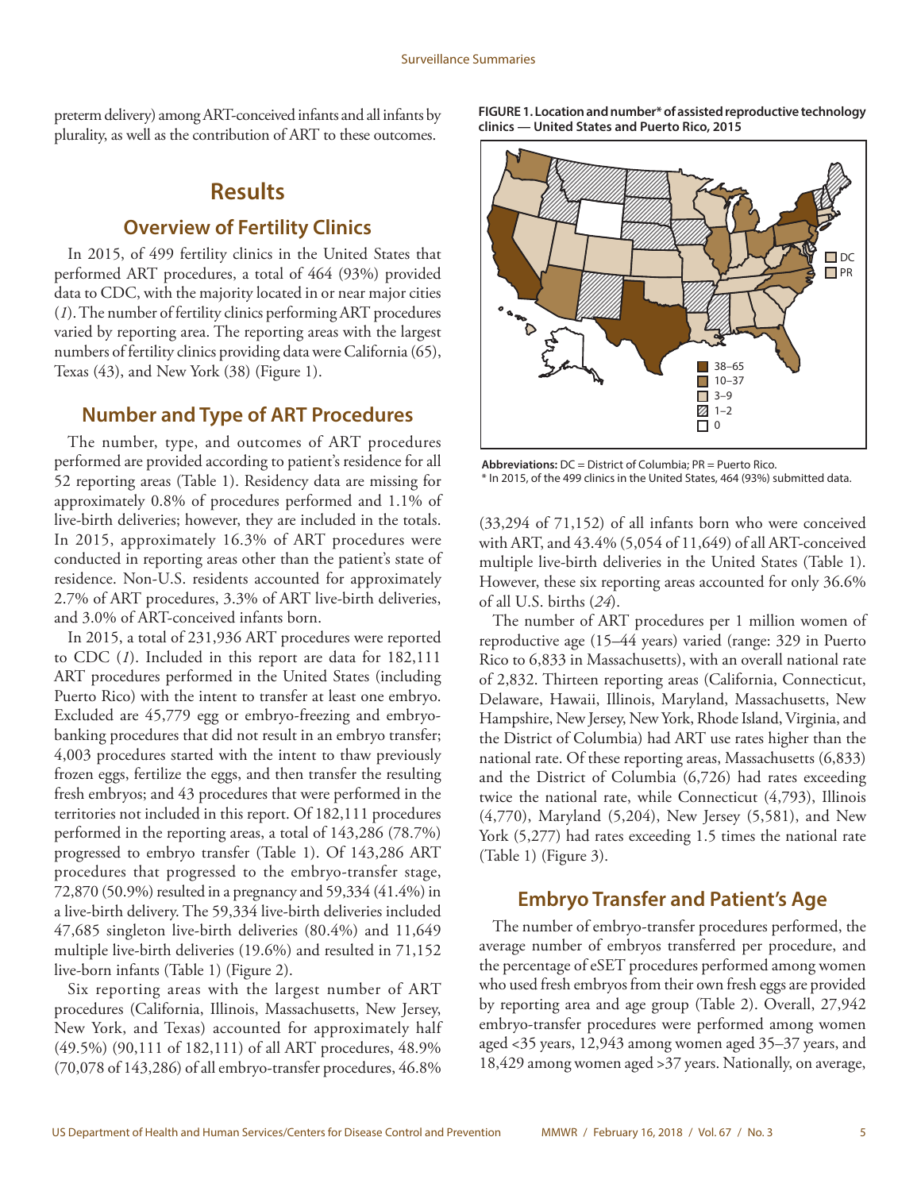preterm delivery) among ART-conceived infants and all infants by plurality, as well as the contribution of ART to these outcomes.

# Results

## Overview of Fertility Clinics

In 2015, of 499 fertility clinics in the United States that performed ART procedures, a total of 464 (93%) provided data to CDC, with the majority located in or near major cities (*1*). The number of fertility clinics performing ART procedures varied by reporting area. The reporting areas with the largest numbers of fertility clinics providing data were California (65), Texas (43), and New York (38) (Figure 1).

## Number and Type of ART Procedures

The number, type, and outcomes of ART procedures performed are provided according to patient's residence for all 52 reporting areas (Table 1). Residency data are missing for approximately 0.8% of procedures performed and 1.1% of live-birth deliveries; however, they are included in the totals. In 2015, approximately 16.3% of ART procedures were conducted in reporting areas other than the patient's state of residence. Non-U.S. residents accounted for approximately 2.7% of ART procedures, 3.3% of ART live-birth deliveries, and 3.0% of ART-conceived infants born.

In 2015, a total of 231,936 ART procedures were reported to CDC (*1*). Included in this report are data for 182,111 ART procedures performed in the United States (including Puerto Rico) with the intent to transfer at least one embryo. Excluded are 45,779 egg or embryo-freezing and embryo-banking procedures that did not result in an embryo transfer; 4,003 procedures started with the intent to thaw previously frozen eggs, fertilize the eggs, and then transfer the resulting fresh embryos; and 43 procedures that were performed in the territories not included in this report. Of 182,111 procedures performed in the reporting areas, a total of 143,286 (78.7%) progressed to embryo transfer (Table 1). Of 143,286 ART procedures that progressed to the embryo-transfer stage, 72,870 (50.9%) resulted in a pregnancy and 59,334 (41.4%) in a live-birth delivery. The 59,334 live-birth deliveries included 47,685 singleton live-birth deliveries (80.4%) and 11,649 multiple live-birth deliveries (19.6%) and resulted in 71,152 live-born infants (Table 1) (Figure 2).

Six reporting areas with the largest number of ART procedures (California, Illinois, Massachusetts, New Jersey, New York, and Texas) accounted for approximately half (49.5%) (90,111 of 182,111) of all ART procedures, 48.9% (70,078 of 143,286) of all embryo-transfer procedures, 46.8% (33,294 of 71,152) of all infants born who were conceived with ART, and 43.4% (5,054 of 11,649) of all ART-conceived multiple live-birth deliveries in the United States (Table 1). However, these six reporting areas accounted for only 36.6% of all U.S. births (*24*).

**FIGURE 1. Location and number* of assisted reproductive technology clinics — United States and Puerto Rico, 2015**

Legend: 38–65; 10–37; 3–9; 1–2; 0. DC; PR

**Abbreviations:** DC = District of Columbia; PR = Puerto Rico.
* In 2015, of the 499 clinics in the United States, 464 (93%) submitted data.

The number of ART procedures per 1 million women of reproductive age (15–44 years) varied (range: 329 in Puerto Rico to 6,833 in Massachusetts), with an overall national rate of 2,832. Thirteen reporting areas (California, Connecticut, Delaware, Hawaii, Illinois, Maryland, Massachusetts, New Hampshire, New Jersey, New York, Rhode Island, Virginia, and the District of Columbia) had ART use rates higher than the national rate. Of these reporting areas, Massachusetts (6,833) and the District of Columbia (6,726) had rates exceeding twice the national rate, while Connecticut (4,793), Illinois (4,770), Maryland (5,204), New Jersey (5,581), and New York (5,277) had rates exceeding 1.5 times the national rate (Table 1) (Figure 3).

## Embryo Transfer and Patient's Age

The number of embryo-transfer procedures performed, the average number of embryos transferred per procedure, and the percentage of eSET procedures performed among women who used fresh embryos from their own fresh eggs are provided by reporting area and age group (Table 2). Overall, 27,942 embryo-transfer procedures were performed among women aged <35 years, 12,943 among women aged 35–37 years, and 18,429 among women aged >37 years. Nationally, on average,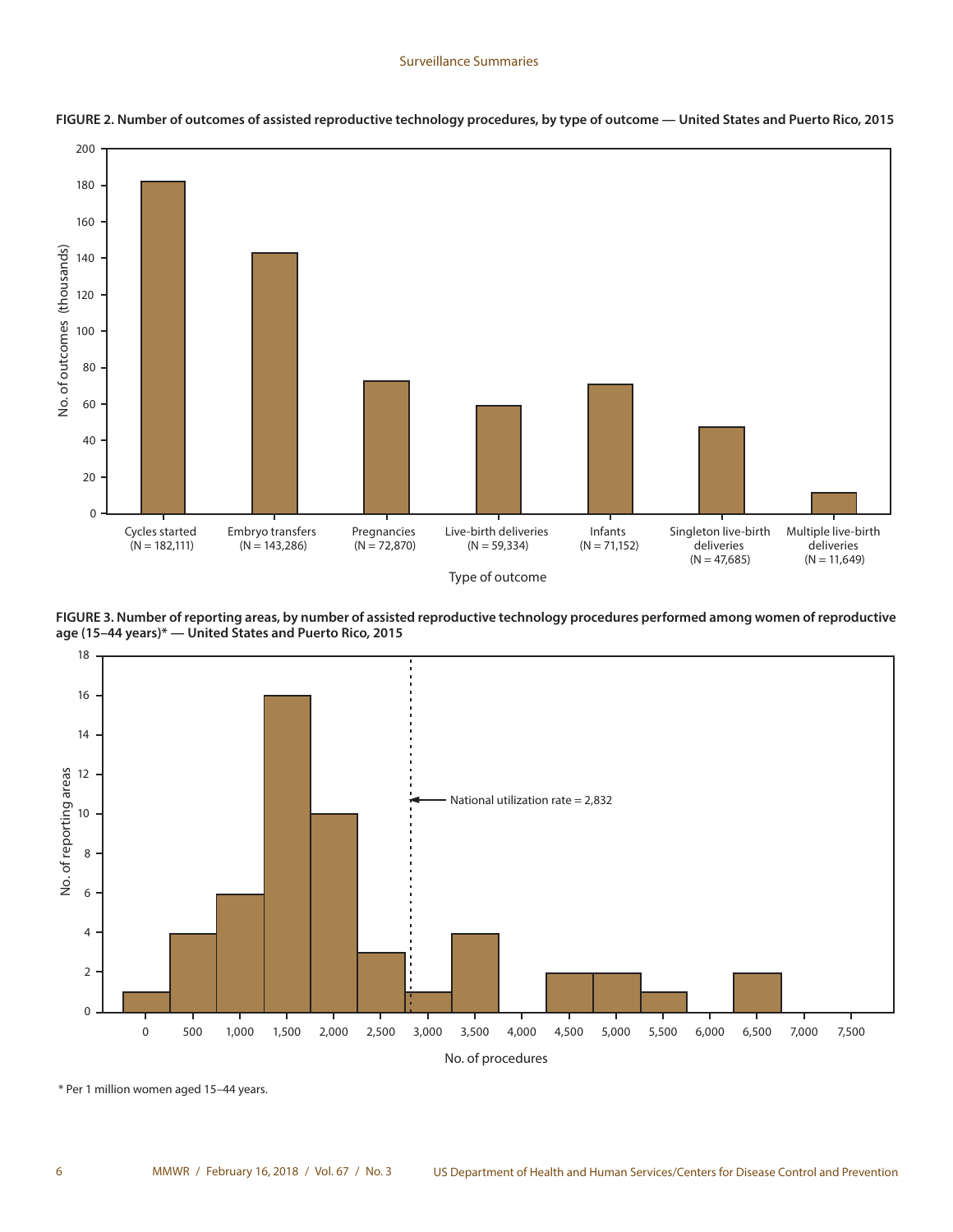**FIGURE 2. Number of outcomes of assisted reproductive technology procedures, by type of outcome — United States and Puerto Rico, 2015**

| Type of outcome | No. of outcomes |
|---|---|
| Cycles started | N = 182,111 |
| Embryo transfers | N = 143,286 |
| Pregnancies | N = 72,870 |
| Live-birth deliveries | N = 59,334 |
| Infants | N = 71,152 |
| Singleton live-birth deliveries | N = 47,685 |
| Multiple live-birth deliveries | N = 11,649 |

**FIGURE 3. Number of reporting areas, by number of assisted reproductive technology procedures performed among women of reproductive age (15–44 years)* — United States and Puerto Rico, 2015**

National utilization rate = 2,832

\* Per 1 million women aged 15–44 years.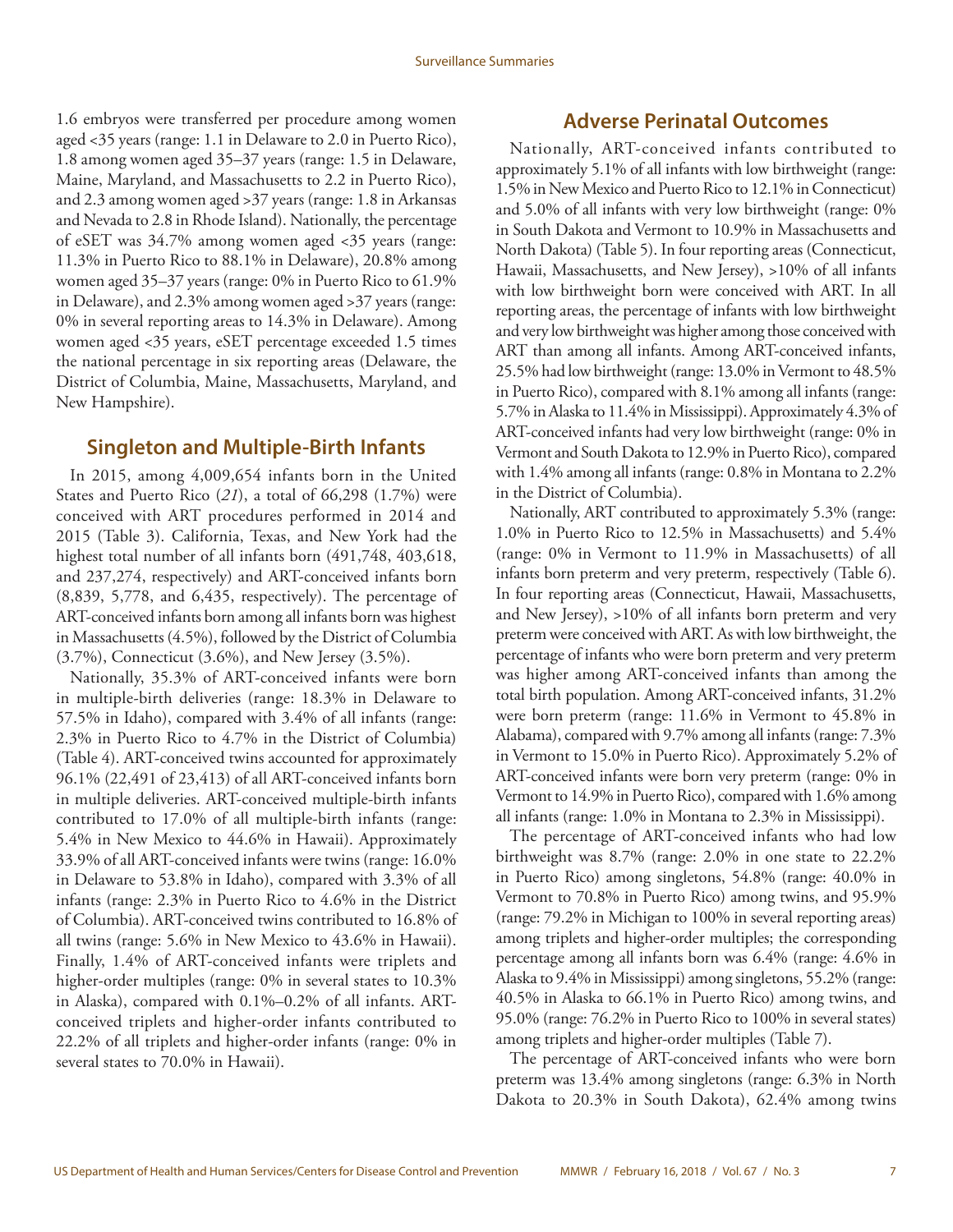1.6 embryos were transferred per procedure among women aged <35 years (range: 1.1 in Delaware to 2.0 in Puerto Rico), 1.8 among women aged 35–37 years (range: 1.5 in Delaware, Maine, Maryland, and Massachusetts to 2.2 in Puerto Rico), and 2.3 among women aged >37 years (range: 1.8 in Arkansas and Nevada to 2.8 in Rhode Island). Nationally, the percentage of eSET was 34.7% among women aged <35 years (range: 11.3% in Puerto Rico to 88.1% in Delaware), 20.8% among women aged 35–37 years (range: 0% in Puerto Rico to 61.9% in Delaware), and 2.3% among women aged >37 years (range: 0% in several reporting areas to 14.3% in Delaware). Among women aged <35 years, eSET percentage exceeded 1.5 times the national percentage in six reporting areas (Delaware, the District of Columbia, Maine, Massachusetts, Maryland, and New Hampshire).

## Singleton and Multiple-Birth Infants

In 2015, among 4,009,654 infants born in the United States and Puerto Rico (*21*), a total of 66,298 (1.7%) were conceived with ART procedures performed in 2014 and 2015 (Table 3). California, Texas, and New York had the highest total number of all infants born (491,748, 403,618, and 237,274, respectively) and ART-conceived infants born (8,839, 5,778, and 6,435, respectively). The percentage of ART-conceived infants born among all infants born was highest in Massachusetts (4.5%), followed by the District of Columbia (3.7%), Connecticut (3.6%), and New Jersey (3.5%).

Nationally, 35.3% of ART-conceived infants were born in multiple-birth deliveries (range: 18.3% in Delaware to 57.5% in Idaho), compared with 3.4% of all infants (range: 2.3% in Puerto Rico to 4.7% in the District of Columbia) (Table 4). ART-conceived twins accounted for approximately 96.1% (22,491 of 23,413) of all ART-conceived infants born in multiple deliveries. ART-conceived multiple-birth infants contributed to 17.0% of all multiple-birth infants (range: 5.4% in New Mexico to 44.6% in Hawaii). Approximately 33.9% of all ART-conceived infants were twins (range: 16.0% in Delaware to 53.8% in Idaho), compared with 3.3% of all infants (range: 2.3% in Puerto Rico to 4.6% in the District of Columbia). ART-conceived twins contributed to 16.8% of all twins (range: 5.6% in New Mexico to 43.6% in Hawaii). Finally, 1.4% of ART-conceived infants were triplets and higher-order multiples (range: 0% in several states to 10.3% in Alaska), compared with 0.1%–0.2% of all infants. ART-conceived triplets and higher-order infants contributed to 22.2% of all triplets and higher-order infants (range: 0% in several states to 70.0% in Hawaii).

## Adverse Perinatal Outcomes

Nationally, ART-conceived infants contributed to approximately 5.1% of all infants with low birthweight (range: 1.5% in New Mexico and Puerto Rico to 12.1% in Connecticut) and 5.0% of all infants with very low birthweight (range: 0% in South Dakota and Vermont to 10.9% in Massachusetts and North Dakota) (Table 5). In four reporting areas (Connecticut, Hawaii, Massachusetts, and New Jersey), >10% of all infants with low birthweight born were conceived with ART. In all reporting areas, the percentage of infants with low birthweight and very low birthweight was higher among those conceived with ART than among all infants. Among ART-conceived infants, 25.5% had low birthweight (range: 13.0% in Vermont to 48.5% in Puerto Rico), compared with 8.1% among all infants (range: 5.7% in Alaska to 11.4% in Mississippi). Approximately 4.3% of ART-conceived infants had very low birthweight (range: 0% in Vermont and South Dakota to 12.9% in Puerto Rico), compared with 1.4% among all infants (range: 0.8% in Montana to 2.2% in the District of Columbia).

Nationally, ART contributed to approximately 5.3% (range: 1.0% in Puerto Rico to 12.5% in Massachusetts) and 5.4% (range: 0% in Vermont to 11.9% in Massachusetts) of all infants born preterm and very preterm, respectively (Table 6). In four reporting areas (Connecticut, Hawaii, Massachusetts, and New Jersey), >10% of all infants born preterm and very preterm were conceived with ART. As with low birthweight, the percentage of infants who were born preterm and very preterm was higher among ART-conceived infants than among the total birth population. Among ART-conceived infants, 31.2% were born preterm (range: 11.6% in Vermont to 45.8% in Alabama), compared with 9.7% among all infants (range: 7.3% in Vermont to 15.0% in Puerto Rico). Approximately 5.2% of ART-conceived infants were born very preterm (range: 0% in Vermont to 14.9% in Puerto Rico), compared with 1.6% among all infants (range: 1.0% in Montana to 2.3% in Mississippi).

The percentage of ART-conceived infants who had low birthweight was 8.7% (range: 2.0% in one state to 22.2% in Puerto Rico) among singletons, 54.8% (range: 40.0% in Vermont to 70.8% in Puerto Rico) among twins, and 95.9% (range: 79.2% in Michigan to 100% in several reporting areas) among triplets and higher-order multiples; the corresponding percentage among all infants born was 6.4% (range: 4.6% in Alaska to 9.4% in Mississippi) among singletons, 55.2% (range: 40.5% in Alaska to 66.1% in Puerto Rico) among twins, and 95.0% (range: 76.2% in Puerto Rico to 100% in several states) among triplets and higher-order multiples (Table 7).

The percentage of ART-conceived infants who were born preterm was 13.4% among singletons (range: 6.3% in North Dakota to 20.3% in South Dakota), 62.4% among twins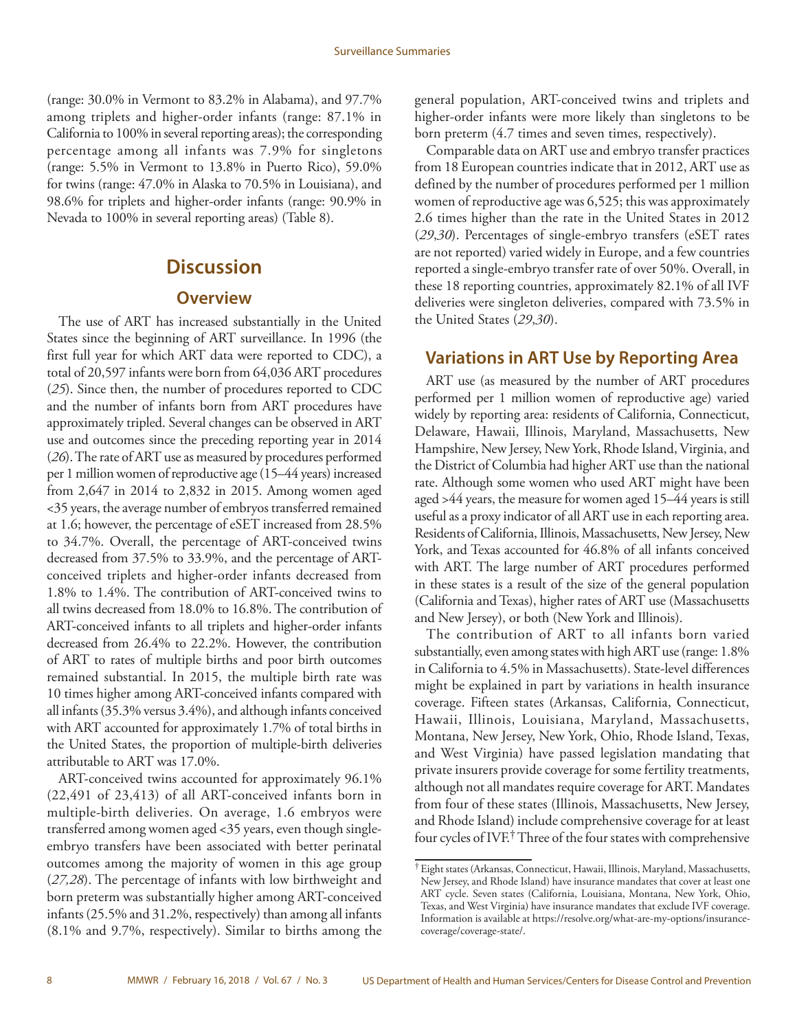(range: 30.0% in Vermont to 83.2% in Alabama), and 97.7% among triplets and higher-order infants (range: 87.1% in California to 100% in several reporting areas); the corresponding percentage among all infants was 7.9% for singletons (range: 5.5% in Vermont to 13.8% in Puerto Rico), 59.0% for twins (range: 47.0% in Alaska to 70.5% in Louisiana), and 98.6% for triplets and higher-order infants (range: 90.9% in Nevada to 100% in several reporting areas) (Table 8).

# Discussion

## Overview

The use of ART has increased substantially in the United States since the beginning of ART surveillance. In 1996 (the first full year for which ART data were reported to CDC), a total of 20,597 infants were born from 64,036 ART procedures (*25*). Since then, the number of procedures reported to CDC and the number of infants born from ART procedures have approximately tripled. Several changes can be observed in ART use and outcomes since the preceding reporting year in 2014 (*26*). The rate of ART use as measured by procedures performed per 1 million women of reproductive age (15–44 years) increased from 2,647 in 2014 to 2,832 in 2015. Among women aged <35 years, the average number of embryos transferred remained at 1.6; however, the percentage of eSET increased from 28.5% to 34.7%. Overall, the percentage of ART-conceived twins decreased from 37.5% to 33.9%, and the percentage of ART-conceived triplets and higher-order infants decreased from 1.8% to 1.4%. The contribution of ART-conceived twins to all twins decreased from 18.0% to 16.8%. The contribution of ART-conceived infants to all triplets and higher-order infants decreased from 26.4% to 22.2%. However, the contribution of ART to rates of multiple births and poor birth outcomes remained substantial. In 2015, the multiple birth rate was 10 times higher among ART-conceived infants compared with all infants (35.3% versus 3.4%), and although infants conceived with ART accounted for approximately 1.7% of total births in the United States, the proportion of multiple-birth deliveries attributable to ART was 17.0%.

ART-conceived twins accounted for approximately 96.1% (22,491 of 23,413) of all ART-conceived infants born in multiple-birth deliveries. On average, 1.6 embryos were transferred among women aged <35 years, even though single-embryo transfers have been associated with better perinatal outcomes among the majority of women in this age group (*27,28*). The percentage of infants with low birthweight and born preterm was substantially higher among ART-conceived infants (25.5% and 31.2%, respectively) than among all infants (8.1% and 9.7%, respectively). Similar to births among the general population, ART-conceived twins and triplets and higher-order infants were more likely than singletons to be born preterm (4.7 times and seven times, respectively).

Comparable data on ART use and embryo transfer practices from 18 European countries indicate that in 2012, ART use as defined by the number of procedures performed per 1 million women of reproductive age was 6,525; this was approximately 2.6 times higher than the rate in the United States in 2012 (*29*,*30*). Percentages of single-embryo transfers (eSET rates are not reported) varied widely in Europe, and a few countries reported a single-embryo transfer rate of over 50%. Overall, in these 18 reporting countries, approximately 82.1% of all IVF deliveries were singleton deliveries, compared with 73.5% in the United States (*29*,*30*).

## Variations in ART Use by Reporting Area

ART use (as measured by the number of ART procedures performed per 1 million women of reproductive age) varied widely by reporting area: residents of California, Connecticut, Delaware, Hawaii, Illinois, Maryland, Massachusetts, New Hampshire, New Jersey, New York, Rhode Island, Virginia, and the District of Columbia had higher ART use than the national rate. Although some women who used ART might have been aged >44 years, the measure for women aged 15–44 years is still useful as a proxy indicator of all ART use in each reporting area. Residents of California, Illinois, Massachusetts, New Jersey, New York, and Texas accounted for 46.8% of all infants conceived with ART. The large number of ART procedures performed in these states is a result of the size of the general population (California and Texas), higher rates of ART use (Massachusetts and New Jersey), or both (New York and Illinois).

The contribution of ART to all infants born varied substantially, even among states with high ART use (range: 1.8% in California to 4.5% in Massachusetts). State-level differences might be explained in part by variations in health insurance coverage. Fifteen states (Arkansas, California, Connecticut, Hawaii, Illinois, Louisiana, Maryland, Massachusetts, Montana, New Jersey, New York, Ohio, Rhode Island, Texas, and West Virginia) have passed legislation mandating that private insurers provide coverage for some fertility treatments, although not all mandates require coverage for ART. Mandates from four of these states (Illinois, Massachusetts, New Jersey, and Rhode Island) include comprehensive coverage for at least four cycles of IVF.[†] Three of the four states with comprehensive

[†] Eight states (Arkansas, Connecticut, Hawaii, Illinois, Maryland, Massachusetts, New Jersey, and Rhode Island) have insurance mandates that cover at least one ART cycle. Seven states (California, Louisiana, Montana, New York, Ohio, Texas, and West Virginia) have insurance mandates that exclude IVF coverage. Information is available at https://resolve.org/what-are-my-options/insurance-coverage/coverage-state/.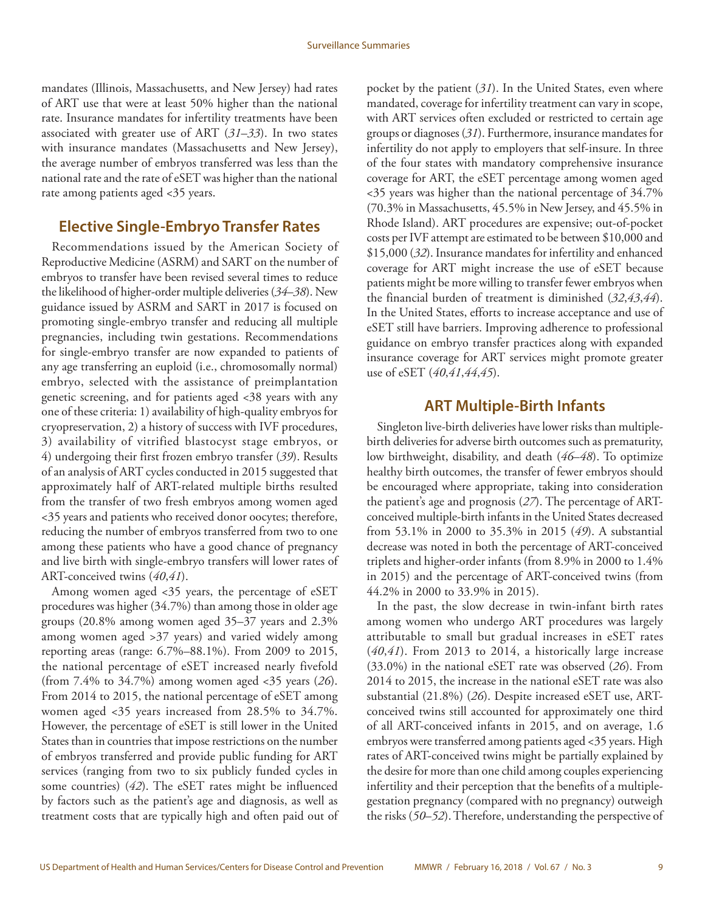mandates (Illinois, Massachusetts, and New Jersey) had rates of ART use that were at least 50% higher than the national rate. Insurance mandates for infertility treatments have been associated with greater use of ART (*31–33*). In two states with insurance mandates (Massachusetts and New Jersey), the average number of embryos transferred was less than the national rate and the rate of eSET was higher than the national rate among patients aged <35 years.

## Elective Single-Embryo Transfer Rates

Recommendations issued by the American Society of Reproductive Medicine (ASRM) and SART on the number of embryos to transfer have been revised several times to reduce the likelihood of higher-order multiple deliveries (*34–38*). New guidance issued by ASRM and SART in 2017 is focused on promoting single-embryo transfer and reducing all multiple pregnancies, including twin gestations. Recommendations for single-embryo transfer are now expanded to patients of any age transferring an euploid (i.e., chromosomally normal) embryo, selected with the assistance of preimplantation genetic screening, and for patients aged <38 years with any one of these criteria: 1) availability of high-quality embryos for cryopreservation, 2) a history of success with IVF procedures, 3) availability of vitrified blastocyst stage embryos, or 4) undergoing their first frozen embryo transfer (*39*). Results of an analysis of ART cycles conducted in 2015 suggested that approximately half of ART-related multiple births resulted from the transfer of two fresh embryos among women aged <35 years and patients who received donor oocytes; therefore, reducing the number of embryos transferred from two to one among these patients who have a good chance of pregnancy and live birth with single-embryo transfers will lower rates of ART-conceived twins (*40*,*41*).

Among women aged <35 years, the percentage of eSET procedures was higher (34.7%) than among those in older age groups (20.8% among women aged 35–37 years and 2.3% among women aged >37 years) and varied widely among reporting areas (range: 6.7%–88.1%). From 2009 to 2015, the national percentage of eSET increased nearly fivefold (from 7.4% to 34.7%) among women aged <35 years (*26*). From 2014 to 2015, the national percentage of eSET among women aged <35 years increased from 28.5% to 34.7%. However, the percentage of eSET is still lower in the United States than in countries that impose restrictions on the number of embryos transferred and provide public funding for ART services (ranging from two to six publicly funded cycles in some countries) (*42*). The eSET rates might be influenced by factors such as the patient's age and diagnosis, as well as treatment costs that are typically high and often paid out of pocket by the patient (*31*). In the United States, even where mandated, coverage for infertility treatment can vary in scope, with ART services often excluded or restricted to certain age groups or diagnoses (*31*). Furthermore, insurance mandates for infertility do not apply to employers that self-insure. In three of the four states with mandatory comprehensive insurance coverage for ART, the eSET percentage among women aged <35 years was higher than the national percentage of 34.7% (70.3% in Massachusetts, 45.5% in New Jersey, and 45.5% in Rhode Island). ART procedures are expensive; out-of-pocket costs per IVF attempt are estimated to be between $10,000 and $15,000 (*32*). Insurance mandates for infertility and enhanced coverage for ART might increase the use of eSET because patients might be more willing to transfer fewer embryos when the financial burden of treatment is diminished (*32*,*43*,*44*). In the United States, efforts to increase acceptance and use of eSET still have barriers. Improving adherence to professional guidance on embryo transfer practices along with expanded insurance coverage for ART services might promote greater use of eSET (*40*,*41*,*44*,*45*).

## ART Multiple-Birth Infants

Singleton live-birth deliveries have lower risks than multiple-birth deliveries for adverse birth outcomes such as prematurity, low birthweight, disability, and death (*46–48*). To optimize healthy birth outcomes, the transfer of fewer embryos should be encouraged where appropriate, taking into consideration the patient's age and prognosis (*27*). The percentage of ART-conceived multiple-birth infants in the United States decreased from 53.1% in 2000 to 35.3% in 2015 (*49*). A substantial decrease was noted in both the percentage of ART-conceived triplets and higher-order infants (from 8.9% in 2000 to 1.4% in 2015) and the percentage of ART-conceived twins (from 44.2% in 2000 to 33.9% in 2015).

In the past, the slow decrease in twin-infant birth rates among women who undergo ART procedures was largely attributable to small but gradual increases in eSET rates (*40*,*41*). From 2013 to 2014, a historically large increase (33.0%) in the national eSET rate was observed (*26*). From 2014 to 2015, the increase in the national eSET rate was also substantial (21.8%) (*26*). Despite increased eSET use, ART-conceived twins still accounted for approximately one third of all ART-conceived infants in 2015, and on average, 1.6 embryos were transferred among patients aged <35 years. High rates of ART-conceived twins might be partially explained by the desire for more than one child among couples experiencing infertility and their perception that the benefits of a multiple-gestation pregnancy (compared with no pregnancy) outweigh the risks (*50–52*). Therefore, understanding the perspective of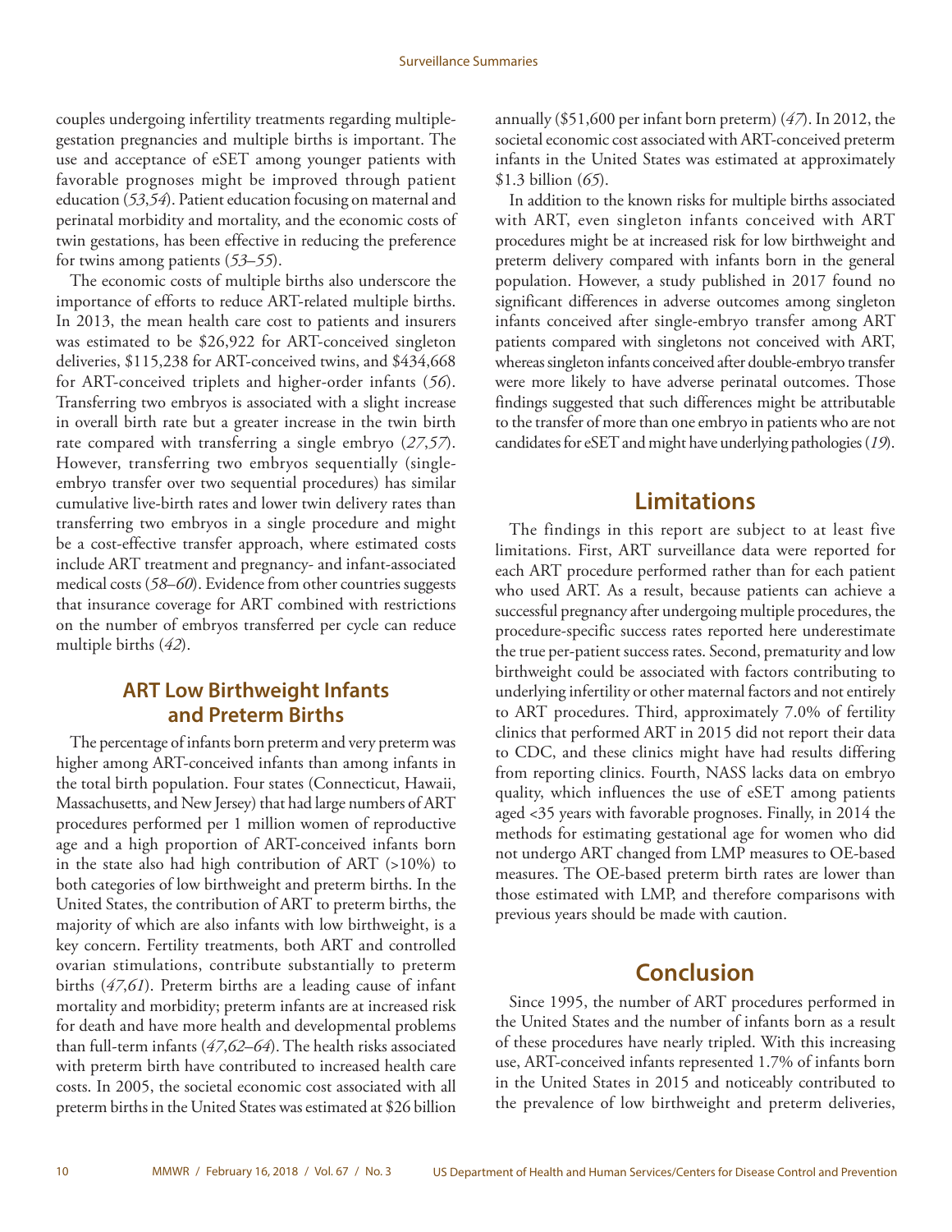couples undergoing infertility treatments regarding multiple-gestation pregnancies and multiple births is important. The use and acceptance of eSET among younger patients with favorable prognoses might be improved through patient education (*53*,*54*). Patient education focusing on maternal and perinatal morbidity and mortality, and the economic costs of twin gestations, has been effective in reducing the preference for twins among patients (*53*–*55*).

The economic costs of multiple births also underscore the importance of efforts to reduce ART-related multiple births. In 2013, the mean health care cost to patients and insurers was estimated to be $26,922 for ART-conceived singleton deliveries, $115,238 for ART-conceived twins, and $434,668 for ART-conceived triplets and higher-order infants (*56*). Transferring two embryos is associated with a slight increase in overall birth rate but a greater increase in the twin birth rate compared with transferring a single embryo (*27*,*57*). However, transferring two embryos sequentially (single-embryo transfer over two sequential procedures) has similar cumulative live-birth rates and lower twin delivery rates than transferring two embryos in a single procedure and might be a cost-effective transfer approach, where estimated costs include ART treatment and pregnancy- and infant-associated medical costs (*58*–*60*). Evidence from other countries suggests that insurance coverage for ART combined with restrictions on the number of embryos transferred per cycle can reduce multiple births (*42*).

### ART Low Birthweight Infants and Preterm Births

The percentage of infants born preterm and very preterm was higher among ART-conceived infants than among infants in the total birth population. Four states (Connecticut, Hawaii, Massachusetts, and New Jersey) that had large numbers of ART procedures performed per 1 million women of reproductive age and a high proportion of ART-conceived infants born in the state also had high contribution of ART (>10%) to both categories of low birthweight and preterm births. In the United States, the contribution of ART to preterm births, the majority of which are also infants with low birthweight, is a key concern. Fertility treatments, both ART and controlled ovarian stimulations, contribute substantially to preterm births (*47*,*61*). Preterm births are a leading cause of infant mortality and morbidity; preterm infants are at increased risk for death and have more health and developmental problems than full-term infants (*47*,*62*–*64*). The health risks associated with preterm birth have contributed to increased health care costs. In 2005, the societal economic cost associated with all preterm births in the United States was estimated at $26 billion annually ($51,600 per infant born preterm) (*47*). In 2012, the societal economic cost associated with ART-conceived preterm infants in the United States was estimated at approximately $1.3 billion (*65*).

In addition to the known risks for multiple births associated with ART, even singleton infants conceived with ART procedures might be at increased risk for low birthweight and preterm delivery compared with infants born in the general population. However, a study published in 2017 found no significant differences in adverse outcomes among singleton infants conceived after single-embryo transfer among ART patients compared with singletons not conceived with ART, whereas singleton infants conceived after double-embryo transfer were more likely to have adverse perinatal outcomes. Those findings suggested that such differences might be attributable to the transfer of more than one embryo in patients who are not candidates for eSET and might have underlying pathologies (*19*).

## Limitations

The findings in this report are subject to at least five limitations. First, ART surveillance data were reported for each ART procedure performed rather than for each patient who used ART. As a result, because patients can achieve a successful pregnancy after undergoing multiple procedures, the procedure-specific success rates reported here underestimate the true per-patient success rates. Second, prematurity and low birthweight could be associated with factors contributing to underlying infertility or other maternal factors and not entirely to ART procedures. Third, approximately 7.0% of fertility clinics that performed ART in 2015 did not report their data to CDC, and these clinics might have had results differing from reporting clinics. Fourth, NASS lacks data on embryo quality, which influences the use of eSET among patients aged <35 years with favorable prognoses. Finally, in 2014 the methods for estimating gestational age for women who did not undergo ART changed from LMP measures to OE-based measures. The OE-based preterm birth rates are lower than those estimated with LMP, and therefore comparisons with previous years should be made with caution.

## Conclusion

Since 1995, the number of ART procedures performed in the United States and the number of infants born as a result of these procedures have nearly tripled. With this increasing use, ART-conceived infants represented 1.7% of infants born in the United States in 2015 and noticeably contributed to the prevalence of low birthweight and preterm deliveries,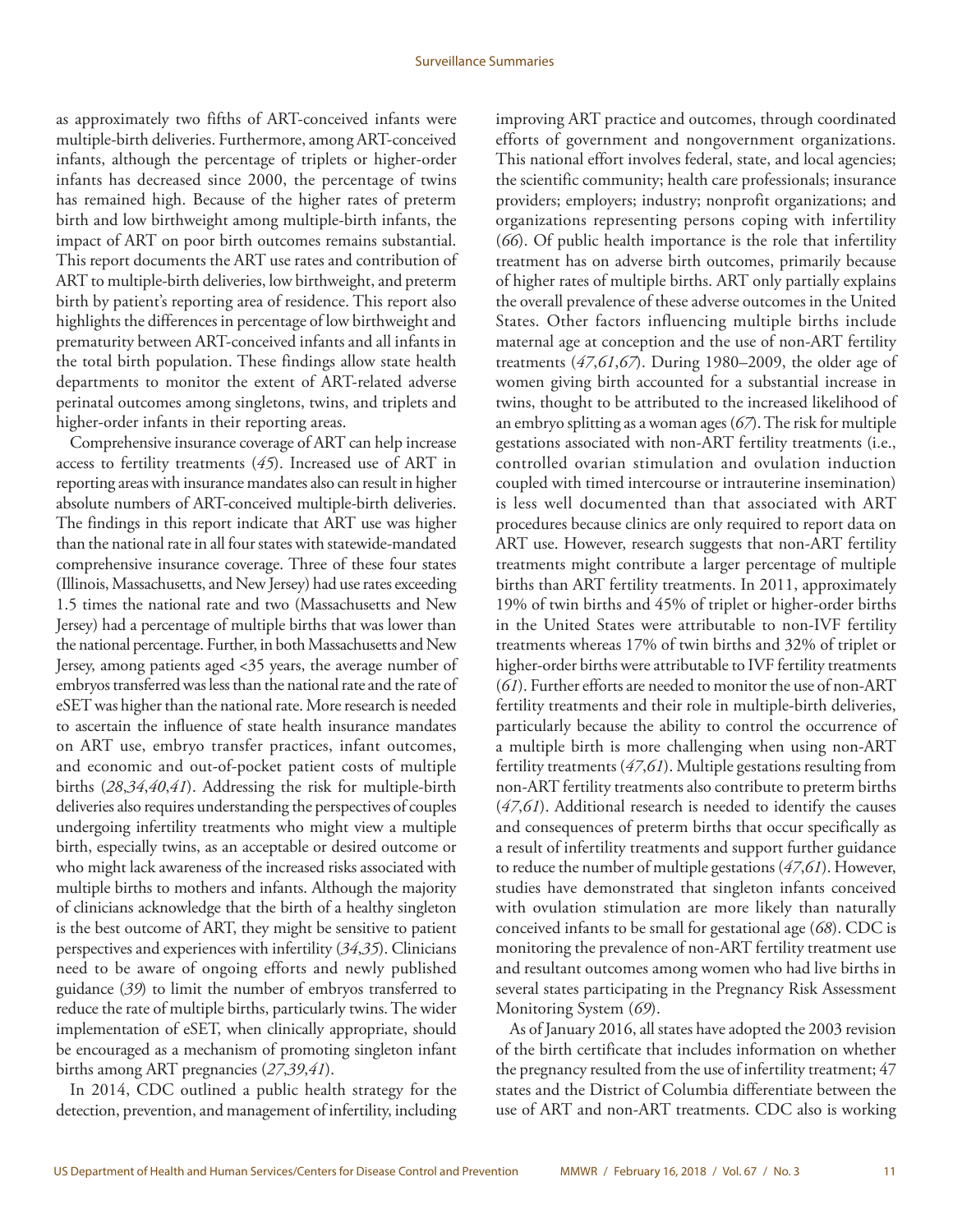as approximately two fifths of ART-conceived infants were multiple-birth deliveries. Furthermore, among ART-conceived infants, although the percentage of triplets or higher-order infants has decreased since 2000, the percentage of twins has remained high. Because of the higher rates of preterm birth and low birthweight among multiple-birth infants, the impact of ART on poor birth outcomes remains substantial. This report documents the ART use rates and contribution of ART to multiple-birth deliveries, low birthweight, and preterm birth by patient's reporting area of residence. This report also highlights the differences in percentage of low birthweight and prematurity between ART-conceived infants and all infants in the total birth population. These findings allow state health departments to monitor the extent of ART-related adverse perinatal outcomes among singletons, twins, and triplets and higher-order infants in their reporting areas.

Comprehensive insurance coverage of ART can help increase access to fertility treatments (*45*). Increased use of ART in reporting areas with insurance mandates also can result in higher absolute numbers of ART-conceived multiple-birth deliveries. The findings in this report indicate that ART use was higher than the national rate in all four states with statewide-mandated comprehensive insurance coverage. Three of these four states (Illinois, Massachusetts, and New Jersey) had use rates exceeding 1.5 times the national rate and two (Massachusetts and New Jersey) had a percentage of multiple births that was lower than the national percentage. Further, in both Massachusetts and New Jersey, among patients aged <35 years, the average number of embryos transferred was less than the national rate and the rate of eSET was higher than the national rate. More research is needed to ascertain the influence of state health insurance mandates on ART use, embryo transfer practices, infant outcomes, and economic and out-of-pocket patient costs of multiple births (*28*,*34*,*40*,*41*). Addressing the risk for multiple-birth deliveries also requires understanding the perspectives of couples undergoing infertility treatments who might view a multiple birth, especially twins, as an acceptable or desired outcome or who might lack awareness of the increased risks associated with multiple births to mothers and infants. Although the majority of clinicians acknowledge that the birth of a healthy singleton is the best outcome of ART, they might be sensitive to patient perspectives and experiences with infertility (*34*,*35*). Clinicians need to be aware of ongoing efforts and newly published guidance (*39*) to limit the number of embryos transferred to reduce the rate of multiple births, particularly twins. The wider implementation of eSET, when clinically appropriate, should be encouraged as a mechanism of promoting singleton infant births among ART pregnancies (*27*,*39*,*41*).

In 2014, CDC outlined a public health strategy for the detection, prevention, and management of infertility, including improving ART practice and outcomes, through coordinated efforts of government and nongovernment organizations. This national effort involves federal, state, and local agencies; the scientific community; health care professionals; insurance providers; employers; industry; nonprofit organizations; and organizations representing persons coping with infertility (*66*). Of public health importance is the role that infertility treatment has on adverse birth outcomes, primarily because of higher rates of multiple births. ART only partially explains the overall prevalence of these adverse outcomes in the United States. Other factors influencing multiple births include maternal age at conception and the use of non-ART fertility treatments (*47*,*61*,*67*). During 1980–2009, the older age of women giving birth accounted for a substantial increase in twins, thought to be attributed to the increased likelihood of an embryo splitting as a woman ages (*67*). The risk for multiple gestations associated with non-ART fertility treatments (i.e., controlled ovarian stimulation and ovulation induction coupled with timed intercourse or intrauterine insemination) is less well documented than that associated with ART procedures because clinics are only required to report data on ART use. However, research suggests that non-ART fertility treatments might contribute a larger percentage of multiple births than ART fertility treatments. In 2011, approximately 19% of twin births and 45% of triplet or higher-order births in the United States were attributable to non-IVF fertility treatments whereas 17% of twin births and 32% of triplet or higher-order births were attributable to IVF fertility treatments (*61*). Further efforts are needed to monitor the use of non-ART fertility treatments and their role in multiple-birth deliveries, particularly because the ability to control the occurrence of a multiple birth is more challenging when using non-ART fertility treatments (*47*,*61*). Multiple gestations resulting from non-ART fertility treatments also contribute to preterm births (*47*,*61*). Additional research is needed to identify the causes and consequences of preterm births that occur specifically as a result of infertility treatments and support further guidance to reduce the number of multiple gestations (*47*,*61*). However, studies have demonstrated that singleton infants conceived with ovulation stimulation are more likely than naturally conceived infants to be small for gestational age (*68*). CDC is monitoring the prevalence of non-ART fertility treatment use and resultant outcomes among women who had live births in several states participating in the Pregnancy Risk Assessment Monitoring System (*69*).

As of January 2016, all states have adopted the 2003 revision of the birth certificate that includes information on whether the pregnancy resulted from the use of infertility treatment; 47 states and the District of Columbia differentiate between the use of ART and non-ART treatments. CDC also is working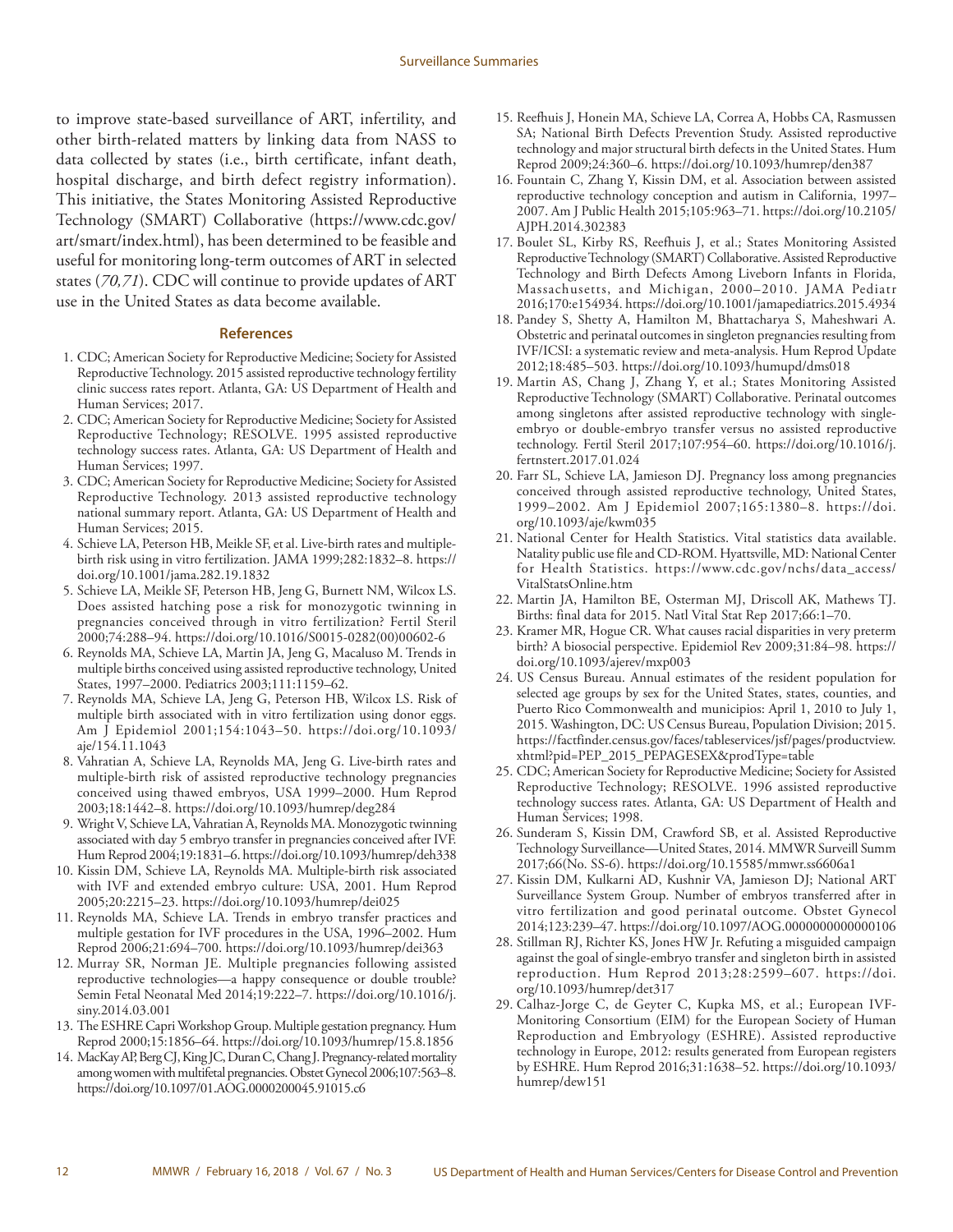to improve state-based surveillance of ART, infertility, and other birth-related matters by linking data from NASS to data collected by states (i.e., birth certificate, infant death, hospital discharge, and birth defect registry information). This initiative, the States Monitoring Assisted Reproductive Technology (SMART) Collaborative (https://www.cdc.gov/art/smart/index.html), has been determined to be feasible and useful for monitoring long-term outcomes of ART in selected states (*70,71*). CDC will continue to provide updates of ART use in the United States as data become available.

## References

1. CDC; American Society for Reproductive Medicine; Society for Assisted Reproductive Technology. 2015 assisted reproductive technology fertility clinic success rates report. Atlanta, GA: US Department of Health and Human Services; 2017.
2. CDC; American Society for Reproductive Medicine; Society for Assisted Reproductive Technology; RESOLVE. 1995 assisted reproductive technology success rates. Atlanta, GA: US Department of Health and Human Services; 1997.
3. CDC; American Society for Reproductive Medicine; Society for Assisted Reproductive Technology. 2013 assisted reproductive technology national summary report. Atlanta, GA: US Department of Health and Human Services; 2015.
4. Schieve LA, Peterson HB, Meikle SF, et al. Live-birth rates and multiple-birth risk using in vitro fertilization. JAMA 1999;282:1832–8. https://doi.org/10.1001/jama.282.19.1832
5. Schieve LA, Meikle SF, Peterson HB, Jeng G, Burnett NM, Wilcox LS. Does assisted hatching pose a risk for monozygotic twinning in pregnancies conceived through in vitro fertilization? Fertil Steril 2000;74:288–94. https://doi.org/10.1016/S0015-0282(00)00602-6
6. Reynolds MA, Schieve LA, Martin JA, Jeng G, Macaluso M. Trends in multiple births conceived using assisted reproductive technology, United States, 1997–2000. Pediatrics 2003;111:1159–62.
7. Reynolds MA, Schieve LA, Jeng G, Peterson HB, Wilcox LS. Risk of multiple birth associated with in vitro fertilization using donor eggs. Am J Epidemiol 2001;154:1043–50. https://doi.org/10.1093/aje/154.11.1043
8. Vahratian A, Schieve LA, Reynolds MA, Jeng G. Live-birth rates and multiple-birth risk of assisted reproductive technology pregnancies conceived using thawed embryos, USA 1999–2000. Hum Reprod 2003;18:1442–8. https://doi.org/10.1093/humrep/deg284
9. Wright V, Schieve LA, Vahratian A, Reynolds MA. Monozygotic twinning associated with day 5 embryo transfer in pregnancies conceived after IVF. Hum Reprod 2004;19:1831–6. https://doi.org/10.1093/humrep/deh338
10. Kissin DM, Schieve LA, Reynolds MA. Multiple-birth risk associated with IVF and extended embryo culture: USA, 2001. Hum Reprod 2005;20:2215–23. https://doi.org/10.1093/humrep/dei025
11. Reynolds MA, Schieve LA. Trends in embryo transfer practices and multiple gestation for IVF procedures in the USA, 1996–2002. Hum Reprod 2006;21:694–700. https://doi.org/10.1093/humrep/dei363
12. Murray SR, Norman JE. Multiple pregnancies following assisted reproductive technologies—a happy consequence or double trouble? Semin Fetal Neonatal Med 2014;19:222–7. https://doi.org/10.1016/j.siny.2014.03.001
13. The ESHRE Capri Workshop Group. Multiple gestation pregnancy. Hum Reprod 2000;15:1856–64. https://doi.org/10.1093/humrep/15.8.1856
14. MacKay AP, Berg CJ, King JC, Duran C, Chang J. Pregnancy-related mortality among women with multifetal pregnancies. Obstet Gynecol 2006;107:563–8. https://doi.org/10.1097/01.AOG.0000200045.91015.c6
15. Reefhuis J, Honein MA, Schieve LA, Correa A, Hobbs CA, Rasmussen SA; National Birth Defects Prevention Study. Assisted reproductive technology and major structural birth defects in the United States. Hum Reprod 2009;24:360–6. https://doi.org/10.1093/humrep/den387
16. Fountain C, Zhang Y, Kissin DM, et al. Association between assisted reproductive technology conception and autism in California, 1997–2007. Am J Public Health 2015;105:963–71. https://doi.org/10.2105/AJPH.2014.302383
17. Boulet SL, Kirby RS, Reefhuis J, et al.; States Monitoring Assisted Reproductive Technology (SMART) Collaborative. Assisted Reproductive Technology and Birth Defects Among Liveborn Infants in Florida, Massachusetts, and Michigan, 2000–2010. JAMA Pediatr 2016;170:e154934. https://doi.org/10.1001/jamapediatrics.2015.4934
18. Pandey S, Shetty A, Hamilton M, Bhattacharya S, Maheshwari A. Obstetric and perinatal outcomes in singleton pregnancies resulting from IVF/ICSI: a systematic review and meta-analysis. Hum Reprod Update 2012;18:485–503. https://doi.org/10.1093/humupd/dms018
19. Martin AS, Chang J, Zhang Y, et al.; States Monitoring Assisted Reproductive Technology (SMART) Collaborative. Perinatal outcomes among singletons after assisted reproductive technology with single-embryo or double-embryo transfer versus no assisted reproductive technology. Fertil Steril 2017;107:954–60. https://doi.org/10.1016/j.fertnstert.2017.01.024
20. Farr SL, Schieve LA, Jamieson DJ. Pregnancy loss among pregnancies conceived through assisted reproductive technology, United States, 1999–2002. Am J Epidemiol 2007;165:1380–8. https://doi.org/10.1093/aje/kwm035
21. National Center for Health Statistics. Vital statistics data available. Natality public use file and CD-ROM. Hyattsville, MD: National Center for Health Statistics. https://www.cdc.gov/nchs/data_access/VitalStatsOnline.htm
22. Martin JA, Hamilton BE, Osterman MJ, Driscoll AK, Mathews TJ. Births: final data for 2015. Natl Vital Stat Rep 2017;66:1–70.
23. Kramer MR, Hogue CR. What causes racial disparities in very preterm birth? A biosocial perspective. Epidemiol Rev 2009;31:84–98. https://doi.org/10.1093/ajerev/mxp003
24. US Census Bureau. Annual estimates of the resident population for selected age groups by sex for the United States, states, counties, and Puerto Rico Commonwealth and municipios: April 1, 2010 to July 1, 2015. Washington, DC: US Census Bureau, Population Division; 2015. https://factfinder.census.gov/faces/tableservices/jsf/pages/productview.xhtml?pid=PEP_2015_PEPAGESEX&prodType=table
25. CDC; American Society for Reproductive Medicine; Society for Assisted Reproductive Technology; RESOLVE. 1996 assisted reproductive technology success rates. Atlanta, GA: US Department of Health and Human Services; 1998.
26. Sunderam S, Kissin DM, Crawford SB, et al. Assisted Reproductive Technology Surveillance—United States, 2014. MMWR Surveill Summ 2017;66(No. SS-6). https://doi.org/10.15585/mmwr.ss6606a1
27. Kissin DM, Kulkarni AD, Kushnir VA, Jamieson DJ; National ART Surveillance System Group. Number of embryos transferred after in vitro fertilization and good perinatal outcome. Obstet Gynecol 2014;123:239–47. https://doi.org/10.1097/AOG.0000000000000106
28. Stillman RJ, Richter KS, Jones HW Jr. Refuting a misguided campaign against the goal of single-embryo transfer and singleton birth in assisted reproduction. Hum Reprod 2013;28:2599–607. https://doi.org/10.1093/humrep/det317
29. Calhaz-Jorge C, de Geyter C, Kupka MS, et al.; European IVF-Monitoring Consortium (EIM) for the European Society of Human Reproduction and Embryology (ESHRE). Assisted reproductive technology in Europe, 2012: results generated from European registers by ESHRE. Hum Reprod 2016;31:1638–52. https://doi.org/10.1093/humrep/dew151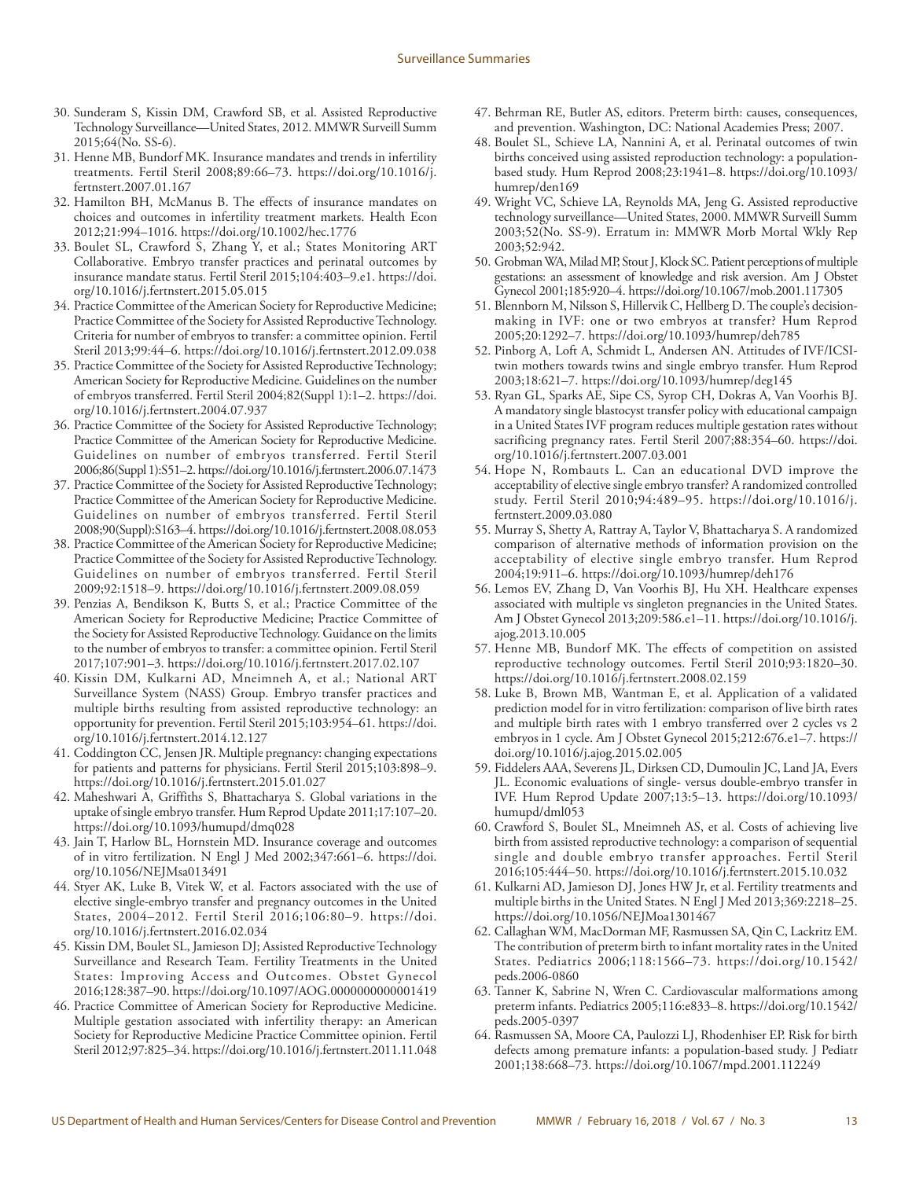30. Sunderam S, Kissin DM, Crawford SB, et al. Assisted Reproductive Technology Surveillance—United States, 2012. MMWR Surveill Summ 2015;64(No. SS-6).
31. Henne MB, Bundorf MK. Insurance mandates and trends in infertility treatments. Fertil Steril 2008;89:66–73. https://doi.org/10.1016/j.fertnstert.2007.01.167
32. Hamilton BH, McManus B. The effects of insurance mandates on choices and outcomes in infertility treatment markets. Health Econ 2012;21:994–1016. https://doi.org/10.1002/hec.1776
33. Boulet SL, Crawford S, Zhang Y, et al.; States Monitoring ART Collaborative. Embryo transfer practices and perinatal outcomes by insurance mandate status. Fertil Steril 2015;104:403–9.e1. https://doi.org/10.1016/j.fertnstert.2015.05.015
34. Practice Committee of the American Society for Reproductive Medicine; Practice Committee of the Society for Assisted Reproductive Technology. Criteria for number of embryos to transfer: a committee opinion. Fertil Steril 2013;99:44–6. https://doi.org/10.1016/j.fertnstert.2012.09.038
35. Practice Committee of the Society for Assisted Reproductive Technology; American Society for Reproductive Medicine. Guidelines on the number of embryos transferred. Fertil Steril 2004;82(Suppl 1):1–2. https://doi.org/10.1016/j.fertnstert.2004.07.937
36. Practice Committee of the Society for Assisted Reproductive Technology; Practice Committee of the American Society for Reproductive Medicine. Guidelines on number of embryos transferred. Fertil Steril 2006;86(Suppl 1):S51–2. https://doi.org/10.1016/j.fertnstert.2006.07.1473
37. Practice Committee of the Society for Assisted Reproductive Technology; Practice Committee of the American Society for Reproductive Medicine. Guidelines on number of embryos transferred. Fertil Steril 2008;90(Suppl):S163–4. https://doi.org/10.1016/j.fertnstert.2008.08.053
38. Practice Committee of the American Society for Reproductive Medicine; Practice Committee of the Society for Assisted Reproductive Technology. Guidelines on number of embryos transferred. Fertil Steril 2009;92:1518–9. https://doi.org/10.1016/j.fertnstert.2009.08.059
39. Penzias A, Bendikson K, Butts S, et al.; Practice Committee of the American Society for Reproductive Medicine; Practice Committee of the Society for Assisted Reproductive Technology. Guidance on the limits to the number of embryos to transfer: a committee opinion. Fertil Steril 2017;107:901–3. https://doi.org/10.1016/j.fertnstert.2017.02.107
40. Kissin DM, Kulkarni AD, Mneimneh A, et al.; National ART Surveillance System (NASS) Group. Embryo transfer practices and multiple births resulting from assisted reproductive technology: an opportunity for prevention. Fertil Steril 2015;103:954–61. https://doi.org/10.1016/j.fertnstert.2014.12.127
41. Coddington CC, Jensen JR. Multiple pregnancy: changing expectations for patients and patterns for physicians. Fertil Steril 2015;103:898–9. https://doi.org/10.1016/j.fertnstert.2015.01.027
42. Maheshwari A, Griffiths S, Bhattacharya S. Global variations in the uptake of single embryo transfer. Hum Reprod Update 2011;17:107–20. https://doi.org/10.1093/humupd/dmq028
43. Jain T, Harlow BL, Hornstein MD. Insurance coverage and outcomes of in vitro fertilization. N Engl J Med 2002;347:661–6. https://doi.org/10.1056/NEJMsa013491
44. Styer AK, Luke B, Vitek W, et al. Factors associated with the use of elective single-embryo transfer and pregnancy outcomes in the United States, 2004–2012. Fertil Steril 2016;106:80–9. https://doi.org/10.1016/j.fertnstert.2016.02.034
45. Kissin DM, Boulet SL, Jamieson DJ; Assisted Reproductive Technology Surveillance and Research Team. Fertility Treatments in the United States: Improving Access and Outcomes. Obstet Gynecol 2016;128:387–90. https://doi.org/10.1097/AOG.0000000000001419
46. Practice Committee of American Society for Reproductive Medicine. Multiple gestation associated with infertility therapy: an American Society for Reproductive Medicine Practice Committee opinion. Fertil Steril 2012;97:825–34. https://doi.org/10.1016/j.fertnstert.2011.11.048
47. Behrman RE, Butler AS, editors. Preterm birth: causes, consequences, and prevention. Washington, DC: National Academies Press; 2007.
48. Boulet SL, Schieve LA, Nannini A, et al. Perinatal outcomes of twin births conceived using assisted reproduction technology: a population-based study. Hum Reprod 2008;23:1941–8. https://doi.org/10.1093/humrep/den169
49. Wright VC, Schieve LA, Reynolds MA, Jeng G. Assisted reproductive technology surveillance—United States, 2000. MMWR Surveill Summ 2003;52(No. SS-9). Erratum in: MMWR Morb Mortal Wkly Rep 2003;52:942.
50. Grobman WA, Milad MP, Stout J, Klock SC. Patient perceptions of multiple gestations: an assessment of knowledge and risk aversion. Am J Obstet Gynecol 2001;185:920–4. https://doi.org/10.1067/mob.2001.117305
51. Blennborn M, Nilsson S, Hillervik C, Hellberg D. The couple's decision-making in IVF: one or two embryos at transfer? Hum Reprod 2005;20:1292–7. https://doi.org/10.1093/humrep/deh785
52. Pinborg A, Loft A, Schmidt L, Andersen AN. Attitudes of IVF/ICSI-twin mothers towards twins and single embryo transfer. Hum Reprod 2003;18:621–7. https://doi.org/10.1093/humrep/deg145
53. Ryan GL, Sparks AE, Sipe CS, Syrop CH, Dokras A, Van Voorhis BJ. A mandatory single blastocyst transfer policy with educational campaign in a United States IVF program reduces multiple gestation rates without sacrificing pregnancy rates. Fertil Steril 2007;88:354–60. https://doi.org/10.1016/j.fertnstert.2007.03.001
54. Hope N, Rombauts L. Can an educational DVD improve the acceptability of elective single embryo transfer? A randomized controlled study. Fertil Steril 2010;94:489–95. https://doi.org/10.1016/j.fertnstert.2009.03.080
55. Murray S, Shetty A, Rattray A, Taylor V, Bhattacharya S. A randomized comparison of alternative methods of information provision on the acceptability of elective single embryo transfer. Hum Reprod 2004;19:911–6. https://doi.org/10.1093/humrep/deh176
56. Lemos EV, Zhang D, Van Voorhis BJ, Hu XH. Healthcare expenses associated with multiple vs singleton pregnancies in the United States. Am J Obstet Gynecol 2013;209:586.e1–11. https://doi.org/10.1016/j.ajog.2013.10.005
57. Henne MB, Bundorf MK. The effects of competition on assisted reproductive technology outcomes. Fertil Steril 2010;93:1820–30. https://doi.org/10.1016/j.fertnstert.2008.02.159
58. Luke B, Brown MB, Wantman E, et al. Application of a validated prediction model for in vitro fertilization: comparison of live birth rates and multiple birth rates with 1 embryo transferred over 2 cycles vs 2 embryos in 1 cycle. Am J Obstet Gynecol 2015;212:676.e1–7. https://doi.org/10.1016/j.ajog.2015.02.005
59. Fiddelers AAA, Severens JL, Dirksen CD, Dumoulin JC, Land JA, Evers JL. Economic evaluations of single- versus double-embryo transfer in IVF. Hum Reprod Update 2007;13:5–13. https://doi.org/10.1093/humupd/dml053
60. Crawford S, Boulet SL, Mneimneh AS, et al. Costs of achieving live birth from assisted reproductive technology: a comparison of sequential single and double embryo transfer approaches. Fertil Steril 2016;105:444–50. https://doi.org/10.1016/j.fertnstert.2015.10.032
61. Kulkarni AD, Jamieson DJ, Jones HW Jr, et al. Fertility treatments and multiple births in the United States. N Engl J Med 2013;369:2218–25. https://doi.org/10.1056/NEJMoa1301467
62. Callaghan WM, MacDorman MF, Rasmussen SA, Qin C, Lackritz EM. The contribution of preterm birth to infant mortality rates in the United States. Pediatrics 2006;118:1566–73. https://doi.org/10.1542/peds.2006-0860
63. Tanner K, Sabrine N, Wren C. Cardiovascular malformations among preterm infants. Pediatrics 2005;116:e833–8. https://doi.org/10.1542/peds.2005-0397
64. Rasmussen SA, Moore CA, Paulozzi LJ, Rhodenhiser EP. Risk for birth defects among premature infants: a population-based study. J Pediatr 2001;138:668–73. https://doi.org/10.1067/mpd.2001.112249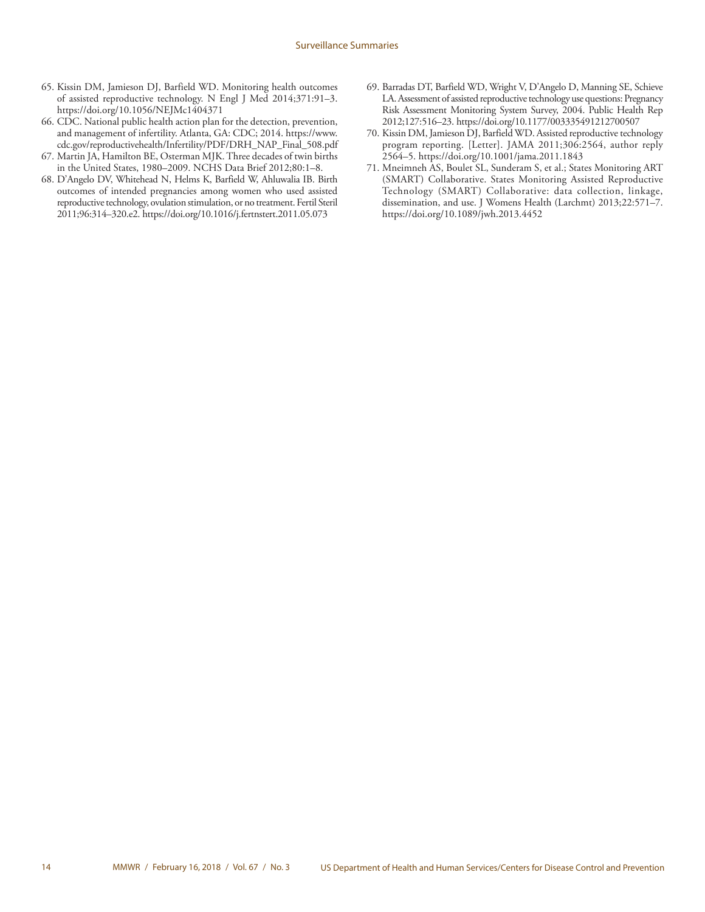65. Kissin DM, Jamieson DJ, Barfield WD. Monitoring health outcomes of assisted reproductive technology. N Engl J Med 2014;371:91–3. https://doi.org/10.1056/NEJMc1404371
66. CDC. National public health action plan for the detection, prevention, and management of infertility. Atlanta, GA: CDC; 2014. https://www.cdc.gov/reproductivehealth/Infertility/PDF/DRH_NAP_Final_508.pdf
67. Martin JA, Hamilton BE, Osterman MJK. Three decades of twin births in the United States, 1980–2009. NCHS Data Brief 2012;80:1–8.
68. D'Angelo DV, Whitehead N, Helms K, Barfield W, Ahluwalia IB. Birth outcomes of intended pregnancies among women who used assisted reproductive technology, ovulation stimulation, or no treatment. Fertil Steril 2011;96:314–320.e2. https://doi.org/10.1016/j.fertnstert.2011.05.073
69. Barradas DT, Barfield WD, Wright V, D'Angelo D, Manning SE, Schieve LA. Assessment of assisted reproductive technology use questions: Pregnancy Risk Assessment Monitoring System Survey, 2004. Public Health Rep 2012;127:516–23. https://doi.org/10.1177/003335491212700507
70. Kissin DM, Jamieson DJ, Barfield WD. Assisted reproductive technology program reporting. [Letter]. JAMA 2011;306:2564, author reply 2564–5. https://doi.org/10.1001/jama.2011.1843
71. Mneimneh AS, Boulet SL, Sunderam S, et al.; States Monitoring ART (SMART) Collaborative. States Monitoring Assisted Reproductive Technology (SMART) Collaborative: data collection, linkage, dissemination, and use. J Womens Health (Larchmt) 2013;22:571–7. https://doi.org/10.1089/jwh.2013.4452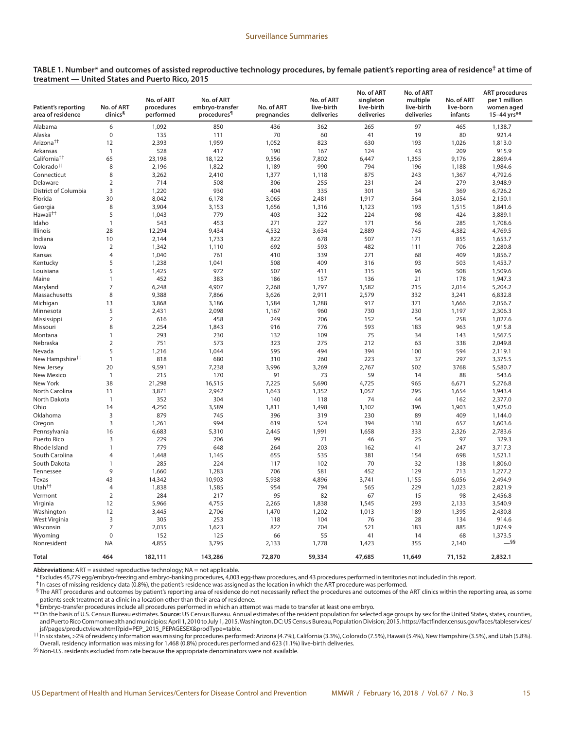**TABLE 1. Number* and outcomes of assisted reproductive technology procedures, by female patient's reporting area of residence† at time of treatment — United States and Puerto Rico, 2015**

| Patient's reporting area of residence | No. of ART clinics§ | No. of ART procedures performed | No. of ART embryo-transfer procedures¶ | No. of ART pregnancies | No. of ART live-birth deliveries | No. of ART singleton live-birth deliveries | No. of ART multiple live-birth deliveries | No. of ART live-born infants | ART procedures per 1 million women aged 15–44 yrs** |
|---|---|---|---|---|---|---|---|---|---|
| Alabama | 6 | 1,092 | 850 | 436 | 362 | 265 | 97 | 465 | 1,138.7 |
| Alaska | 0 | 135 | 111 | 70 | 60 | 41 | 19 | 80 | 921.4 |
| Arizona†† | 12 | 2,393 | 1,959 | 1,052 | 823 | 630 | 193 | 1,026 | 1,813.0 |
| Arkansas | 1 | 528 | 417 | 190 | 167 | 124 | 43 | 209 | 915.9 |
| California†† | 65 | 23,198 | 18,122 | 9,556 | 7,802 | 6,447 | 1,355 | 9,176 | 2,869.4 |
| Colorado†† | 8 | 2,196 | 1,822 | 1,189 | 990 | 794 | 196 | 1,188 | 1,984.6 |
| Connecticut | 8 | 3,262 | 2,410 | 1,377 | 1,118 | 875 | 243 | 1,367 | 4,792.6 |
| Delaware | 2 | 714 | 508 | 306 | 255 | 231 | 24 | 279 | 3,948.9 |
| District of Columbia | 3 | 1,220 | 930 | 404 | 335 | 301 | 34 | 369 | 6,726.2 |
| Florida | 30 | 8,042 | 6,178 | 3,065 | 2,481 | 1,917 | 564 | 3,054 | 2,150.1 |
| Georgia | 8 | 3,904 | 3,153 | 1,656 | 1,316 | 1,123 | 193 | 1,515 | 1,841.6 |
| Hawaii†† | 5 | 1,043 | 779 | 403 | 322 | 224 | 98 | 424 | 3,889.1 |
| Idaho | 1 | 543 | 453 | 271 | 227 | 171 | 56 | 285 | 1,708.6 |
| Illinois | 28 | 12,294 | 9,434 | 4,532 | 3,634 | 2,889 | 745 | 4,382 | 4,769.5 |
| Indiana | 10 | 2,144 | 1,733 | 822 | 678 | 507 | 171 | 855 | 1,653.7 |
| Iowa | 2 | 1,342 | 1,110 | 692 | 593 | 482 | 111 | 706 | 2,280.8 |
| Kansas | 4 | 1,040 | 761 | 410 | 339 | 271 | 68 | 409 | 1,856.7 |
| Kentucky | 5 | 1,238 | 1,041 | 508 | 409 | 316 | 93 | 503 | 1,453.7 |
| Louisiana | 5 | 1,425 | 972 | 507 | 411 | 315 | 96 | 508 | 1,509.6 |
| Maine | 1 | 452 | 383 | 186 | 157 | 136 | 21 | 178 | 1,947.3 |
| Maryland | 7 | 6,248 | 4,907 | 2,268 | 1,797 | 1,582 | 215 | 2,014 | 5,204.2 |
| Massachusetts | 8 | 9,388 | 7,866 | 3,626 | 2,911 | 2,579 | 332 | 3,241 | 6,832.8 |
| Michigan | 13 | 3,868 | 3,186 | 1,584 | 1,288 | 917 | 371 | 1,666 | 2,056.7 |
| Minnesota | 5 | 2,431 | 2,098 | 1,167 | 960 | 730 | 230 | 1,197 | 2,306.3 |
| Mississippi | 2 | 616 | 458 | 249 | 206 | 152 | 54 | 258 | 1,027.6 |
| Missouri | 8 | 2,254 | 1,843 | 916 | 776 | 593 | 183 | 963 | 1,915.8 |
| Montana | 1 | 293 | 230 | 132 | 109 | 75 | 34 | 143 | 1,567.5 |
| Nebraska | 2 | 751 | 573 | 323 | 275 | 212 | 63 | 338 | 2,049.8 |
| Nevada | 5 | 1,216 | 1,044 | 595 | 494 | 394 | 100 | 594 | 2,119.1 |
| New Hampshire†† | 1 | 818 | 680 | 310 | 260 | 223 | 37 | 297 | 3,375.5 |
| New Jersey | 20 | 9,591 | 7,238 | 3,996 | 3,269 | 2,767 | 502 | 3768 | 5,580.7 |
| New Mexico | 1 | 215 | 170 | 91 | 73 | 59 | 14 | 88 | 543.6 |
| New York | 38 | 21,298 | 16,515 | 7,225 | 5,690 | 4,725 | 965 | 6,671 | 5,276.8 |
| North Carolina | 11 | 3,871 | 2,942 | 1,643 | 1,352 | 1,057 | 295 | 1,654 | 1,943.4 |
| North Dakota | 1 | 352 | 304 | 140 | 118 | 74 | 44 | 162 | 2,377.0 |
| Ohio | 14 | 4,250 | 3,589 | 1,811 | 1,498 | 1,102 | 396 | 1,903 | 1,925.0 |
| Oklahoma | 3 | 879 | 745 | 396 | 319 | 230 | 89 | 409 | 1,144.0 |
| Oregon | 3 | 1,261 | 994 | 619 | 524 | 394 | 130 | 657 | 1,603.6 |
| Pennsylvania | 16 | 6,683 | 5,310 | 2,445 | 1,991 | 1,658 | 333 | 2,326 | 2,783.6 |
| Puerto Rico | 3 | 229 | 206 | 99 | 71 | 46 | 25 | 97 | 329.3 |
| Rhode Island | 1 | 779 | 648 | 264 | 203 | 162 | 41 | 247 | 3,717.3 |
| South Carolina | 4 | 1,448 | 1,145 | 655 | 535 | 381 | 154 | 698 | 1,521.1 |
| South Dakota | 1 | 285 | 224 | 117 | 102 | 70 | 32 | 138 | 1,806.0 |
| Tennessee | 9 | 1,660 | 1,283 | 706 | 581 | 452 | 129 | 713 | 1,277.2 |
| Texas | 43 | 14,342 | 10,903 | 5,938 | 4,896 | 3,741 | 1,155 | 6,056 | 2,494.9 |
| Utah†† | 4 | 1,838 | 1,585 | 954 | 794 | 565 | 229 | 1,023 | 2,821.9 |
| Vermont | 2 | 284 | 217 | 95 | 82 | 67 | 15 | 98 | 2,456.8 |
| Virginia | 12 | 5,966 | 4,755 | 2,265 | 1,838 | 1,545 | 293 | 2,133 | 3,540.9 |
| Washington | 12 | 3,445 | 2,706 | 1,470 | 1,202 | 1,013 | 189 | 1,395 | 2,430.8 |
| West Virginia | 3 | 305 | 253 | 118 | 104 | 76 | 28 | 134 | 914.6 |
| Wisconsin | 7 | 2,035 | 1,623 | 822 | 704 | 521 | 183 | 885 | 1,874.9 |
| Wyoming | 0 | 152 | 125 | 66 | 55 | 41 | 14 | 68 | 1,373.5 |
| Nonresident | NA | 4,855 | 3,795 | 2,133 | 1,778 | 1,423 | 355 | 2,140 | —§§ |
| **Total** | **464** | **182,111** | **143,286** | **72,870** | **59,334** | **47,685** | **11,649** | **71,152** | **2,832.1** |

**Abbreviations:** ART = assisted reproductive technology; NA = not applicable.

\* Excludes 45,779 egg/embryo-freezing and embryo-banking procedures, 4,003 egg-thaw procedures, and 43 procedures performed in territories not included in this report.

† In cases of missing residency data (0.8%), the patient's residence was assigned as the location in which the ART procedure was performed.

§ The ART procedures and outcomes by patient's reporting area of residence do not necessarily reflect the procedures and outcomes of the ART clinics within the reporting area, as some patients seek treatment at a clinic in a location other than their area of residence.

¶ Embryo-transfer procedures include all procedures performed in which an attempt was made to transfer at least one embryo.

** On the basis of U.S. Census Bureau estimates. **Source:** US Census Bureau. Annual estimates of the resident population for selected age groups by sex for the United States, states, counties, and Puerto Rico Commonwealth and municipios: April 1, 2010 to July 1, 2015. Washington, DC: US Census Bureau, Population Division; 2015. https://factfinder.census.gov/faces/tableservices/jsf/pages/productview.xhtml?pid=PEP_2015_PEPAGESEX&prodType=table.

†† In six states, >2% of residency information was missing for procedures performed: Arizona (4.7%), California (3.3%), Colorado (7.5%), Hawaii (5.4%), New Hampshire (3.5%), and Utah (5.8%). Overall, residency information was missing for 1,468 (0.8%) procedures performed and 623 (1.1%) live-birth deliveries.

§§ Non-U.S. residents excluded from rate because the appropriate denominators were not available.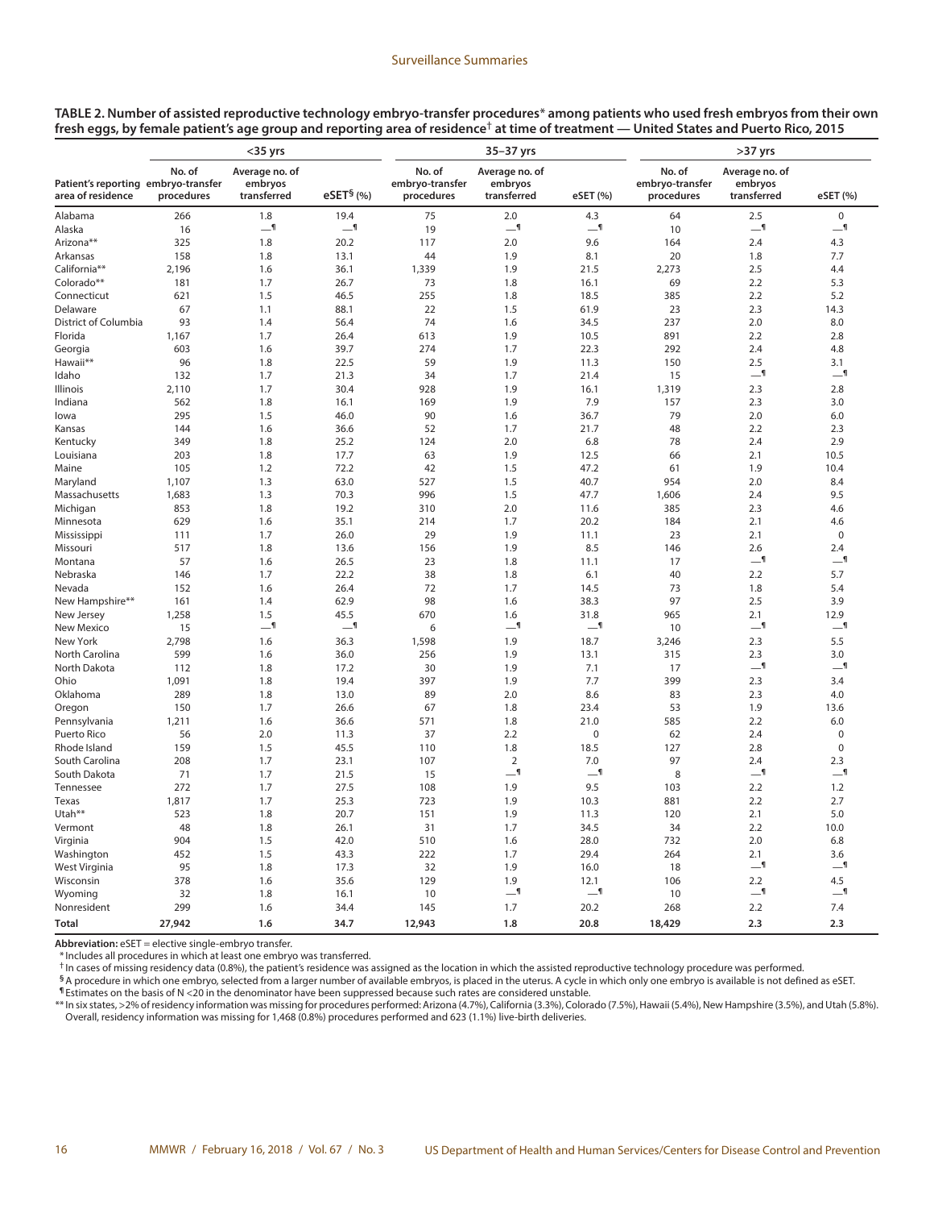**TABLE 2. Number of assisted reproductive technology embryo-transfer procedures* among patients who used fresh embryos from their own fresh eggs, by female patient's age group and reporting area of residence† at time of treatment — United States and Puerto Rico, 2015**

| | <35 yrs | | | 35–37 yrs | | | >37 yrs | | |
|---|---|---|---|---|---|---|---|---|---|
| Patient's reporting area of residence | No. of embryo-transfer procedures | Average no. of embryos transferred | eSET§ (%) | No. of embryo-transfer procedures | Average no. of embryos transferred | eSET (%) | No. of embryo-transfer procedures | Average no. of embryos transferred | eSET (%) |
| Alabama | 266 | 1.8 | 19.4 | 75 | 2.0 | 4.3 | 64 | 2.5 | 0 |
| Alaska | 16 | —¶ | —¶ | 19 | —¶ | —¶ | 10 | —¶ | —¶ |
| Arizona** | 325 | 1.8 | 20.2 | 117 | 2.0 | 9.6 | 164 | 2.4 | 4.3 |
| Arkansas | 158 | 1.8 | 13.1 | 44 | 1.9 | 8.1 | 20 | 1.8 | 7.7 |
| California** | 2,196 | 1.6 | 36.1 | 1,339 | 1.9 | 21.5 | 2,273 | 2.5 | 4.4 |
| Colorado** | 181 | 1.7 | 26.7 | 73 | 1.8 | 16.1 | 69 | 2.2 | 5.3 |
| Connecticut | 621 | 1.5 | 46.5 | 255 | 1.8 | 18.5 | 385 | 2.2 | 5.2 |
| Delaware | 67 | 1.1 | 88.1 | 22 | 1.5 | 61.9 | 23 | 2.3 | 14.3 |
| District of Columbia | 93 | 1.4 | 56.4 | 74 | 1.6 | 34.5 | 237 | 2.0 | 8.0 |
| Florida | 1,167 | 1.7 | 26.4 | 613 | 1.9 | 10.5 | 891 | 2.2 | 2.8 |
| Georgia | 603 | 1.6 | 39.7 | 274 | 1.7 | 22.3 | 292 | 2.4 | 4.8 |
| Hawaii** | 96 | 1.8 | 22.5 | 59 | 1.9 | 11.3 | 150 | 2.5 | 3.1 |
| Idaho | 132 | 1.7 | 21.3 | 34 | 1.7 | 21.4 | 15 | —¶ | —¶ |
| Illinois | 2,110 | 1.7 | 30.4 | 928 | 1.9 | 16.1 | 1,319 | 2.3 | 2.8 |
| Indiana | 562 | 1.8 | 16.1 | 169 | 1.9 | 7.9 | 157 | 2.3 | 3.0 |
| Iowa | 295 | 1.5 | 46.0 | 90 | 1.6 | 36.7 | 79 | 2.0 | 6.0 |
| Kansas | 144 | 1.6 | 36.6 | 52 | 1.7 | 21.7 | 48 | 2.2 | 2.3 |
| Kentucky | 349 | 1.8 | 25.2 | 124 | 2.0 | 6.8 | 78 | 2.4 | 2.9 |
| Louisiana | 203 | 1.8 | 17.7 | 63 | 1.9 | 12.5 | 66 | 2.1 | 10.5 |
| Maine | 105 | 1.2 | 72.2 | 42 | 1.5 | 47.2 | 61 | 1.9 | 10.4 |
| Maryland | 1,107 | 1.3 | 63.0 | 527 | 1.5 | 40.7 | 954 | 2.0 | 8.4 |
| Massachusetts | 1,683 | 1.3 | 70.3 | 996 | 1.5 | 47.7 | 1,606 | 2.4 | 9.5 |
| Michigan | 853 | 1.8 | 19.2 | 310 | 2.0 | 11.6 | 385 | 2.3 | 4.6 |
| Minnesota | 629 | 1.6 | 35.1 | 214 | 1.7 | 20.2 | 184 | 2.1 | 4.6 |
| Mississippi | 111 | 1.7 | 26.0 | 29 | 1.9 | 11.1 | 23 | 2.1 | 0 |
| Missouri | 517 | 1.8 | 13.6 | 156 | 1.9 | 8.5 | 146 | 2.6 | 2.4 |
| Montana | 57 | 1.6 | 26.5 | 23 | 1.8 | 11.1 | 17 | —¶ | —¶ |
| Nebraska | 146 | 1.7 | 22.2 | 38 | 1.8 | 6.1 | 40 | 2.2 | 5.7 |
| Nevada | 152 | 1.6 | 26.4 | 72 | 1.7 | 14.5 | 73 | 1.8 | 5.4 |
| New Hampshire** | 161 | 1.4 | 62.9 | 98 | 1.6 | 38.3 | 97 | 2.5 | 3.9 |
| New Jersey | 1,258 | 1.5 | 45.5 | 670 | 1.6 | 31.8 | 965 | 2.1 | 12.9 |
| New Mexico | 15 | —¶ | —¶ | 6 | —¶ | —¶ | 10 | —¶ | —¶ |
| New York | 2,798 | 1.6 | 36.3 | 1,598 | 1.9 | 18.7 | 3,246 | 2.3 | 5.5 |
| North Carolina | 599 | 1.6 | 36.0 | 256 | 1.9 | 13.1 | 315 | 2.3 | 3.0 |
| North Dakota | 112 | 1.8 | 17.2 | 30 | 1.9 | 7.1 | 17 | —¶ | —¶ |
| Ohio | 1,091 | 1.8 | 19.4 | 397 | 1.9 | 7.7 | 399 | 2.3 | 3.4 |
| Oklahoma | 289 | 1.8 | 13.0 | 89 | 2.0 | 8.6 | 83 | 2.3 | 4.0 |
| Oregon | 150 | 1.7 | 26.6 | 67 | 1.8 | 23.4 | 53 | 1.9 | 13.6 |
| Pennsylvania | 1,211 | 1.6 | 36.6 | 571 | 1.8 | 21.0 | 585 | 2.2 | 6.0 |
| Puerto Rico | 56 | 2.0 | 11.3 | 37 | 2.2 | 0 | 62 | 2.4 | 0 |
| Rhode Island | 159 | 1.5 | 45.5 | 110 | 1.8 | 18.5 | 127 | 2.8 | 0 |
| South Carolina | 208 | 1.7 | 23.1 | 107 | 2 | 7.0 | 97 | 2.4 | 2.3 |
| South Dakota | 71 | 1.7 | 21.5 | 15 | —¶ | —¶ | 8 | —¶ | —¶ |
| Tennessee | 272 | 1.7 | 27.5 | 108 | 1.9 | 9.5 | 103 | 2.2 | 1.2 |
| Texas | 1,817 | 1.7 | 25.3 | 723 | 1.9 | 10.3 | 881 | 2.2 | 2.7 |
| Utah** | 523 | 1.8 | 20.7 | 151 | 1.9 | 11.3 | 120 | 2.1 | 5.0 |
| Vermont | 48 | 1.8 | 26.1 | 31 | 1.7 | 34.5 | 34 | 2.2 | 10.0 |
| Virginia | 904 | 1.5 | 42.0 | 510 | 1.6 | 28.0 | 732 | 2.0 | 6.8 |
| Washington | 452 | 1.5 | 43.3 | 222 | 1.7 | 29.4 | 264 | 2.1 | 3.6 |
| West Virginia | 95 | 1.8 | 17.3 | 32 | 1.9 | 16.0 | 18 | —¶ | —¶ |
| Wisconsin | 378 | 1.6 | 35.6 | 129 | 1.9 | 12.1 | 106 | 2.2 | 4.5 |
| Wyoming | 32 | 1.8 | 16.1 | 10 | —¶ | —¶ | 10 | —¶ | —¶ |
| Nonresident | 299 | 1.6 | 34.4 | 145 | 1.7 | 20.2 | 268 | 2.2 | 7.4 |
| **Total** | **27,942** | **1.6** | **34.7** | **12,943** | **1.8** | **20.8** | **18,429** | **2.3** | **2.3** |

**Abbreviation:** eSET = elective single-embryo transfer.

\* Includes all procedures in which at least one embryo was transferred.

† In cases of missing residency data (0.8%), the patient's residence was assigned as the location in which the assisted reproductive technology procedure was performed.

§ A procedure in which one embryo, selected from a larger number of available embryos, is placed in the uterus. A cycle in which only one embryo is available is not defined as eSET.

¶ Estimates on the basis of N <20 in the denominator have been suppressed because such rates are considered unstable.

** In six states, >2% of residency information was missing for procedures performed: Arizona (4.7%), California (3.3%), Colorado (7.5%), Hawaii (5.4%), New Hampshire (3.5%), and Utah (5.8%). Overall, residency information was missing for 1,468 (0.8%) procedures performed and 623 (1.1%) live-birth deliveries.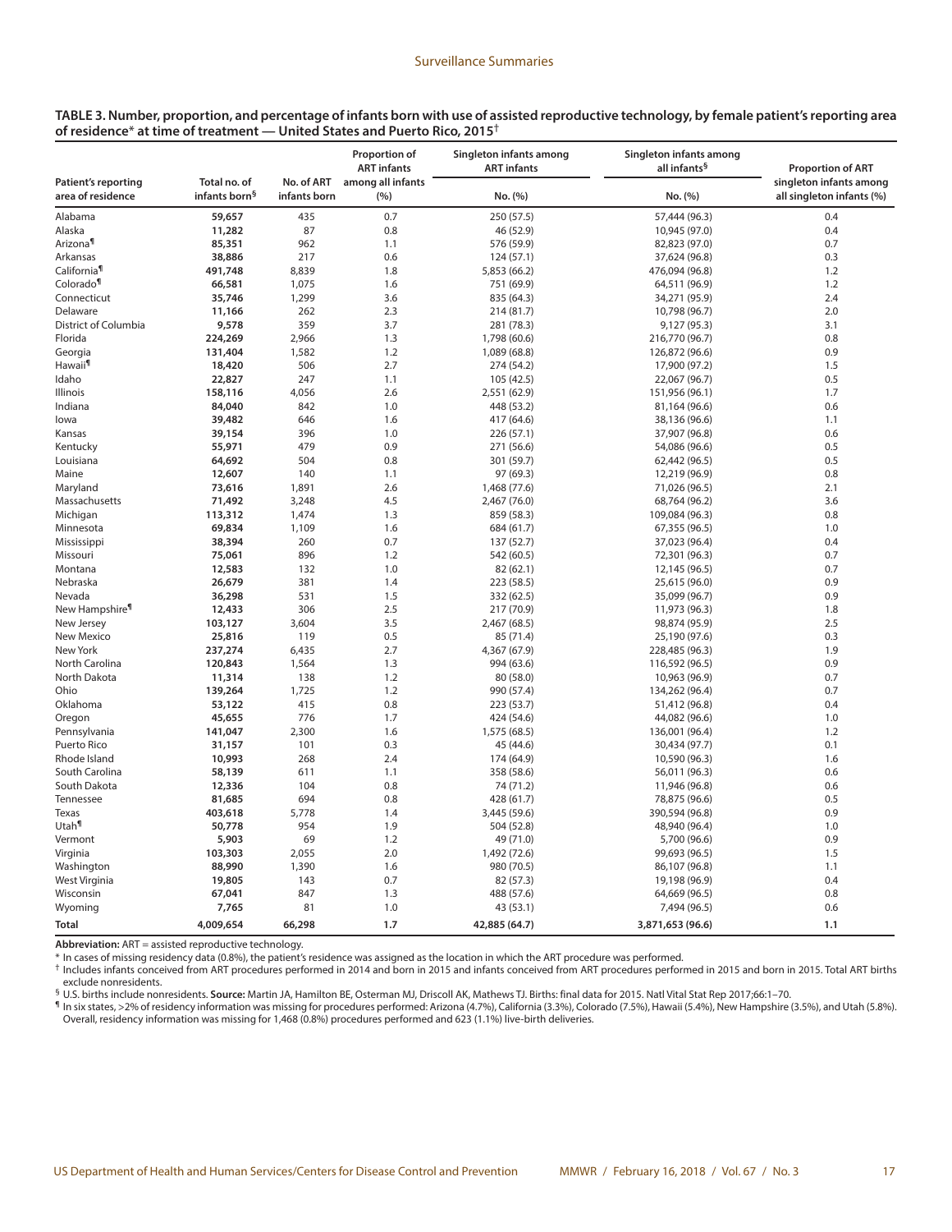**TABLE 3. Number, proportion, and percentage of infants born with use of assisted reproductive technology, by female patient's reporting area of residence* at time of treatment — United States and Puerto Rico, 2015†**

| Patient's reporting area of residence | Total no. of infants born§ | No. of ART infants born | Proportion of ART infants among all infants (%) | Singleton infants among ART infants No. (%) | Singleton infants among all infants§ No. (%) | Proportion of ART singleton infants among all singleton infants (%) |
|---|---|---|---|---|---|---|
| Alabama | **59,657** | 435 | 0.7 | 250 (57.5) | 57,444 (96.3) | 0.4 |
| Alaska | **11,282** | 87 | 0.8 | 46 (52.9) | 10,945 (97.0) | 0.4 |
| Arizona¶ | **85,351** | 962 | 1.1 | 576 (59.9) | 82,823 (97.0) | 0.7 |
| Arkansas | **38,886** | 217 | 0.6 | 124 (57.1) | 37,624 (96.8) | 0.3 |
| California¶ | **491,748** | 8,839 | 1.8 | 5,853 (66.2) | 476,094 (96.8) | 1.2 |
| Colorado¶ | **66,581** | 1,075 | 1.6 | 751 (69.9) | 64,511 (96.9) | 1.2 |
| Connecticut | **35,746** | 1,299 | 3.6 | 835 (64.3) | 34,271 (95.9) | 2.4 |
| Delaware | **11,166** | 262 | 2.3 | 214 (81.7) | 10,798 (96.7) | 2.0 |
| District of Columbia | **9,578** | 359 | 3.7 | 281 (78.3) | 9,127 (95.3) | 3.1 |
| Florida | **224,269** | 2,966 | 1.3 | 1,798 (60.6) | 216,770 (96.7) | 0.8 |
| Georgia | **131,404** | 1,582 | 1.2 | 1,089 (68.8) | 126,872 (96.6) | 0.9 |
| Hawaii¶ | **18,420** | 506 | 2.7 | 274 (54.2) | 17,900 (97.2) | 1.5 |
| Idaho | **22,827** | 247 | 1.1 | 105 (42.5) | 22,067 (96.7) | 0.5 |
| Illinois | **158,116** | 4,056 | 2.6 | 2,551 (62.9) | 151,956 (96.1) | 1.7 |
| Indiana | **84,040** | 842 | 1.0 | 448 (53.2) | 81,164 (96.6) | 0.6 |
| Iowa | **39,482** | 646 | 1.6 | 417 (64.6) | 38,136 (96.6) | 1.1 |
| Kansas | **39,154** | 396 | 1.0 | 226 (57.1) | 37,907 (96.8) | 0.6 |
| Kentucky | **55,971** | 479 | 0.9 | 271 (56.6) | 54,086 (96.6) | 0.5 |
| Louisiana | **64,692** | 504 | 0.8 | 301 (59.7) | 62,442 (96.5) | 0.5 |
| Maine | **12,607** | 140 | 1.1 | 97 (69.3) | 12,219 (96.9) | 0.8 |
| Maryland | **73,616** | 1,891 | 2.6 | 1,468 (77.6) | 71,026 (96.5) | 2.1 |
| Massachusetts | **71,492** | 3,248 | 4.5 | 2,467 (76.0) | 68,764 (96.2) | 3.6 |
| Michigan | **113,312** | 1,474 | 1.3 | 859 (58.3) | 109,084 (96.3) | 0.8 |
| Minnesota | **69,834** | 1,109 | 1.6 | 684 (61.7) | 67,355 (96.5) | 1.0 |
| Mississippi | **38,394** | 260 | 0.7 | 137 (52.7) | 37,023 (96.4) | 0.4 |
| Missouri | **75,061** | 896 | 1.2 | 542 (60.5) | 72,301 (96.3) | 0.7 |
| Montana | **12,583** | 132 | 1.0 | 82 (62.1) | 12,145 (96.5) | 0.7 |
| Nebraska | **26,679** | 381 | 1.4 | 223 (58.5) | 25,615 (96.0) | 0.9 |
| Nevada | **36,298** | 531 | 1.5 | 332 (62.5) | 35,099 (96.7) | 0.9 |
| New Hampshire¶ | **12,433** | 306 | 2.5 | 217 (70.9) | 11,973 (96.3) | 1.8 |
| New Jersey | **103,127** | 3,604 | 3.5 | 2,467 (68.5) | 98,874 (95.9) | 2.5 |
| New Mexico | **25,816** | 119 | 0.5 | 85 (71.4) | 25,190 (97.6) | 0.3 |
| New York | **237,274** | 6,435 | 2.7 | 4,367 (67.9) | 228,485 (96.3) | 1.9 |
| North Carolina | **120,843** | 1,564 | 1.3 | 994 (63.6) | 116,592 (96.5) | 0.9 |
| North Dakota | **11,314** | 138 | 1.2 | 80 (58.0) | 10,963 (96.9) | 0.7 |
| Ohio | **139,264** | 1,725 | 1.2 | 990 (57.4) | 134,262 (96.4) | 0.7 |
| Oklahoma | **53,122** | 415 | 0.8 | 223 (53.7) | 51,412 (96.8) | 0.4 |
| Oregon | **45,655** | 776 | 1.7 | 424 (54.6) | 44,082 (96.6) | 1.0 |
| Pennsylvania | **141,047** | 2,300 | 1.6 | 1,575 (68.5) | 136,001 (96.4) | 1.2 |
| Puerto Rico | **31,157** | 101 | 0.3 | 45 (44.6) | 30,434 (97.7) | 0.1 |
| Rhode Island | **10,993** | 268 | 2.4 | 174 (64.9) | 10,590 (96.3) | 1.6 |
| South Carolina | **58,139** | 611 | 1.1 | 358 (58.6) | 56,011 (96.3) | 0.6 |
| South Dakota | **12,336** | 104 | 0.8 | 74 (71.2) | 11,946 (96.8) | 0.6 |
| Tennessee | **81,685** | 694 | 0.8 | 428 (61.7) | 78,875 (96.6) | 0.5 |
| Texas | **403,618** | 5,778 | 1.4 | 3,445 (59.6) | 390,594 (96.8) | 0.9 |
| Utah¶ | **50,778** | 954 | 1.9 | 504 (52.8) | 48,940 (96.4) | 1.0 |
| Vermont | **5,903** | 69 | 1.2 | 49 (71.0) | 5,700 (96.6) | 0.9 |
| Virginia | **103,303** | 2,055 | 2.0 | 1,492 (72.6) | 99,693 (96.5) | 1.5 |
| Washington | **88,990** | 1,390 | 1.6 | 980 (70.5) | 86,107 (96.8) | 1.1 |
| West Virginia | **19,805** | 143 | 0.7 | 82 (57.3) | 19,198 (96.9) | 0.4 |
| Wisconsin | **67,041** | 847 | 1.3 | 488 (57.6) | 64,669 (96.5) | 0.8 |
| Wyoming | **7,765** | 81 | 1.0 | 43 (53.1) | 7,494 (96.5) | 0.6 |
| **Total** | **4,009,654** | **66,298** | **1.7** | **42,885 (64.7)** | **3,871,653 (96.6)** | **1.1** |

**Abbreviation:** ART = assisted reproductive technology.

\* In cases of missing residency data (0.8%), the patient's residence was assigned as the location in which the ART procedure was performed.

† Includes infants conceived from ART procedures performed in 2014 and born in 2015 and infants conceived from ART procedures performed in 2015 and born in 2015. Total ART births exclude nonresidents.

§ U.S. births include nonresidents. **Source:** Martin JA, Hamilton BE, Osterman MJ, Driscoll AK, Mathews TJ. Births: final data for 2015. Natl Vital Stat Rep 2017;66:1–70.

¶ In six states, >2% of residency information was missing for procedures performed: Arizona (4.7%), California (3.3%), Colorado (7.5%), Hawaii (5.4%), New Hampshire (3.5%), and Utah (5.8%). Overall, residency information was missing for 1,468 (0.8%) procedures performed and 623 (1.1%) live-birth deliveries.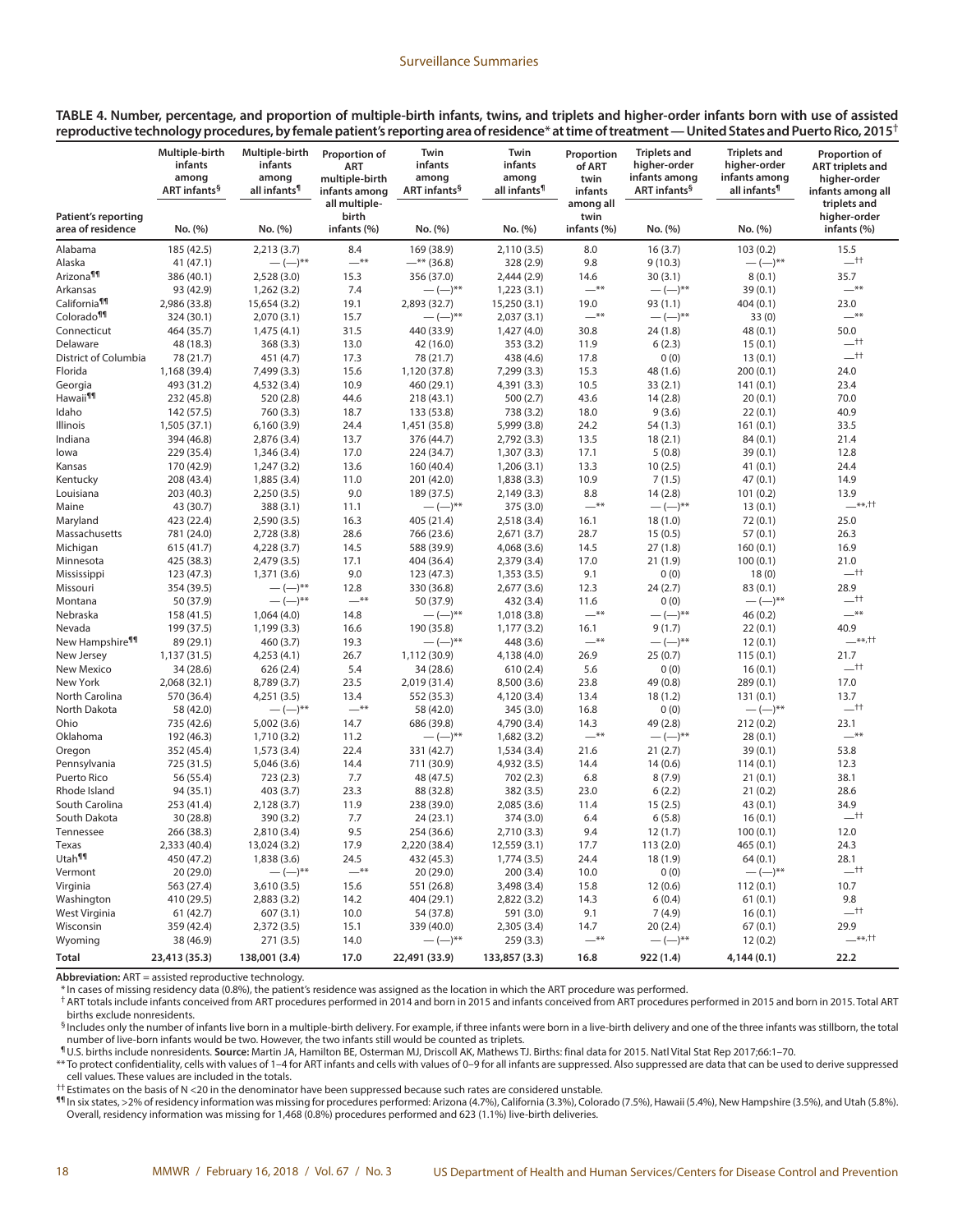**TABLE 4. Number, percentage, and proportion of multiple-birth infants, twins, and triplets and higher-order infants born with use of assisted reproductive technology procedures, by female patient's reporting area of residence* at time of treatment — United States and Puerto Rico, 2015†**

| Patient's reporting area of residence | Multiple-birth infants among ART infants§ No. (%) | Multiple-birth infants among all infants¶ No. (%) | Proportion of ART multiple-birth infants among all multiple-birth infants (%) | Twin infants among ART infants§ No. (%) | Twin infants among all infants¶ No. (%) | Proportion of ART twin infants among all twin infants (%) | Triplets and higher-order infants among ART infants§ No. (%) | Triplets and higher-order infants among all infants¶ No. (%) | Proportion of ART triplets and higher-order infants among all triplets and higher-order infants (%) |
|---|---|---|---|---|---|---|---|---|---|
| Alabama | 185 (42.5) | 2,213 (3.7) | 8.4 | 169 (38.9) | 2,110 (3.5) | 8.0 | 16 (3.7) | 103 (0.2) | 15.5 |
| Alaska | 41 (47.1) | — (—)** | —** | —** (36.8) | 328 (2.9) | 9.8 | 9 (10.3) | — (—)** | —†† |
| Arizona¶¶ | 386 (40.1) | 2,528 (3.0) | 15.3 | 356 (37.0) | 2,444 (2.9) | 14.6 | 30 (3.1) | 8 (0.1) | 35.7 |
| Arkansas | 93 (42.9) | 1,262 (3.2) | 7.4 | — (—)** | 1,223 (3.1) | —** | — (—)** | 39 (0.1) | —** |
| California¶¶ | 2,986 (33.8) | 15,654 (3.2) | 19.1 | 2,893 (32.7) | 15,250 (3.1) | 19.0 | 93 (1.1) | 404 (0.1) | 23.0 |
| Colorado¶¶ | 324 (30.1) | 2,070 (3.1) | 15.7 | — (—)** | 2,037 (3.1) | —** | — (—)** | 33 (0) | —** |
| Connecticut | 464 (35.7) | 1,475 (4.1) | 31.5 | 440 (33.9) | 1,427 (4.0) | 30.8 | 24 (1.8) | 48 (0.1) | 50.0 |
| Delaware | 48 (18.3) | 368 (3.3) | 13.0 | 42 (16.0) | 353 (3.2) | 11.9 | 6 (2.3) | 15 (0.1) | —†† |
| District of Columbia | 78 (21.7) | 451 (4.7) | 17.3 | 78 (21.7) | 438 (4.6) | 17.8 | 0 (0) | 13 (0.1) | —†† |
| Florida | 1,168 (39.4) | 7,499 (3.3) | 15.6 | 1,120 (37.8) | 7,299 (3.3) | 15.3 | 48 (1.6) | 200 (0.1) | 24.0 |
| Georgia | 493 (31.2) | 4,532 (3.4) | 10.9 | 460 (29.1) | 4,391 (3.3) | 10.5 | 33 (2.1) | 141 (0.1) | 23.4 |
| Hawaii¶¶ | 232 (45.8) | 520 (2.8) | 44.6 | 218 (43.1) | 500 (2.7) | 43.6 | 14 (2.8) | 20 (0.1) | 70.0 |
| Idaho | 142 (57.5) | 760 (3.3) | 18.7 | 133 (53.8) | 738 (3.2) | 18.0 | 9 (3.6) | 22 (0.1) | 40.9 |
| Illinois | 1,505 (37.1) | 6,160 (3.9) | 24.4 | 1,451 (35.8) | 5,999 (3.8) | 24.2 | 54 (1.3) | 161 (0.1) | 33.5 |
| Indiana | 394 (46.8) | 2,876 (3.4) | 13.7 | 376 (44.7) | 2,792 (3.3) | 13.5 | 18 (2.1) | 84 (0.1) | 21.4 |
| Iowa | 229 (35.4) | 1,346 (3.4) | 17.0 | 224 (34.7) | 1,307 (3.3) | 17.1 | 5 (0.8) | 39 (0.1) | 12.8 |
| Kansas | 170 (42.9) | 1,247 (3.2) | 13.6 | 160 (40.4) | 1,206 (3.1) | 13.3 | 10 (2.5) | 41 (0.1) | 24.4 |
| Kentucky | 208 (43.4) | 1,885 (3.4) | 11.0 | 201 (42.0) | 1,838 (3.3) | 10.9 | 7 (1.5) | 47 (0.1) | 14.9 |
| Louisiana | 203 (40.3) | 2,250 (3.5) | 9.0 | 189 (37.5) | 2,149 (3.3) | 8.8 | 14 (2.8) | 101 (0.2) | 13.9 |
| Maine | 43 (30.7) | 388 (3.1) | 11.1 | — (—)** | 375 (3.0) | —** | — (—)** | 13 (0.1) | —**,†† |
| Maryland | 423 (22.4) | 2,590 (3.5) | 16.3 | 405 (21.4) | 2,518 (3.4) | 16.1 | 18 (1.0) | 72 (0.1) | 25.0 |
| Massachusetts | 781 (24.0) | 2,728 (3.8) | 28.6 | 766 (23.6) | 2,671 (3.7) | 28.7 | 15 (0.5) | 57 (0.1) | 26.3 |
| Michigan | 615 (41.7) | 4,228 (3.7) | 14.5 | 588 (39.9) | 4,068 (3.6) | 14.5 | 27 (1.8) | 160 (0.1) | 16.9 |
| Minnesota | 425 (38.3) | 2,479 (3.5) | 17.1 | 404 (36.4) | 2,379 (3.4) | 17.0 | 21 (1.9) | 100 (0.1) | 21.0 |
| Mississippi | 123 (47.3) | 1,371 (3.6) | 9.0 | 123 (47.3) | 1,353 (3.5) | 9.1 | 0 (0) | 18 (0) | —†† |
| Missouri | 354 (39.5) | — (—)** | 12.8 | 330 (36.8) | 2,677 (3.6) | 12.3 | 24 (2.7) | 83 (0.1) | 28.9 |
| Montana | 50 (37.9) | — (—)** | —** | 50 (37.9) | 432 (3.4) | 11.6 | 0 (0) | — (—)** | —†† |
| Nebraska | 158 (41.5) | 1,064 (4.0) | 14.8 | — (—)** | 1,018 (3.8) | —** | — (—)** | 46 (0.2) | —** |
| Nevada | 199 (37.5) | 1,199 (3.3) | 16.6 | 190 (35.8) | 1,177 (3.2) | 16.1 | 9 (1.7) | 22 (0.1) | 40.9 |
| New Hampshire¶¶ | 89 (29.1) | 460 (3.7) | 19.3 | — (—)** | 448 (3.6) | —** | — (—)** | 12 (0.1) | —**,†† |
| New Jersey | 1,137 (31.5) | 4,253 (4.1) | 26.7 | 1,112 (30.9) | 4,138 (4.0) | 26.9 | 25 (0.7) | 115 (0.1) | 21.7 |
| New Mexico | 34 (28.6) | 626 (2.4) | 5.4 | 34 (28.6) | 610 (2.4) | 5.6 | 0 (0) | 16 (0.1) | —†† |
| New York | 2,068 (32.1) | 8,789 (3.7) | 23.5 | 2,019 (31.4) | 8,500 (3.6) | 23.8 | 49 (0.8) | 289 (0.1) | 17.0 |
| North Carolina | 570 (36.4) | 4,251 (3.5) | 13.4 | 552 (35.3) | 4,120 (3.4) | 13.4 | 18 (1.2) | 131 (0.1) | 13.7 |
| North Dakota | 58 (42.0) | — (—)** | —** | 58 (42.0) | 345 (3.0) | 16.8 | 0 (0) | — (—)** | —†† |
| Ohio | 735 (42.6) | 5,002 (3.6) | 14.7 | 686 (39.8) | 4,790 (3.4) | 14.3 | 49 (2.8) | 212 (0.2) | 23.1 |
| Oklahoma | 192 (46.3) | 1,710 (3.2) | 11.2 | — (—)** | 1,682 (3.2) | —** | — (—)** | 28 (0.1) | —** |
| Oregon | 352 (45.4) | 1,573 (3.4) | 22.4 | 331 (42.7) | 1,534 (3.4) | 21.6 | 21 (2.7) | 39 (0.1) | 53.8 |
| Pennsylvania | 725 (31.5) | 5,046 (3.6) | 14.4 | 711 (30.9) | 4,932 (3.5) | 14.4 | 14 (0.6) | 114 (0.1) | 12.3 |
| Puerto Rico | 56 (55.4) | 723 (2.3) | 7.7 | 48 (47.5) | 702 (2.3) | 6.8 | 8 (7.9) | 21 (0.1) | 38.1 |
| Rhode Island | 94 (35.1) | 403 (3.7) | 23.3 | 88 (32.8) | 382 (3.5) | 23.0 | 6 (2.2) | 21 (0.2) | 28.6 |
| South Carolina | 253 (41.4) | 2,128 (3.7) | 11.9 | 238 (39.0) | 2,085 (3.6) | 11.4 | 15 (2.5) | 43 (0.1) | 34.9 |
| South Dakota | 30 (28.8) | 390 (3.2) | 7.7 | 24 (23.1) | 374 (3.0) | 6.4 | 6 (5.8) | 16 (0.1) | —†† |
| Tennessee | 266 (38.3) | 2,810 (3.4) | 9.5 | 254 (36.6) | 2,710 (3.3) | 9.4 | 12 (1.7) | 100 (0.1) | 12.0 |
| Texas | 2,333 (40.4) | 13,024 (3.2) | 17.9 | 2,220 (38.4) | 12,559 (3.1) | 17.7 | 113 (2.0) | 465 (0.1) | 24.3 |
| Utah¶¶ | 450 (47.2) | 1,838 (3.6) | 24.5 | 432 (45.3) | 1,774 (3.5) | 24.4 | 18 (1.9) | 64 (0.1) | 28.1 |
| Vermont | 20 (29.0) | — (—)** | —** | 20 (29.0) | 200 (3.4) | 10.0 | 0 (0) | — (—)** | —†† |
| Virginia | 563 (27.4) | 3,610 (3.5) | 15.6 | 551 (26.8) | 3,498 (3.4) | 15.8 | 12 (0.6) | 112 (0.1) | 10.7 |
| Washington | 410 (29.5) | 2,883 (3.2) | 14.2 | 404 (29.1) | 2,822 (3.2) | 14.3 | 6 (0.4) | 61 (0.1) | 9.8 |
| West Virginia | 61 (42.7) | 607 (3.1) | 10.0 | 54 (37.8) | 591 (3.0) | 9.1 | 7 (4.9) | 16 (0.1) | —†† |
| Wisconsin | 359 (42.4) | 2,372 (3.5) | 15.1 | 339 (40.0) | 2,305 (3.4) | 14.7 | 20 (2.4) | 67 (0.1) | 29.9 |
| Wyoming | 38 (46.9) | 271 (3.5) | 14.0 | — (—)** | 259 (3.3) | —** | — (—)** | 12 (0.2) | —**,†† |
| **Total** | **23,413 (35.3)** | **138,001 (3.4)** | **17.0** | **22,491 (33.9)** | **133,857 (3.3)** | **16.8** | **922 (1.4)** | **4,144 (0.1)** | **22.2** |

**Abbreviation:** ART = assisted reproductive technology.

\* In cases of missing residency data (0.8%), the patient's residence was assigned as the location in which the ART procedure was performed.

† ART totals include infants conceived from ART procedures performed in 2014 and born in 2015 and infants conceived from ART procedures performed in 2015 and born in 2015. Total ART births exclude nonresidents.

§ Includes only the number of infants live born in a multiple-birth delivery. For example, if three infants were born in a live-birth delivery and one of the three infants was stillborn, the total number of live-born infants would be two. However, the two infants still would be counted as triplets.

¶ U.S. births include nonresidents. **Source:** Martin JA, Hamilton BE, Osterman MJ, Driscoll AK, Mathews TJ. Births: final data for 2015. Natl Vital Stat Rep 2017;66:1–70.

** To protect confidentiality, cells with values of 1–4 for ART infants and cells with values of 0–9 for all infants are suppressed. Also suppressed are data that can be used to derive suppressed cell values. These values are included in the totals.

†† Estimates on the basis of N <20 in the denominator have been suppressed because such rates are considered unstable.

¶¶ In six states, >2% of residency information was missing for procedures performed: Arizona (4.7%), California (3.3%), Colorado (7.5%), Hawaii (5.4%), New Hampshire (3.5%), and Utah (5.8%). Overall, residency information was missing for 1,468 (0.8%) procedures performed and 623 (1.1%) live-birth deliveries.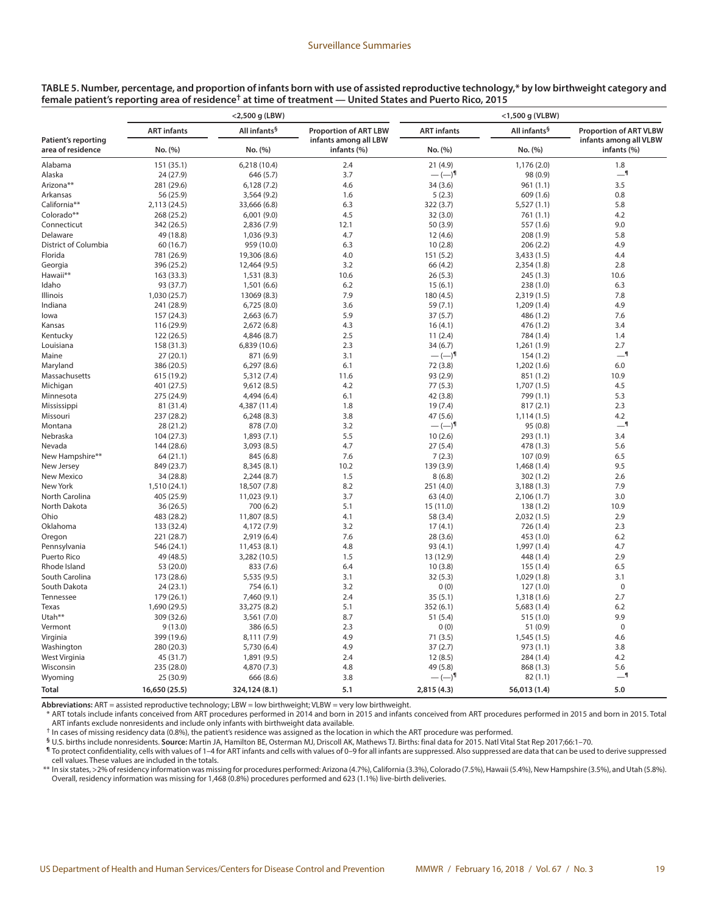**TABLE 5. Number, percentage, and proportion of infants born with use of assisted reproductive technology,* by low birthweight category and female patient's reporting area of residence† at time of treatment — United States and Puerto Rico, 2015**

| Patient's reporting area of residence | <2,500 g (LBW) | | | <1,500 g (VLBW) | | |
|---|---|---|---|---|---|---|
| | ART infants | All infants§ | Proportion of ART LBW infants among all LBW infants (%) | ART infants | All infants§ | Proportion of ART VLBW infants among all VLBW infants (%) |
| | No. (%) | No. (%) | | No. (%) | No. (%) | |
| Alabama | 151 (35.1) | 6,218 (10.4) | 2.4 | 21 (4.9) | 1,176 (2.0) | 1.8 |
| Alaska | 24 (27.9) | 646 (5.7) | 3.7 | — (—)¶ | 98 (0.9) | —¶ |
| Arizona** | 281 (29.6) | 6,128 (7.2) | 4.6 | 34 (3.6) | 961 (1.1) | 3.5 |
| Arkansas | 56 (25.9) | 3,564 (9.2) | 1.6 | 5 (2.3) | 609 (1.6) | 0.8 |
| California** | 2,113 (24.5) | 33,666 (6.8) | 6.3 | 322 (3.7) | 5,527 (1.1) | 5.8 |
| Colorado** | 268 (25.2) | 6,001 (9.0) | 4.5 | 32 (3.0) | 761 (1.1) | 4.2 |
| Connecticut | 342 (26.5) | 2,836 (7.9) | 12.1 | 50 (3.9) | 557 (1.6) | 9.0 |
| Delaware | 49 (18.8) | 1,036 (9.3) | 4.7 | 12 (4.6) | 208 (1.9) | 5.8 |
| District of Columbia | 60 (16.7) | 959 (10.0) | 6.3 | 10 (2.8) | 206 (2.2) | 4.9 |
| Florida | 781 (26.9) | 19,306 (8.6) | 4.0 | 151 (5.2) | 3,433 (1.5) | 4.4 |
| Georgia | 396 (25.2) | 12,464 (9.5) | 3.2 | 66 (4.2) | 2,354 (1.8) | 2.8 |
| Hawaii** | 163 (33.3) | 1,531 (8.3) | 10.6 | 26 (5.3) | 245 (1.3) | 10.6 |
| Idaho | 93 (37.7) | 1,501 (6.6) | 6.2 | 15 (6.1) | 238 (1.0) | 6.3 |
| Illinois | 1,030 (25.7) | 13069 (8.3) | 7.9 | 180 (4.5) | 2,319 (1.5) | 7.8 |
| Indiana | 241 (28.9) | 6,725 (8.0) | 3.6 | 59 (7.1) | 1,209 (1.4) | 4.9 |
| Iowa | 157 (24.3) | 2,663 (6.7) | 5.9 | 37 (5.7) | 486 (1.2) | 7.6 |
| Kansas | 116 (29.9) | 2,672 (6.8) | 4.3 | 16 (4.1) | 476 (1.2) | 3.4 |
| Kentucky | 122 (26.5) | 4,846 (8.7) | 2.5 | 11 (2.4) | 784 (1.4) | 1.4 |
| Louisiana | 158 (31.3) | 6,839 (10.6) | 2.3 | 34 (6.7) | 1,261 (1.9) | 2.7 |
| Maine | 27 (20.1) | 871 (6.9) | 3.1 | — (—)¶ | 154 (1.2) | —¶ |
| Maryland | 386 (20.5) | 6,297 (8.6) | 6.1 | 72 (3.8) | 1,202 (1.6) | 6.0 |
| Massachusetts | 615 (19.2) | 5,312 (7.4) | 11.6 | 93 (2.9) | 851 (1.2) | 10.9 |
| Michigan | 401 (27.5) | 9,612 (8.5) | 4.2 | 77 (5.3) | 1,707 (1.5) | 4.5 |
| Minnesota | 275 (24.9) | 4,494 (6.4) | 6.1 | 42 (3.8) | 799 (1.1) | 5.3 |
| Mississippi | 81 (31.4) | 4,387 (11.4) | 1.8 | 19 (7.4) | 817 (2.1) | 2.3 |
| Missouri | 237 (28.2) | 6,248 (8.3) | 3.8 | 47 (5.6) | 1,114 (1.5) | 4.2 |
| Montana | 28 (21.2) | 878 (7.0) | 3.2 | — (—)¶ | 95 (0.8) | —¶ |
| Nebraska | 104 (27.3) | 1,893 (7.1) | 5.5 | 10 (2.6) | 293 (1.1) | 3.4 |
| Nevada | 144 (28.6) | 3,093 (8.5) | 4.7 | 27 (5.4) | 478 (1.3) | 5.6 |
| New Hampshire** | 64 (21.1) | 845 (6.8) | 7.6 | 7 (2.3) | 107 (0.9) | 6.5 |
| New Jersey | 849 (23.7) | 8,345 (8.1) | 10.2 | 139 (3.9) | 1,468 (1.4) | 9.5 |
| New Mexico | 34 (28.8) | 2,244 (8.7) | 1.5 | 8 (6.8) | 302 (1.2) | 2.6 |
| New York | 1,510 (24.1) | 18,507 (7.8) | 8.2 | 251 (4.0) | 3,188 (1.3) | 7.9 |
| North Carolina | 405 (25.9) | 11,023 (9.1) | 3.7 | 63 (4.0) | 2,106 (1.7) | 3.0 |
| North Dakota | 36 (26.5) | 700 (6.2) | 5.1 | 15 (11.0) | 138 (1.2) | 10.9 |
| Ohio | 483 (28.2) | 11,807 (8.5) | 4.1 | 58 (3.4) | 2,032 (1.5) | 2.9 |
| Oklahoma | 133 (32.4) | 4,172 (7.9) | 3.2 | 17 (4.1) | 726 (1.4) | 2.3 |
| Oregon | 221 (28.7) | 2,919 (6.4) | 7.6 | 28 (3.6) | 453 (1.0) | 6.2 |
| Pennsylvania | 546 (24.1) | 11,453 (8.1) | 4.8 | 93 (4.1) | 1,997 (1.4) | 4.7 |
| Puerto Rico | 49 (48.5) | 3,282 (10.5) | 1.5 | 13 (12.9) | 448 (1.4) | 2.9 |
| Rhode Island | 53 (20.0) | 833 (7.6) | 6.4 | 10 (3.8) | 155 (1.4) | 6.5 |
| South Carolina | 173 (28.6) | 5,535 (9.5) | 3.1 | 32 (5.3) | 1,029 (1.8) | 3.1 |
| South Dakota | 24 (23.1) | 754 (6.1) | 3.2 | 0 (0) | 127 (1.0) | 0 |
| Tennessee | 179 (26.1) | 7,460 (9.1) | 2.4 | 35 (5.1) | 1,318 (1.6) | 2.7 |
| Texas | 1,690 (29.5) | 33,275 (8.2) | 5.1 | 352 (6.1) | 5,683 (1.4) | 6.2 |
| Utah** | 309 (32.6) | 3,561 (7.0) | 8.7 | 51 (5.4) | 515 (1.0) | 9.9 |
| Vermont | 9 (13.0) | 386 (6.5) | 2.3 | 0 (0) | 51 (0.9) | 0 |
| Virginia | 399 (19.6) | 8,111 (7.9) | 4.9 | 71 (3.5) | 1,545 (1.5) | 4.6 |
| Washington | 280 (20.3) | 5,730 (6.4) | 4.9 | 37 (2.7) | 973 (1.1) | 3.8 |
| West Virginia | 45 (31.7) | 1,891 (9.5) | 2.4 | 12 (8.5) | 284 (1.4) | 4.2 |
| Wisconsin | 235 (28.0) | 4,870 (7.3) | 4.8 | 49 (5.8) | 868 (1.3) | 5.6 |
| Wyoming | 25 (30.9) | 666 (8.6) | 3.8 | — (—)¶ | 82 (1.1) | —¶ |
| **Total** | **16,650 (25.5)** | **324,124 (8.1)** | **5.1** | **2,815 (4.3)** | **56,013 (1.4)** | **5.0** |

**Abbreviations:** ART = assisted reproductive technology; LBW = low birthweight; VLBW = very low birthweight.

\* ART totals include infants conceived from ART procedures performed in 2014 and born in 2015 and infants conceived from ART procedures performed in 2015 and born in 2015. Total ART infants exclude nonresidents and include only infants with birthweight data available.

† In cases of missing residency data (0.8%), the patient's residence was assigned as the location in which the ART procedure was performed.

§ U.S. births include nonresidents. **Source:** Martin JA, Hamilton BE, Osterman MJ, Driscoll AK, Mathews TJ. Births: final data for 2015. Natl Vital Stat Rep 2017;66:1–70.

¶ To protect confidentiality, cells with values of 1–4 for ART infants and cells with values of 0–9 for all infants are suppressed. Also suppressed are data that can be used to derive suppressed cell values. These values are included in the totals.

** In six states, >2% of residency information was missing for procedures performed: Arizona (4.7%), California (3.3%), Colorado (7.5%), Hawaii (5.4%), New Hampshire (3.5%), and Utah (5.8%). Overall, residency information was missing for 1,468 (0.8%) procedures performed and 623 (1.1%) live-birth deliveries.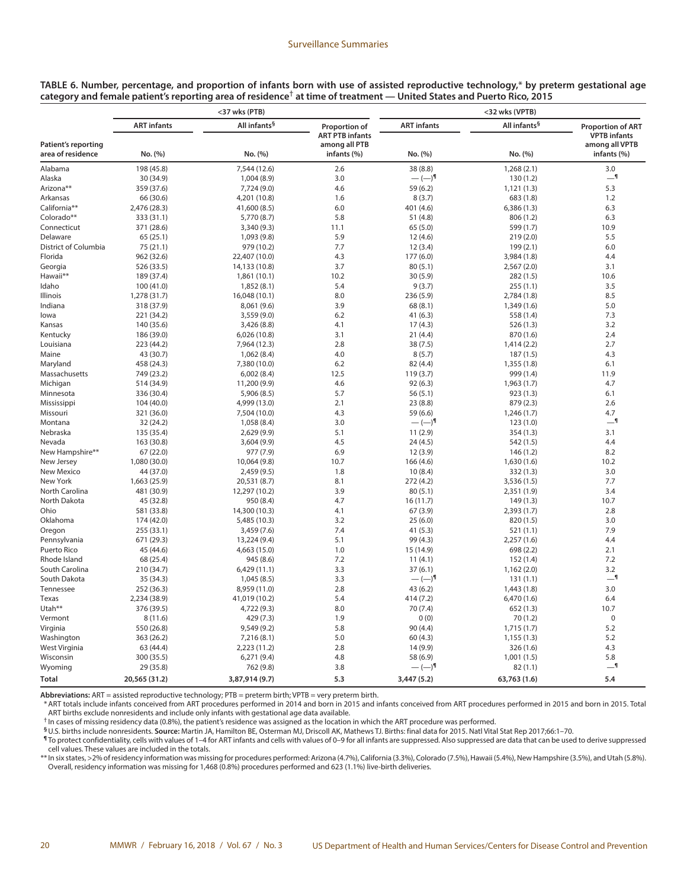**TABLE 6. Number, percentage, and proportion of infants born with use of assisted reproductive technology,* by preterm gestational age category and female patient's reporting area of residence[†] at time of treatment — United States and Puerto Rico, 2015**

| Patient's reporting area of residence | <37 wks (PTB) | | | <32 wks (VPTB) | | |
|---|---|---|---|---|---|---|
| | ART infants | All infants[§] | Proportion of ART PTB infants among all PTB infants (%) | ART infants | All infants[§] | Proportion of ART VPTB infants among all VPTB infants (%) |
| | No. (%) | No. (%) | | No. (%) | No. (%) | |
| Alabama | 198 (45.8) | 7,544 (12.6) | 2.6 | 38 (8.8) | 1,268 (2.1) | 3.0 |
| Alaska | 30 (34.9) | 1,004 (8.9) | 3.0 | — (—)[¶] | 130 (1.2) | —[¶] |
| Arizona** | 359 (37.6) | 7,724 (9.0) | 4.6 | 59 (6.2) | 1,121 (1.3) | 5.3 |
| Arkansas | 66 (30.6) | 4,201 (10.8) | 1.6 | 8 (3.7) | 683 (1.8) | 1.2 |
| California** | 2,476 (28.3) | 41,600 (8.5) | 6.0 | 401 (4.6) | 6,386 (1.3) | 6.3 |
| Colorado** | 333 (31.1) | 5,770 (8.7) | 5.8 | 51 (4.8) | 806 (1.2) | 6.3 |
| Connecticut | 371 (28.6) | 3,340 (9.3) | 11.1 | 65 (5.0) | 599 (1.7) | 10.9 |
| Delaware | 65 (25.1) | 1,093 (9.8) | 5.9 | 12 (4.6) | 219 (2.0) | 5.5 |
| District of Columbia | 75 (21.1) | 979 (10.2) | 7.7 | 12 (3.4) | 199 (2.1) | 6.0 |
| Florida | 962 (32.6) | 22,407 (10.0) | 4.3 | 177 (6.0) | 3,984 (1.8) | 4.4 |
| Georgia | 526 (33.5) | 14,133 (10.8) | 3.7 | 80 (5.1) | 2,567 (2.0) | 3.1 |
| Hawaii** | 189 (37.4) | 1,861 (10.1) | 10.2 | 30 (5.9) | 282 (1.5) | 10.6 |
| Idaho | 100 (41.0) | 1,852 (8.1) | 5.4 | 9 (3.7) | 255 (1.1) | 3.5 |
| Illinois | 1,278 (31.7) | 16,048 (10.1) | 8.0 | 236 (5.9) | 2,784 (1.8) | 8.5 |
| Indiana | 318 (37.9) | 8,061 (9.6) | 3.9 | 68 (8.1) | 1,349 (1.6) | 5.0 |
| Iowa | 221 (34.2) | 3,559 (9.0) | 6.2 | 41 (6.3) | 558 (1.4) | 7.3 |
| Kansas | 140 (35.6) | 3,426 (8.8) | 4.1 | 17 (4.3) | 526 (1.3) | 3.2 |
| Kentucky | 186 (39.0) | 6,026 (10.8) | 3.1 | 21 (4.4) | 870 (1.6) | 2.4 |
| Louisiana | 223 (44.2) | 7,964 (12.3) | 2.8 | 38 (7.5) | 1,414 (2.2) | 2.7 |
| Maine | 43 (30.7) | 1,062 (8.4) | 4.0 | 8 (5.7) | 187 (1.5) | 4.3 |
| Maryland | 458 (24.3) | 7,380 (10.0) | 6.2 | 82 (4.4) | 1,355 (1.8) | 6.1 |
| Massachusetts | 749 (23.2) | 6,002 (8.4) | 12.5 | 119 (3.7) | 999 (1.4) | 11.9 |
| Michigan | 514 (34.9) | 11,200 (9.9) | 4.6 | 92 (6.3) | 1,963 (1.7) | 4.7 |
| Minnesota | 336 (30.4) | 5,906 (8.5) | 5.7 | 56 (5.1) | 923 (1.3) | 6.1 |
| Mississippi | 104 (40.0) | 4,999 (13.0) | 2.1 | 23 (8.8) | 879 (2.3) | 2.6 |
| Missouri | 321 (36.0) | 7,504 (10.0) | 4.3 | 59 (6.6) | 1,246 (1.7) | 4.7 |
| Montana | 32 (24.2) | 1,058 (8.4) | 3.0 | — (—)[¶] | 123 (1.0) | —[¶] |
| Nebraska | 135 (35.4) | 2,629 (9.9) | 5.1 | 11 (2.9) | 354 (1.3) | 3.1 |
| Nevada | 163 (30.8) | 3,604 (9.9) | 4.5 | 24 (4.5) | 542 (1.5) | 4.4 |
| New Hampshire** | 67 (22.0) | 977 (7.9) | 6.9 | 12 (3.9) | 146 (1.2) | 8.2 |
| New Jersey | 1,080 (30.0) | 10,064 (9.8) | 10.7 | 166 (4.6) | 1,630 (1.6) | 10.2 |
| New Mexico | 44 (37.0) | 2,459 (9.5) | 1.8 | 10 (8.4) | 332 (1.3) | 3.0 |
| New York | 1,663 (25.9) | 20,531 (8.7) | 8.1 | 272 (4.2) | 3,536 (1.5) | 7.7 |
| North Carolina | 481 (30.9) | 12,297 (10.2) | 3.9 | 80 (5.1) | 2,351 (1.9) | 3.4 |
| North Dakota | 45 (32.8) | 950 (8.4) | 4.7 | 16 (11.7) | 149 (1.3) | 10.7 |
| Ohio | 581 (33.8) | 14,300 (10.3) | 4.1 | 67 (3.9) | 2,393 (1.7) | 2.8 |
| Oklahoma | 174 (42.0) | 5,485 (10.3) | 3.2 | 25 (6.0) | 820 (1.5) | 3.0 |
| Oregon | 255 (33.1) | 3,459 (7.6) | 7.4 | 41 (5.3) | 521 (1.1) | 7.9 |
| Pennsylvania | 671 (29.3) | 13,224 (9.4) | 5.1 | 99 (4.3) | 2,257 (1.6) | 4.4 |
| Puerto Rico | 45 (44.6) | 4,663 (15.0) | 1.0 | 15 (14.9) | 698 (2.2) | 2.1 |
| Rhode Island | 68 (25.4) | 945 (8.6) | 7.2 | 11 (4.1) | 152 (1.4) | 7.2 |
| South Carolina | 210 (34.7) | 6,429 (11.1) | 3.3 | 37 (6.1) | 1,162 (2.0) | 3.2 |
| South Dakota | 35 (34.3) | 1,045 (8.5) | 3.3 | — (—)[¶] | 131 (1.1) | —[¶] |
| Tennessee | 252 (36.3) | 8,959 (11.0) | 2.8 | 43 (6.2) | 1,443 (1.8) | 3.0 |
| Texas | 2,234 (38.9) | 41,019 (10.2) | 5.4 | 414 (7.2) | 6,470 (1.6) | 6.4 |
| Utah** | 376 (39.5) | 4,722 (9.3) | 8.0 | 70 (7.4) | 652 (1.3) | 10.7 |
| Vermont | 8 (11.6) | 429 (7.3) | 1.9 | 0 (0) | 70 (1.2) | 0 |
| Virginia | 550 (26.8) | 9,549 (9.2) | 5.8 | 90 (4.4) | 1,715 (1.7) | 5.2 |
| Washington | 363 (26.2) | 7,216 (8.1) | 5.0 | 60 (4.3) | 1,155 (1.3) | 5.2 |
| West Virginia | 63 (44.4) | 2,223 (11.2) | 2.8 | 14 (9.9) | 326 (1.6) | 4.3 |
| Wisconsin | 300 (35.5) | 6,271 (9.4) | 4.8 | 58 (6.9) | 1,001 (1.5) | 5.8 |
| Wyoming | 29 (35.8) | 762 (9.8) | 3.8 | — (—)[¶] | 82 (1.1) | —[¶] |
| **Total** | **20,565 (31.2)** | **3,87,914 (9.7)** | **5.3** | **3,447 (5.2)** | **63,763 (1.6)** | **5.4** |

**Abbreviations:** ART = assisted reproductive technology; PTB = preterm birth; VPTB = very preterm birth.

\* ART totals include infants conceived from ART procedures performed in 2014 and born in 2015 and infants conceived from ART procedures performed in 2015 and born in 2015. Total ART births exclude nonresidents and include only infants with gestational age data available.

[†] In cases of missing residency data (0.8%), the patient's residence was assigned as the location in which the ART procedure was performed.

[§] U.S. births include nonresidents. **Source:** Martin JA, Hamilton BE, Osterman MJ, Driscoll AK, Mathews TJ. Births: final data for 2015. Natl Vital Stat Rep 2017;66:1–70.

[¶] To protect confidentiality, cells with values of 1–4 for ART infants and cells with values of 0–9 for all infants are suppressed. Also suppressed are data that can be used to derive suppressed cell values. These values are included in the totals.

** In six states, >2% of residency information was missing for procedures performed: Arizona (4.7%), California (3.3%), Colorado (7.5%), Hawaii (5.4%), New Hampshire (3.5%), and Utah (5.8%). Overall, residency information was missing for 1,468 (0.8%) procedures performed and 623 (1.1%) live-birth deliveries.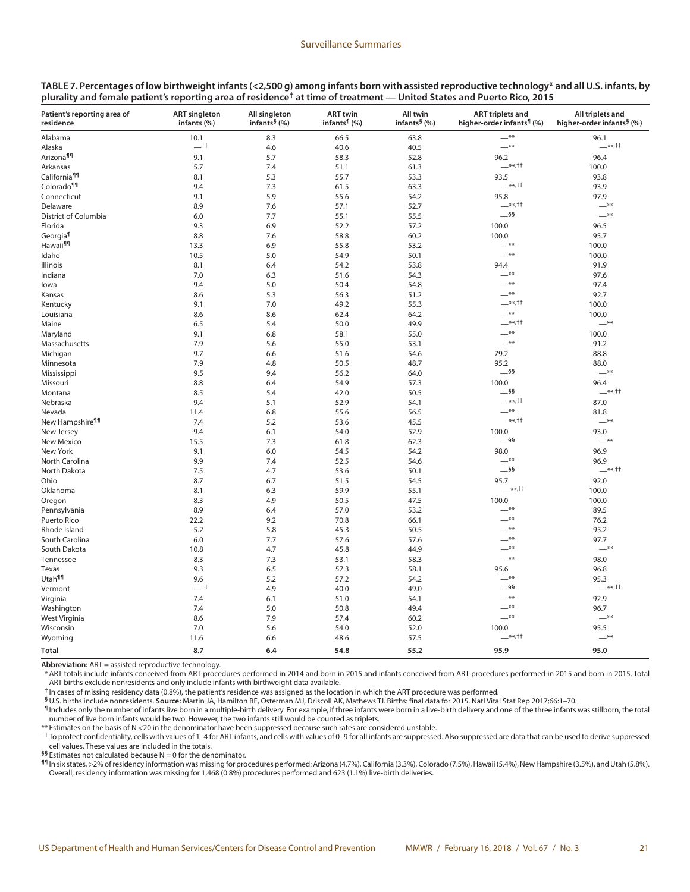**TABLE 7. Percentages of low birthweight infants (<2,500 g) among infants born with assisted reproductive technology* and all U.S. infants, by plurality and female patient's reporting area of residence† at time of treatment — United States and Puerto Rico, 2015**

| Patient's reporting area of residence | ART singleton infants (%) | All singleton infants§ (%) | ART twin infants¶ (%) | All twin infants§ (%) | ART triplets and higher-order infants¶ (%) | All triplets and higher-order infants§ (%) |
|---|---|---|---|---|---|---|
| Alabama | 10.1 | 8.3 | 66.5 | 63.8 | —** | 96.1 |
| Alaska | —†† | 4.6 | 40.6 | 40.5 | —** | —**,†† |
| Arizona¶¶ | 9.1 | 5.7 | 58.3 | 52.8 | 96.2 | 96.4 |
| Arkansas | 5.7 | 7.4 | 51.1 | 61.3 | —**,†† | 100.0 |
| California¶¶ | 8.1 | 5.3 | 55.7 | 53.3 | 93.5 | 93.8 |
| Colorado¶¶ | 9.4 | 7.3 | 61.5 | 63.3 | —**,†† | 93.9 |
| Connecticut | 9.1 | 5.9 | 55.6 | 54.2 | 95.8 | 97.9 |
| Delaware | 8.9 | 7.6 | 57.1 | 52.7 | —**,†† | —** |
| District of Columbia | 6.0 | 7.7 | 55.1 | 55.5 | —§§ | —** |
| Florida | 9.3 | 6.9 | 52.2 | 57.2 | 100.0 | 96.5 |
| Georgia¶ | 8.8 | 7.6 | 58.8 | 60.2 | 100.0 | 95.7 |
| Hawaii¶¶ | 13.3 | 6.9 | 55.8 | 53.2 | —** | 100.0 |
| Idaho | 10.5 | 5.0 | 54.9 | 50.1 | —** | 100.0 |
| Illinois | 8.1 | 6.4 | 54.2 | 53.8 | 94.4 | 91.9 |
| Indiana | 7.0 | 6.3 | 51.6 | 54.3 | —** | 97.6 |
| Iowa | 9.4 | 5.0 | 50.4 | 54.8 | —** | 97.4 |
| Kansas | 8.6 | 5.3 | 56.3 | 51.2 | —** | 92.7 |
| Kentucky | 9.1 | 7.0 | 49.2 | 55.3 | —**,†† | 100.0 |
| Louisiana | 8.6 | 8.6 | 62.4 | 64.2 | —** | 100.0 |
| Maine | 6.5 | 5.4 | 50.0 | 49.9 | —**,†† | —** |
| Maryland | 9.1 | 6.8 | 58.1 | 55.0 | —** | 100.0 |
| Massachusetts | 7.9 | 5.6 | 55.0 | 53.1 | —** | 91.2 |
| Michigan | 9.7 | 6.6 | 51.6 | 54.6 | 79.2 | 88.8 |
| Minnesota | 7.9 | 4.8 | 50.5 | 48.7 | 95.2 | 88.0 |
| Mississippi | 9.5 | 9.4 | 56.2 | 64.0 | —§§ | —** |
| Missouri | 8.8 | 6.4 | 54.9 | 57.3 | 100.0 | 96.4 |
| Montana | 8.5 | 5.4 | 42.0 | 50.5 | —§§ | —**,†† |
| Nebraska | 9.4 | 5.1 | 52.9 | 54.1 | —**,†† | 87.0 |
| Nevada | 11.4 | 6.8 | 55.6 | 56.5 | —** | 81.8 |
| New Hampshire¶¶ | 7.4 | 5.2 | 53.6 | 45.5 | **,†† | —** |
| New Jersey | 9.4 | 6.1 | 54.0 | 52.9 | 100.0 | 93.0 |
| New Mexico | 15.5 | 7.3 | 61.8 | 62.3 | —§§ | —** |
| New York | 9.1 | 6.0 | 54.5 | 54.2 | 98.0 | 96.9 |
| North Carolina | 9.9 | 7.4 | 52.5 | 54.6 | —** | 96.9 |
| North Dakota | 7.5 | 4.7 | 53.6 | 50.1 | —§§ | —**,†† |
| Ohio | 8.7 | 6.7 | 51.5 | 54.5 | 95.7 | 92.0 |
| Oklahoma | 8.1 | 6.3 | 59.9 | 55.1 | —**,†† | 100.0 |
| Oregon | 8.3 | 4.9 | 50.5 | 47.5 | 100.0 | 100.0 |
| Pennsylvania | 8.9 | 6.4 | 57.0 | 53.2 | —** | 89.5 |
| Puerto Rico | 22.2 | 9.2 | 70.8 | 66.1 | —** | 76.2 |
| Rhode Island | 5.2 | 5.8 | 45.3 | 50.5 | —** | 95.2 |
| South Carolina | 6.0 | 7.7 | 57.6 | 57.6 | —** | 97.7 |
| South Dakota | 10.8 | 4.7 | 45.8 | 44.9 | —** | —** |
| Tennessee | 8.3 | 7.3 | 53.1 | 58.3 | —** | 98.0 |
| Texas | 9.3 | 6.5 | 57.3 | 58.1 | 95.6 | 96.8 |
| Utah¶¶ | 9.6 | 5.2 | 57.2 | 54.2 | —** | 95.3 |
| Vermont | —†† | 4.9 | 40.0 | 49.0 | —§§ | —**,†† |
| Virginia | 7.4 | 6.1 | 51.0 | 54.1 | —** | 92.9 |
| Washington | 7.4 | 5.0 | 50.8 | 49.4 | —** | 96.7 |
| West Virginia | 8.6 | 7.9 | 57.4 | 60.2 | —** | —** |
| Wisconsin | 7.0 | 5.6 | 54.0 | 52.0 | 100.0 | 95.5 |
| Wyoming | 11.6 | 6.6 | 48.6 | 57.5 | —**,†† | —** |
| **Total** | **8.7** | **6.4** | **54.8** | **55.2** | **95.9** | **95.0** |

**Abbreviation:** ART = assisted reproductive technology.

\* ART totals include infants conceived from ART procedures performed in 2014 and born in 2015 and infants conceived from ART procedures performed in 2015 and born in 2015. Total ART births exclude nonresidents and only include infants with birthweight data available.

† In cases of missing residency data (0.8%), the patient's residence was assigned as the location in which the ART procedure was performed.

§ U.S. births include nonresidents. **Source:** Martin JA, Hamilton BE, Osterman MJ, Driscoll AK, Mathews TJ. Births: final data for 2015. Natl Vital Stat Rep 2017;66:1–70.

¶ Includes only the number of infants live born in a multiple-birth delivery. For example, if three infants were born in a live-birth delivery and one of the three infants was stillborn, the total number of live born infants would be two. However, the two infants still would be counted as triplets.

** Estimates on the basis of N <20 in the denominator have been suppressed because such rates are considered unstable.

†† To protect confidentiality, cells with values of 1–4 for ART infants, and cells with values of 0–9 for all infants are suppressed. Also suppressed are data that can be used to derive suppressed cell values. These values are included in the totals.

§§ Estimates not calculated because N = 0 for the denominator.

¶¶ In six states, >2% of residency information was missing for procedures performed: Arizona (4.7%), California (3.3%), Colorado (7.5%), Hawaii (5.4%), New Hampshire (3.5%), and Utah (5.8%). Overall, residency information was missing for 1,468 (0.8%) procedures performed and 623 (1.1%) live-birth deliveries.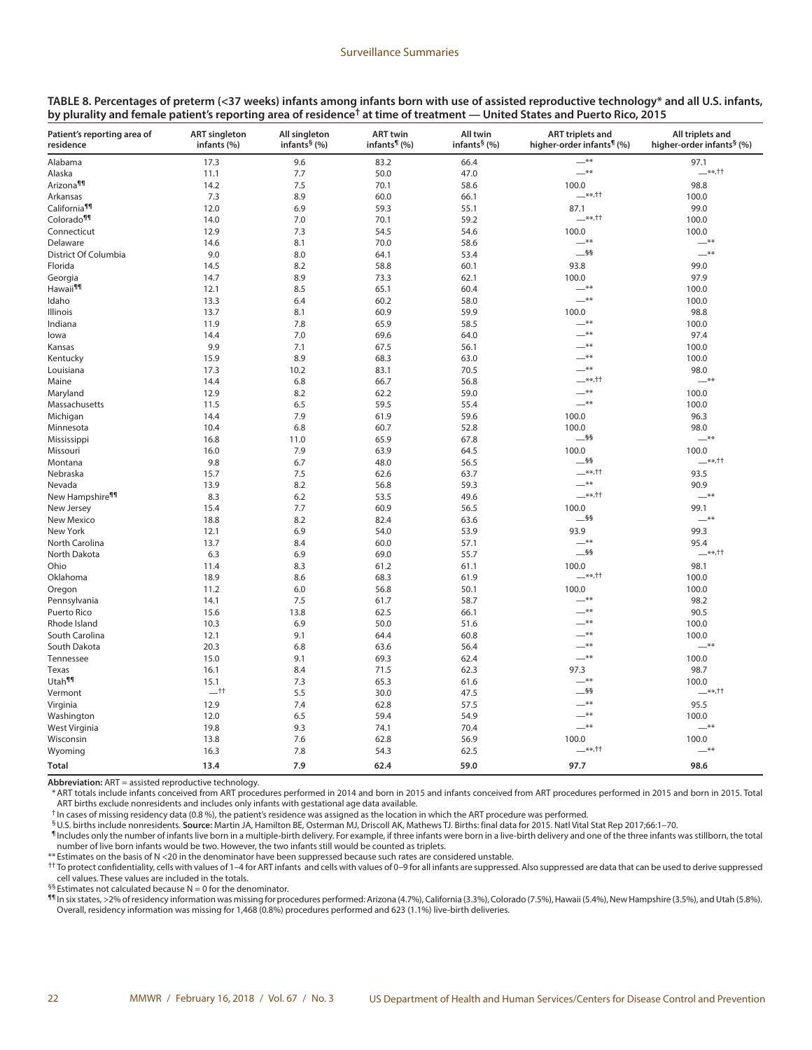**TABLE 8. Percentages of preterm (<37 weeks) infants among infants born with use of assisted reproductive technology* and all U.S. infants, by plurality and female patient's reporting area of residence† at time of treatment — United States and Puerto Rico, 2015**

| Patient's reporting area of residence | ART singleton infants (%) | All singleton infants§ (%) | ART twin infants¶ (%) | All twin infants§ (%) | ART triplets and higher-order infants¶ (%) | All triplets and higher-order infants§ (%) |
|---|---|---|---|---|---|---|
| Alabama | 17.3 | 9.6 | 83.2 | 66.4 | —** | 97.1 |
| Alaska | 11.1 | 7.7 | 50.0 | 47.0 | —** | —**,†† |
| Arizona¶¶ | 14.2 | 7.5 | 70.1 | 58.6 | 100.0 | 98.8 |
| Arkansas | 7.3 | 8.9 | 60.0 | 66.1 | —**,†† | 100.0 |
| California¶¶ | 12.0 | 6.9 | 59.3 | 55.1 | 87.1 | 99.0 |
| Colorado¶¶ | 14.0 | 7.0 | 70.1 | 59.2 | —**,†† | 100.0 |
| Connecticut | 12.9 | 7.3 | 54.5 | 54.6 | 100.0 | 100.0 |
| Delaware | 14.6 | 8.1 | 70.0 | 58.6 | —** | —** |
| District Of Columbia | 9.0 | 8.0 | 64.1 | 53.4 | —§§ | —** |
| Florida | 14.5 | 8.2 | 58.8 | 60.1 | 93.8 | 99.0 |
| Georgia | 14.7 | 8.9 | 73.3 | 62.1 | 100.0 | 97.9 |
| Hawaii¶¶ | 12.1 | 8.5 | 65.1 | 60.4 | —** | 100.0 |
| Idaho | 13.3 | 6.4 | 60.2 | 58.0 | —** | 100.0 |
| Illinois | 13.7 | 8.1 | 60.9 | 59.9 | 100.0 | 98.8 |
| Indiana | 11.9 | 7.8 | 65.9 | 58.5 | —** | 100.0 |
| Iowa | 14.4 | 7.0 | 69.6 | 64.0 | —** | 97.4 |
| Kansas | 9.9 | 7.1 | 67.5 | 56.1 | —** | 100.0 |
| Kentucky | 15.9 | 8.9 | 68.3 | 63.0 | —** | 100.0 |
| Louisiana | 17.3 | 10.2 | 83.1 | 70.5 | —** | 98.0 |
| Maine | 14.4 | 6.8 | 66.7 | 56.8 | —**,†† | —** |
| Maryland | 12.9 | 8.2 | 62.2 | 59.0 | —** | 100.0 |
| Massachusetts | 11.5 | 6.5 | 59.5 | 55.4 | —** | 100.0 |
| Michigan | 14.4 | 7.9 | 61.9 | 59.6 | 100.0 | 96.3 |
| Minnesota | 10.4 | 6.8 | 60.7 | 52.8 | 100.0 | 98.0 |
| Mississippi | 16.8 | 11.0 | 65.9 | 67.8 | —§§ | —** |
| Missouri | 16.0 | 7.9 | 63.9 | 64.5 | 100.0 | 100.0 |
| Montana | 9.8 | 6.7 | 48.0 | 56.5 | —§§ | —**,†† |
| Nebraska | 15.7 | 7.5 | 62.6 | 63.7 | —**,†† | 93.5 |
| Nevada | 13.9 | 8.2 | 56.8 | 59.3 | —** | 90.9 |
| New Hampshire¶¶ | 8.3 | 6.2 | 53.5 | 49.6 | —**,†† | —** |
| New Jersey | 15.4 | 7.7 | 60.9 | 56.5 | 100.0 | 99.1 |
| New Mexico | 18.8 | 8.2 | 82.4 | 63.6 | —§§ | —** |
| New York | 12.1 | 6.9 | 54.0 | 53.9 | 93.9 | 99.3 |
| North Carolina | 13.7 | 8.4 | 60.0 | 57.1 | —** | 95.4 |
| North Dakota | 6.3 | 6.9 | 69.0 | 55.7 | —§§ | —**,†† |
| Ohio | 11.4 | 8.3 | 61.2 | 61.1 | 100.0 | 98.1 |
| Oklahoma | 18.9 | 8.6 | 68.3 | 61.9 | —**,†† | 100.0 |
| Oregon | 11.2 | 6.0 | 56.8 | 50.1 | 100.0 | 100.0 |
| Pennsylvania | 14.1 | 7.5 | 61.7 | 58.7 | —** | 98.2 |
| Puerto Rico | 15.6 | 13.8 | 62.5 | 66.1 | —** | 90.5 |
| Rhode Island | 10.3 | 6.9 | 50.0 | 51.6 | —** | 100.0 |
| South Carolina | 12.1 | 9.1 | 64.4 | 60.8 | —** | 100.0 |
| South Dakota | 20.3 | 6.8 | 63.6 | 56.4 | —** | —** |
| Tennessee | 15.0 | 9.1 | 69.3 | 62.4 | —** | 100.0 |
| Texas | 16.1 | 8.4 | 71.5 | 62.3 | 97.3 | 98.7 |
| Utah¶¶ | 15.1 | 7.3 | 65.3 | 61.6 | —** | 100.0 |
| Vermont | —†† | 5.5 | 30.0 | 47.5 | —§§ | —**,†† |
| Virginia | 12.9 | 7.4 | 62.8 | 57.5 | —** | 95.5 |
| Washington | 12.0 | 6.5 | 59.4 | 54.9 | —** | 100.0 |
| West Virginia | 19.8 | 9.3 | 74.1 | 70.4 | —** | —** |
| Wisconsin | 13.8 | 7.6 | 62.8 | 56.9 | 100.0 | 100.0 |
| Wyoming | 16.3 | 7.8 | 54.3 | 62.5 | —**,†† | —** |
| **Total** | **13.4** | **7.9** | **62.4** | **59.0** | **97.7** | **98.6** |

**Abbreviation:** ART = assisted reproductive technology.

\* ART totals include infants conceived from ART procedures performed in 2014 and born in 2015 and infants conceived from ART procedures performed in 2015 and born in 2015. Total ART births exclude nonresidents and includes only infants with gestational age data available.

† In cases of missing residency data (0.8 %), the patient's residence was assigned as the location in which the ART procedure was performed.

§ U.S. births include nonresidents. **Source:** Martin JA, Hamilton BE, Osterman MJ, Driscoll AK, Mathews TJ. Births: final data for 2015. Natl Vital Stat Rep 2017;66:1–70.

¶ Includes only the number of infants live born in a multiple-birth delivery. For example, if three infants were born in a live-birth delivery and one of the three infants was stillborn, the total number of live born infants would be two. However, the two infants still would be counted as triplets.

** Estimates on the basis of N <20 in the denominator have been suppressed because such rates are considered unstable.

†† To protect confidentiality, cells with values of 1–4 for ART infants and cells with values of 0–9 for all infants are suppressed. Also suppressed are data that can be used to derive suppressed cell values. These values are included in the totals.

§§ Estimates not calculated because N = 0 for the denominator.

¶¶ In six states, >2% of residency information was missing for procedures performed: Arizona (4.7%), California (3.3%), Colorado (7.5%), Hawaii (5.4%), New Hampshire (3.5%), and Utah (5.8%). Overall, residency information was missing for 1,468 (0.8%) procedures performed and 623 (1.1%) live-birth deliveries.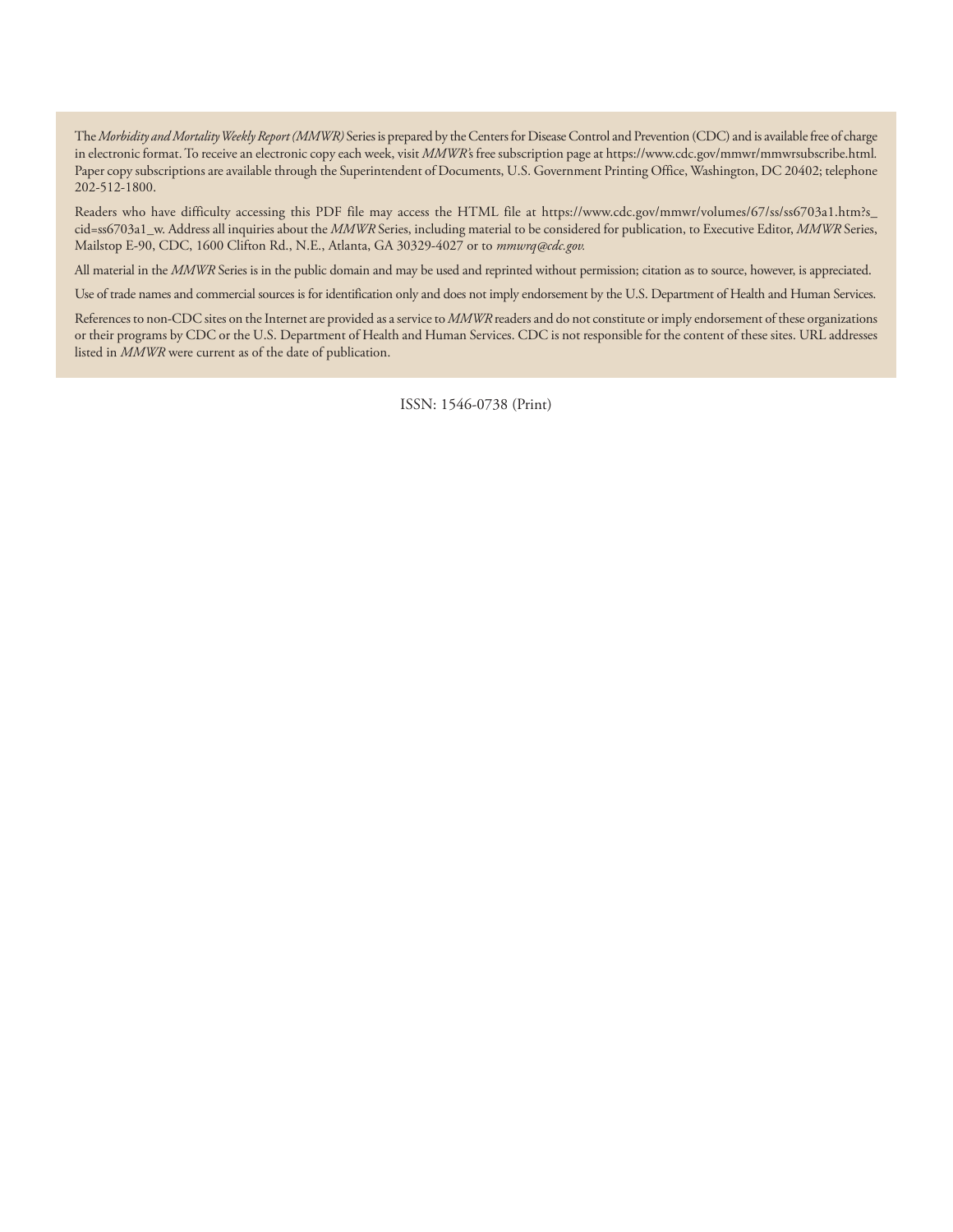The *Morbidity and Mortality Weekly Report (MMWR)* Series is prepared by the Centers for Disease Control and Prevention (CDC) and is available free of charge in electronic format. To receive an electronic copy each week, visit *MMWR*'s free subscription page at https://www.cdc.gov/mmwr/mmwrsubscribe.html. Paper copy subscriptions are available through the Superintendent of Documents, U.S. Government Printing Office, Washington, DC 20402; telephone 202-512-1800.

Readers who have difficulty accessing this PDF file may access the HTML file at https://www.cdc.gov/mmwr/volumes/67/ss/ss6703a1.htm?s_cid=ss6703a1_w. Address all inquiries about the *MMWR* Series, including material to be considered for publication, to Executive Editor, *MMWR* Series, Mailstop E-90, CDC, 1600 Clifton Rd., N.E., Atlanta, GA 30329-4027 or to *mmwrq@cdc.gov.*

All material in the *MMWR* Series is in the public domain and may be used and reprinted without permission; citation as to source, however, is appreciated.

Use of trade names and commercial sources is for identification only and does not imply endorsement by the U.S. Department of Health and Human Services.

References to non-CDC sites on the Internet are provided as a service to *MMWR* readers and do not constitute or imply endorsement of these organizations or their programs by CDC or the U.S. Department of Health and Human Services. CDC is not responsible for the content of these sites. URL addresses listed in *MMWR* were current as of the date of publication.

ISSN: 1546-0738 (Print)